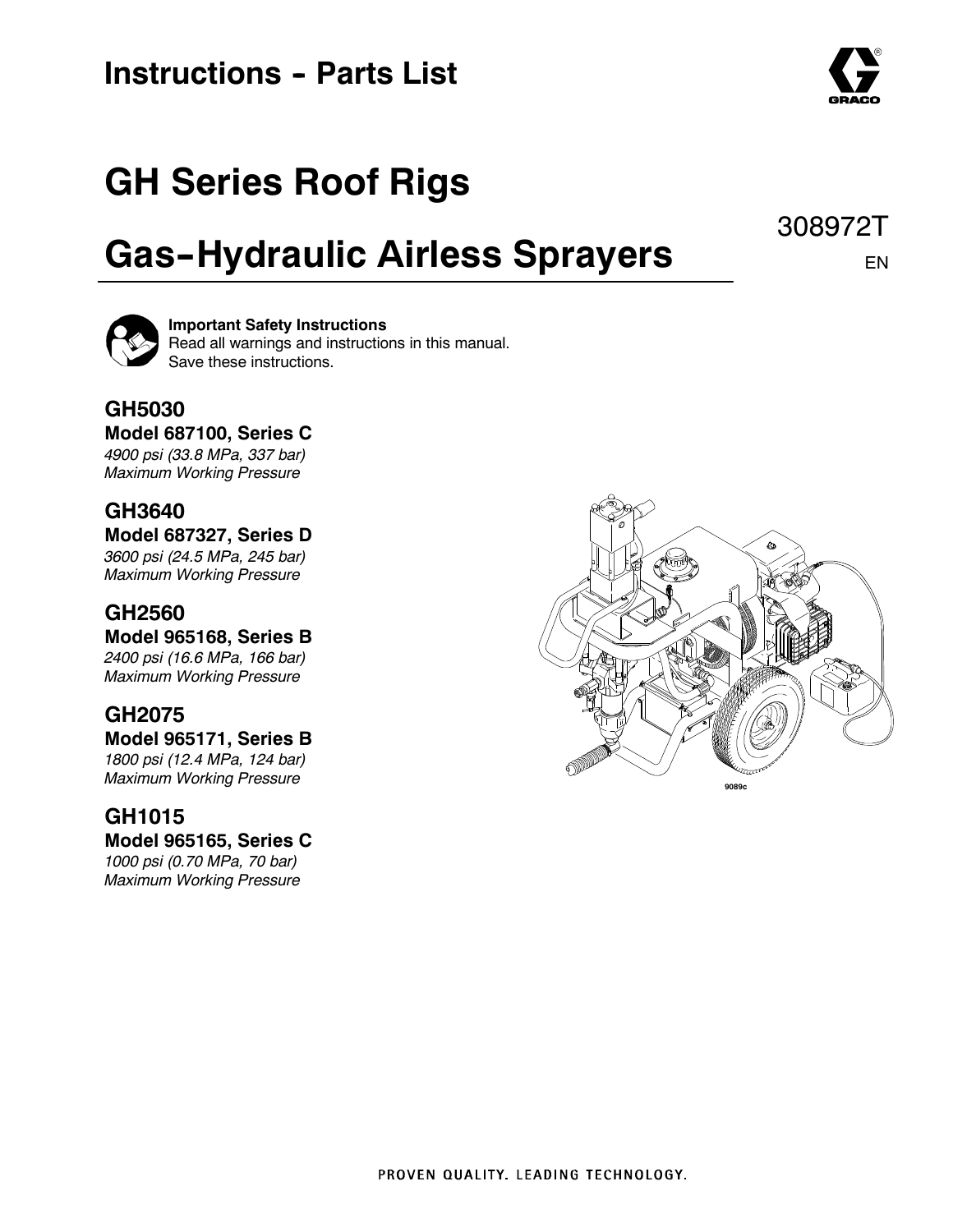# Instructions - Parts List

# GH Series Roof Rigs

# Gas-Hydraulic Airless Sprayers

308972T

EN

**Important Safety Instructions**
Read all warnings and instructions in this manual.
Save these instructions.

### GH5030

**Model 687100, Series C**
*4900 psi (33.8 MPa, 337 bar)*
*Maximum Working Pressure*

### GH3640

**Model 687327, Series D**
*3600 psi (24.5 MPa, 245 bar)*
*Maximum Working Pressure*

### GH2560

**Model 965168, Series B**
*2400 psi (16.6 MPa, 166 bar)*
*Maximum Working Pressure*

### GH2075

**Model 965171, Series B**
*1800 psi (12.4 MPa, 124 bar)*
*Maximum Working Pressure*

### GH1015

**Model 965165, Series C**
*1000 psi (0.70 MPa, 70 bar)*
*Maximum Working Pressure*

9089c

PROVEN QUALITY. LEADING TECHNOLOGY.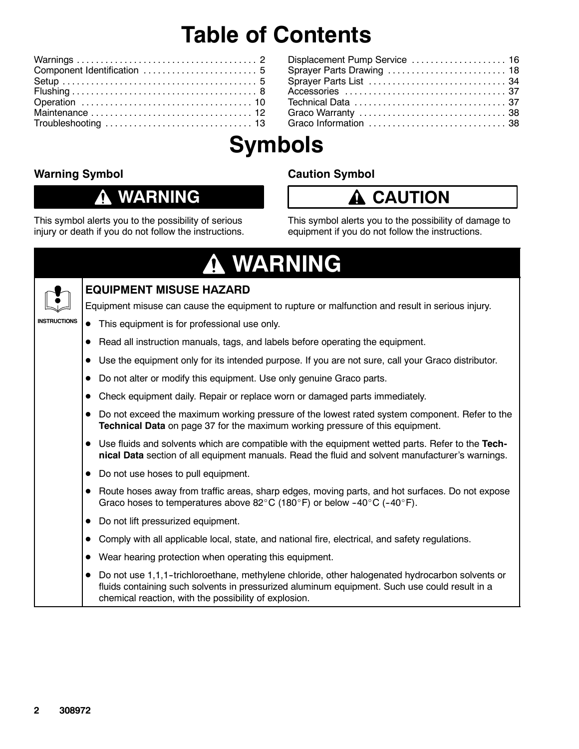# Table of Contents

| | |
|---|---|
| Warnings | 2 |
| Component Identification | 5 |
| Setup | 5 |
| Flushing | 8 |
| Operation | 10 |
| Maintenance | 12 |
| Troubleshooting | 13 |
| Displacement Pump Service | 16 |
| Sprayer Parts Drawing | 18 |
| Sprayer Parts List | 34 |
| Accessories | 37 |
| Technical Data | 37 |
| Graco Warranty | 38 |
| Graco Information | 38 |

# Symbols

### Warning Symbol

**⚠ WARNING**

This symbol alerts you to the possibility of serious injury or death if you do not follow the instructions.

### Caution Symbol

**⚠ CAUTION**

This symbol alerts you to the possibility of damage to equipment if you do not follow the instructions.

## ⚠ WARNING

INSTRUCTIONS

### EQUIPMENT MISUSE HAZARD

Equipment misuse can cause the equipment to rupture or malfunction and result in serious injury.

- This equipment is for professional use only.
- Read all instruction manuals, tags, and labels before operating the equipment.
- Use the equipment only for its intended purpose. If you are not sure, call your Graco distributor.
- Do not alter or modify this equipment. Use only genuine Graco parts.
- Check equipment daily. Repair or replace worn or damaged parts immediately.
- Do not exceed the maximum working pressure of the lowest rated system component. Refer to the **Technical Data** on page 37 for the maximum working pressure of this equipment.
- Use fluids and solvents which are compatible with the equipment wetted parts. Refer to the **Technical Data** section of all equipment manuals. Read the fluid and solvent manufacturer's warnings.
- Do not use hoses to pull equipment.
- Route hoses away from traffic areas, sharp edges, moving parts, and hot surfaces. Do not expose Graco hoses to temperatures above 82°C (180°F) or below -40°C (-40°F).
- Do not lift pressurized equipment.
- Comply with all applicable local, state, and national fire, electrical, and safety regulations.
- Wear hearing protection when operating this equipment.
- Do not use 1,1,1-trichloroethane, methylene chloride, other halogenated hydrocarbon solvents or fluids containing such solvents in pressurized aluminum equipment. Such use could result in a chemical reaction, with the possibility of explosion.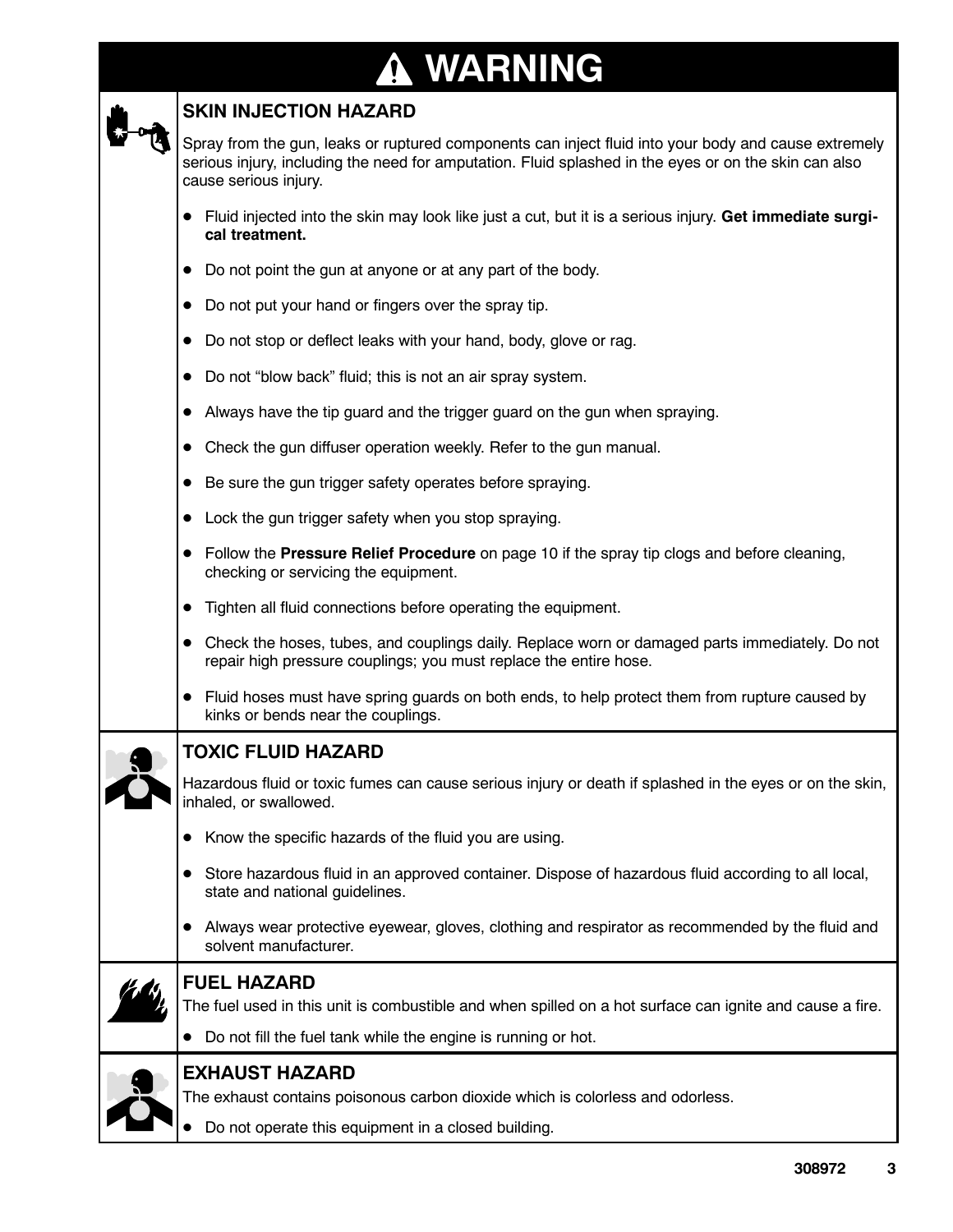# ⚠ WARNING

## SKIN INJECTION HAZARD

Spray from the gun, leaks or ruptured components can inject fluid into your body and cause extremely serious injury, including the need for amputation. Fluid splashed in the eyes or on the skin can also cause serious injury.

- Fluid injected into the skin may look like just a cut, but it is a serious injury. **Get immediate surgical treatment.**
- Do not point the gun at anyone or at any part of the body.
- Do not put your hand or fingers over the spray tip.
- Do not stop or deflect leaks with your hand, body, glove or rag.
- Do not "blow back" fluid; this is not an air spray system.
- Always have the tip guard and the trigger guard on the gun when spraying.
- Check the gun diffuser operation weekly. Refer to the gun manual.
- Be sure the gun trigger safety operates before spraying.
- Lock the gun trigger safety when you stop spraying.
- Follow the **Pressure Relief Procedure** on page 10 if the spray tip clogs and before cleaning, checking or servicing the equipment.
- Tighten all fluid connections before operating the equipment.
- Check the hoses, tubes, and couplings daily. Replace worn or damaged parts immediately. Do not repair high pressure couplings; you must replace the entire hose.
- Fluid hoses must have spring guards on both ends, to help protect them from rupture caused by kinks or bends near the couplings.

## TOXIC FLUID HAZARD

Hazardous fluid or toxic fumes can cause serious injury or death if splashed in the eyes or on the skin, inhaled, or swallowed.

- Know the specific hazards of the fluid you are using.
- Store hazardous fluid in an approved container. Dispose of hazardous fluid according to all local, state and national guidelines.
- Always wear protective eyewear, gloves, clothing and respirator as recommended by the fluid and solvent manufacturer.

## FUEL HAZARD

The fuel used in this unit is combustible and when spilled on a hot surface can ignite and cause a fire.

- Do not fill the fuel tank while the engine is running or hot.

## EXHAUST HAZARD

The exhaust contains poisonous carbon dioxide which is colorless and odorless.

- Do not operate this equipment in a closed building.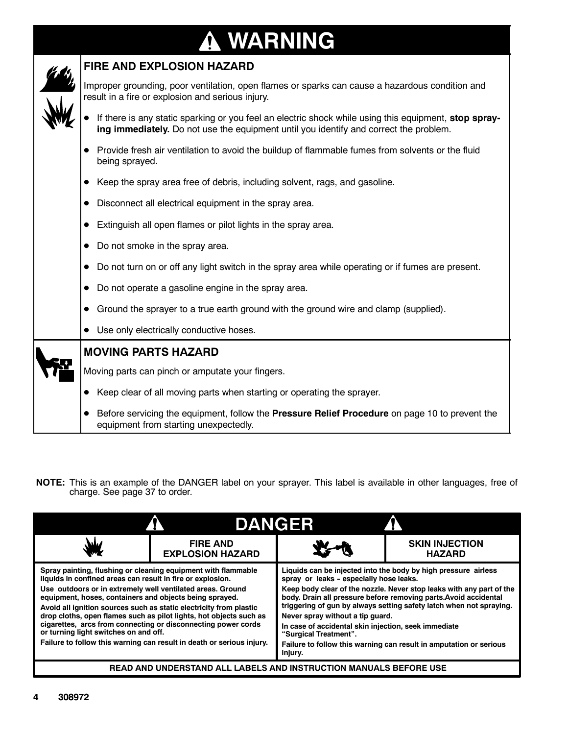# ⚠ WARNING

## FIRE AND EXPLOSION HAZARD

Improper grounding, poor ventilation, open flames or sparks can cause a hazardous condition and result in a fire or explosion and serious injury.

- If there is any static sparking or you feel an electric shock while using this equipment, **stop spraying immediately.** Do not use the equipment until you identify and correct the problem.
- Provide fresh air ventilation to avoid the buildup of flammable fumes from solvents or the fluid being sprayed.
- Keep the spray area free of debris, including solvent, rags, and gasoline.
- Disconnect all electrical equipment in the spray area.
- Extinguish all open flames or pilot lights in the spray area.
- Do not smoke in the spray area.
- Do not turn on or off any light switch in the spray area while operating or if fumes are present.
- Do not operate a gasoline engine in the spray area.
- Ground the sprayer to a true earth ground with the ground wire and clamp (supplied).
- Use only electrically conductive hoses.

## MOVING PARTS HAZARD

Moving parts can pinch or amputate your fingers.

- Keep clear of all moving parts when starting or operating the sprayer.
- Before servicing the equipment, follow the **Pressure Relief Procedure** on page 10 to prevent the equipment from starting unexpectedly.

**NOTE:** This is an example of the DANGER label on your sprayer. This label is available in other languages, free of charge. See page 37 to order.

# ⚠ DANGER ⚠

| FIRE AND EXPLOSION HAZARD | SKIN INJECTION HAZARD |
|---|---|
| **Spray painting, flushing or cleaning equipment with flammable liquids in confined areas can result in fire or explosion.** | **Liquids can be injected into the body by high pressure airless spray or leaks – especially hose leaks.** |
| **Use outdoors or in extremely well ventilated areas. Ground equipment, hoses, containers and objects being sprayed.** | **Keep body clear of the nozzle. Never stop leaks with any part of the body. Drain all pressure before removing parts.Avoid accidental triggering of gun by always setting safety latch when not spraying.** |
| **Avoid all ignition sources such as static electricity from plastic drop cloths, open flames such as pilot lights, hot objects such as cigarettes, arcs from connecting or disconnecting power cords or turning light switches on and off.** | **Never spray without a tip guard.** |
| **Failure to follow this warning can result in death or serious injury.** | **In case of accidental skin injection, seek immediate "Surgical Treatment".** |
| | **Failure to follow this warning can result in amputation or serious injury.** |

**READ AND UNDERSTAND ALL LABELS AND INSTRUCTION MANUALS BEFORE USE**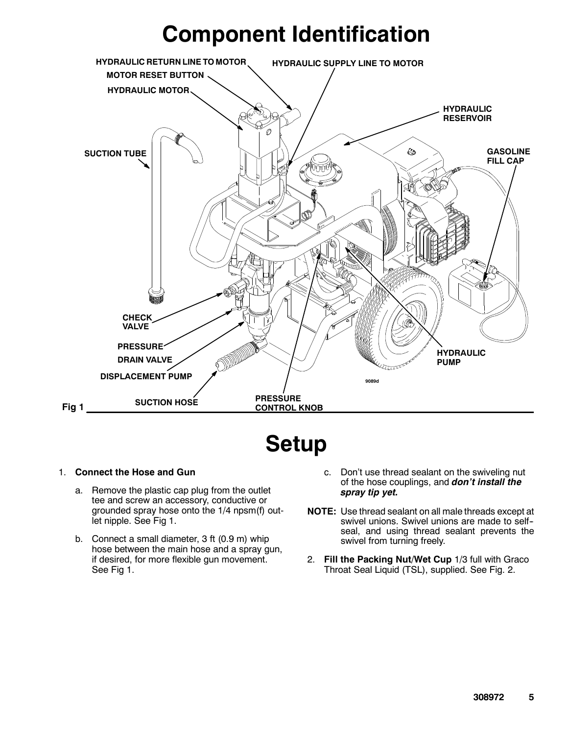# Component Identification

HYDRAULIC RETURN LINE TO MOTOR

MOTOR RESET BUTTON

HYDRAULIC MOTOR

HYDRAULIC SUPPLY LINE TO MOTOR

HYDRAULIC RESERVOIR

SUCTION TUBE

GASOLINE FILL CAP

CHECK VALVE

PRESSURE DRAIN VALVE

DISPLACEMENT PUMP

SUCTION HOSE

PRESSURE CONTROL KNOB

HYDRAULIC PUMP

9089d

Fig 1

# Setup

1. **Connect the Hose and Gun**
   a. Remove the plastic cap plug from the outlet tee and screw an accessory, conductive or grounded spray hose onto the 1/4 npsm(f) outlet nipple. See Fig 1.
   b. Connect a small diameter, 3 ft (0.9 m) whip hose between the main hose and a spray gun, if desired, for more flexible gun movement. See Fig 1.
   c. Don't use thread sealant on the swiveling nut of the hose couplings, and ***don't install the spray tip yet.***

**NOTE:** Use thread sealant on all male threads except at swivel unions. Swivel unions are made to self-seal, and using thread sealant prevents the swivel from turning freely.

2. **Fill the Packing Nut/Wet Cup** 1/3 full with Graco Throat Seal Liquid (TSL), supplied. See Fig. 2.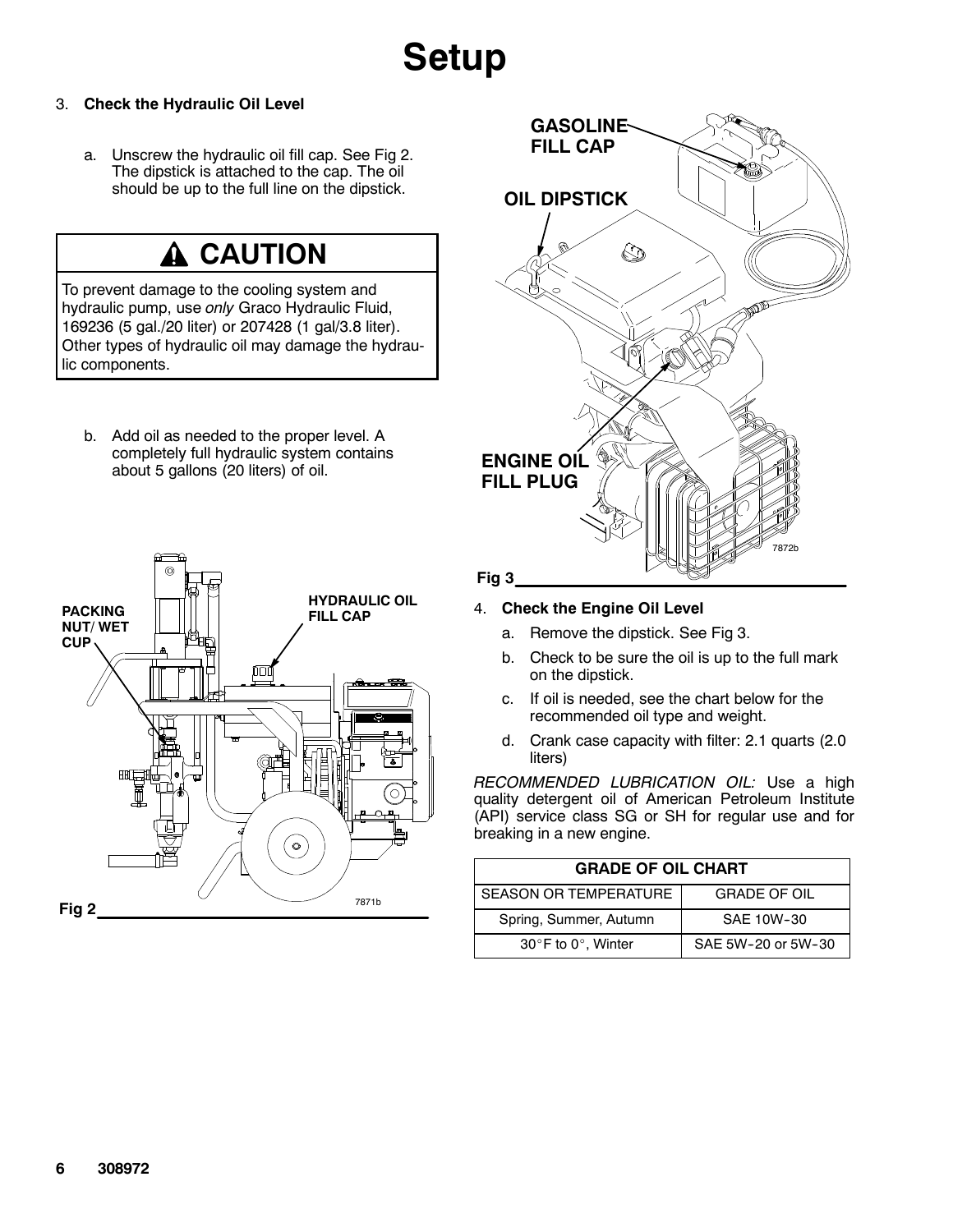# Setup

3. **Check the Hydraulic Oil Level**

   a. Unscrew the hydraulic oil fill cap. See Fig 2. The dipstick is attached to the cap. The oil should be up to the full line on the dipstick.

> **⚠ CAUTION**
>
> To prevent damage to the cooling system and hydraulic pump, use *only* Graco Hydraulic Fluid, 169236 (5 gal./20 liter) or 207428 (1 gal/3.8 liter). Other types of hydraulic oil may damage the hydraulic components.

   b. Add oil as needed to the proper level. A completely full hydraulic system contains about 5 gallons (20 liters) of oil.

PACKING NUT/ WET CUP

HYDRAULIC OIL FILL CAP

7871b

Fig 2

GASOLINE FILL CAP

OIL DIPSTICK

ENGINE OIL FILL PLUG

7872b

Fig 3

4. **Check the Engine Oil Level**

   a. Remove the dipstick. See Fig 3.

   b. Check to be sure the oil is up to the full mark on the dipstick.

   c. If oil is needed, see the chart below for the recommended oil type and weight.

   d. Crank case capacity with filter: 2.1 quarts (2.0 liters)

*RECOMMENDED LUBRICATION OIL:* Use a high quality detergent oil of American Petroleum Institute (API) service class SG or SH for regular use and for breaking in a new engine.

| GRADE OF OIL CHART | |
|---|---|
| SEASON OR TEMPERATURE | GRADE OF OIL |
| Spring, Summer, Autumn | SAE 10W-30 |
| 30°F to 0°, Winter | SAE 5W-20 or 5W-30 |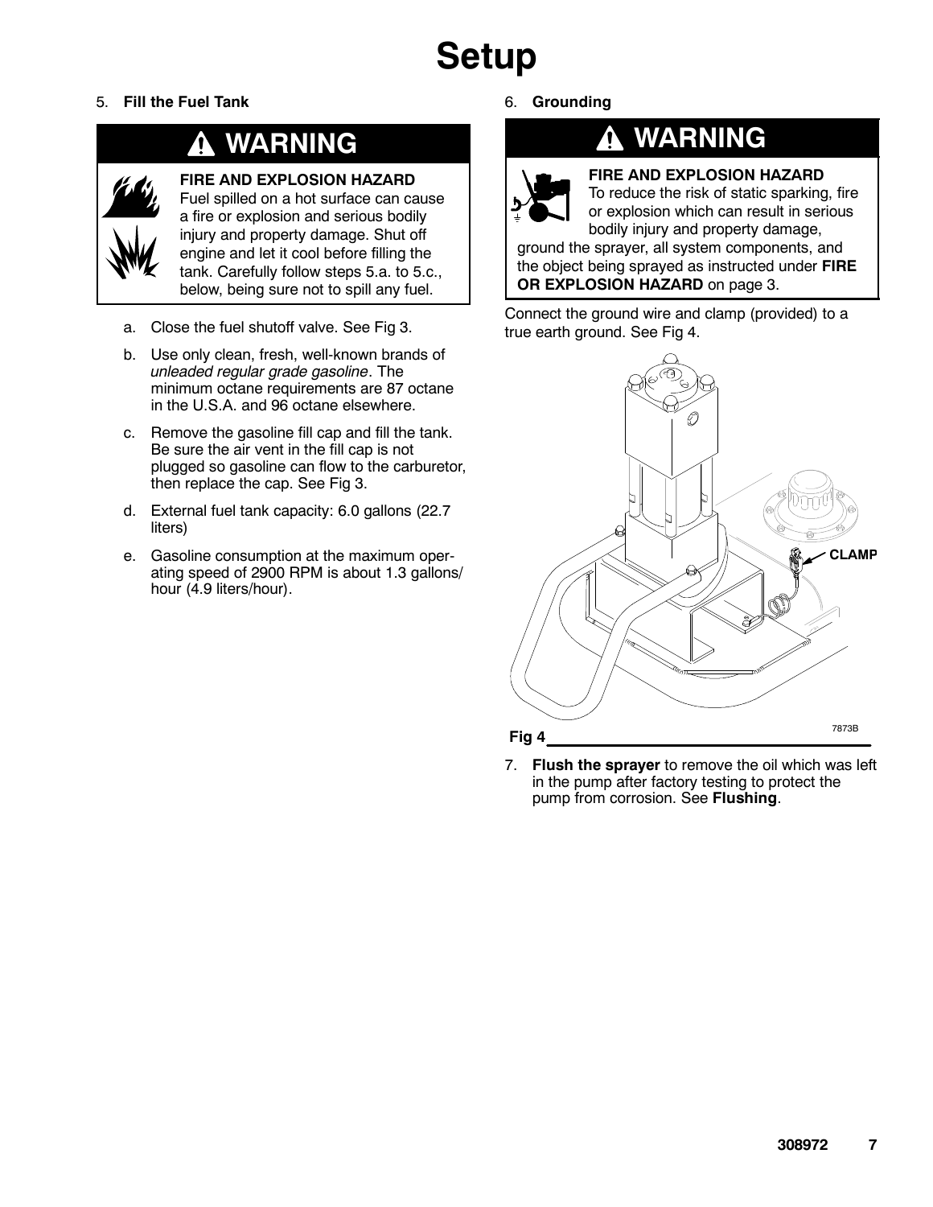# Setup

5. **Fill the Fuel Tank**

> **⚠ WARNING**
>
> **FIRE AND EXPLOSION HAZARD**
> Fuel spilled on a hot surface can cause a fire or explosion and serious bodily injury and property damage. Shut off engine and let it cool before filling the tank. Carefully follow steps 5.a. to 5.c., below, being sure not to spill any fuel.

   a. Close the fuel shutoff valve. See Fig 3.

   b. Use only clean, fresh, well-known brands of *unleaded regular grade gasoline*. The minimum octane requirements are 87 octane in the U.S.A. and 96 octane elsewhere.

   c. Remove the gasoline fill cap and fill the tank. Be sure the air vent in the fill cap is not plugged so gasoline can flow to the carburetor, then replace the cap. See Fig 3.

   d. External fuel tank capacity: 6.0 gallons (22.7 liters)

   e. Gasoline consumption at the maximum operating speed of 2900 RPM is about 1.3 gallons/hour (4.9 liters/hour).

6. **Grounding**

> **⚠ WARNING**
>
> **FIRE AND EXPLOSION HAZARD**
> To reduce the risk of static sparking, fire or explosion which can result in serious bodily injury and property damage, ground the sprayer, all system components, and the object being sprayed as instructed under **FIRE OR EXPLOSION HAZARD** on page 3.

Connect the ground wire and clamp (provided) to a true earth ground. See Fig 4.

CLAMP

7873B

Fig 4

7. **Flush the sprayer** to remove the oil which was left in the pump after factory testing to protect the pump from corrosion. See **Flushing**.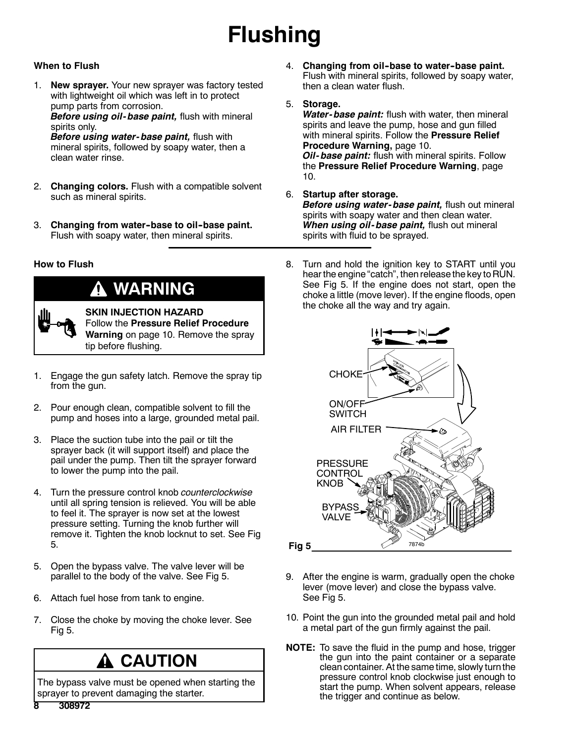# Flushing

### When to Flush

1. **New sprayer.** Your new sprayer was factory tested with lightweight oil which was left in to protect pump parts from corrosion.
   ***Before using oil-base paint,*** flush with mineral spirits only.
   ***Before using water-base paint,*** flush with mineral spirits, followed by soapy water, then a clean water rinse.

2. **Changing colors.** Flush with a compatible solvent such as mineral spirits.

3. **Changing from water-base to oil-base paint.** Flush with soapy water, then mineral spirits.

4. **Changing from oil-base to water-base paint.** Flush with mineral spirits, followed by soapy water, then a clean water flush.

5. **Storage.**
   ***Water-base paint:*** flush with water, then mineral spirits and leave the pump, hose and gun filled with mineral spirits. Follow the **Pressure Relief Procedure Warning,** page 10.
   ***Oil-base paint:*** flush with mineral spirits. Follow the **Pressure Relief Procedure Warning**, page 10.

6. **Startup after storage.**
   ***Before using water-base paint,*** flush out mineral spirits with soapy water and then clean water.
   ***When using oil-base paint,*** flush out mineral spirits with fluid to be sprayed.

### How to Flush

> **⚠ WARNING**
>
> **SKIN INJECTION HAZARD**
> Follow the **Pressure Relief Procedure Warning** on page 10. Remove the spray tip before flushing.

1. Engage the gun safety latch. Remove the spray tip from the gun.

2. Pour enough clean, compatible solvent to fill the pump and hoses into a large, grounded metal pail.

3. Place the suction tube into the pail or tilt the sprayer back (it will support itself) and place the pail under the pump. Then tilt the sprayer forward to lower the pump into the pail.

4. Turn the pressure control knob *counterclockwise* until all spring tension is relieved. You will be able to feel it. The sprayer is now set at the lowest pressure setting. Turning the knob further will remove it. Tighten the knob locknut to set. See Fig 5.

5. Open the bypass valve. The valve lever will be parallel to the body of the valve. See Fig 5.

6. Attach fuel hose from tank to engine.

7. Close the choke by moving the choke lever. See Fig 5.

> **⚠ CAUTION**
>
> The bypass valve must be opened when starting the sprayer to prevent damaging the starter.

8. Turn and hold the ignition key to START until you hear the engine "catch", then release the key to RUN. See Fig 5. If the engine does not start, open the choke a little (move lever). If the engine floods, open the choke all the way and try again.

CHOKE
ON/OFF SWITCH
AIR FILTER
PRESSURE CONTROL KNOB
BYPASS VALVE

7874b

Fig 5

9. After the engine is warm, gradually open the choke lever (move lever) and close the bypass valve. See Fig 5.

10. Point the gun into the grounded metal pail and hold a metal part of the gun firmly against the pail.

**NOTE:** To save the fluid in the pump and hose, trigger the gun into the paint container or a separate clean container. At the same time, slowly turn the pressure control knob clockwise just enough to start the pump. When solvent appears, release the trigger and continue as below.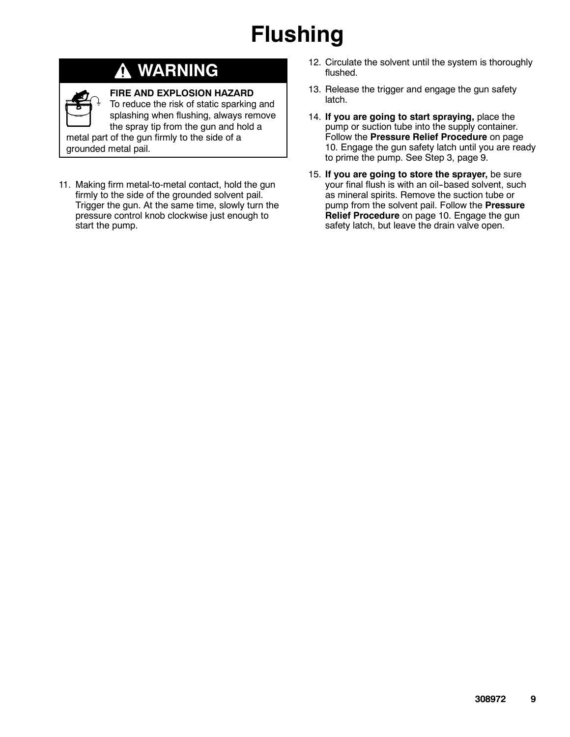# Flushing

## ⚠ WARNING

**FIRE AND EXPLOSION HAZARD**
To reduce the risk of static sparking and splashing when flushing, always remove the spray tip from the gun and hold a metal part of the gun firmly to the side of a grounded metal pail.

11. Making firm metal-to-metal contact, hold the gun firmly to the side of the grounded solvent pail. Trigger the gun. At the same time, slowly turn the pressure control knob clockwise just enough to start the pump.
12. Circulate the solvent until the system is thoroughly flushed.
13. Release the trigger and engage the gun safety latch.
14. **If you are going to start spraying,** place the pump or suction tube into the supply container. Follow the **Pressure Relief Procedure** on page 10. Engage the gun safety latch until you are ready to prime the pump. See Step 3, page 9.
15. **If you are going to store the sprayer,** be sure your final flush is with an oil-based solvent, such as mineral spirits. Remove the suction tube or pump from the solvent pail. Follow the **Pressure Relief Procedure** on page 10. Engage the gun safety latch, but leave the drain valve open.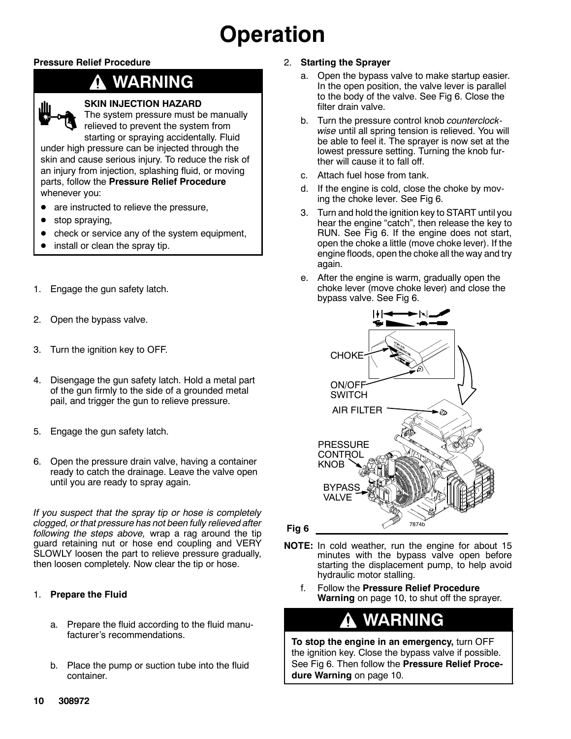# Operation

### Pressure Relief Procedure

> **⚠ WARNING**
>
> **SKIN INJECTION HAZARD**
>
> The system pressure must be manually relieved to prevent the system from starting or spraying accidentally. Fluid under high pressure can be injected through the skin and cause serious injury. To reduce the risk of an injury from injection, splashing fluid, or moving parts, follow the **Pressure Relief Procedure** whenever you:
>
> - are instructed to relieve the pressure,
> - stop spraying,
> - check or service any of the system equipment,
> - install or clean the spray tip.

1. Engage the gun safety latch.
2. Open the bypass valve.
3. Turn the ignition key to OFF.
4. Disengage the gun safety latch. Hold a metal part of the gun firmly to the side of a grounded metal pail, and trigger the gun to relieve pressure.
5. Engage the gun safety latch.
6. Open the pressure drain valve, having a container ready to catch the drainage. Leave the valve open until you are ready to spray again.

*If you suspect that the spray tip or hose is completely clogged, or that pressure has not been fully relieved after following the steps above,* wrap a rag around the tip guard retaining nut or hose end coupling and VERY SLOWLY loosen the part to relieve pressure gradually, then loosen completely. Now clear the tip or hose.

1. **Prepare the Fluid**
   a. Prepare the fluid according to the fluid manufacturer's recommendations.
   b. Place the pump or suction tube into the fluid container.

2. **Starting the Sprayer**
   a. Open the bypass valve to make startup easier. In the open position, the valve lever is parallel to the body of the valve. See Fig 6. Close the filter drain valve.
   b. Turn the pressure control knob *counterclockwise* until all spring tension is relieved. You will be able to feel it. The sprayer is now set at the lowest pressure setting. Turning the knob further will cause it to fall off.
   c. Attach fuel hose from tank.
   d. If the engine is cold, close the choke by moving the choke lever. See Fig 6.
   3. Turn and hold the ignition key to START until you hear the engine "catch", then release the key to RUN. See Fig 6. If the engine does not start, open the choke a little (move choke lever). If the engine floods, open the choke all the way and try again.
   e. After the engine is warm, gradually open the choke lever (move choke lever) and close the bypass valve. See Fig 6.

CHOKE
ON/OFF SWITCH
AIR FILTER
PRESSURE CONTROL KNOB
BYPASS VALVE

7874b

Fig 6

**NOTE:** In cold weather, run the engine for about 15 minutes with the bypass valve open before starting the displacement pump, to help avoid hydraulic motor stalling.

   f. Follow the **Pressure Relief Procedure Warning** on page 10, to shut off the sprayer.

> **⚠ WARNING**
>
> **To stop the engine in an emergency,** turn OFF the ignition key. Close the bypass valve if possible. See Fig 6. Then follow the **Pressure Relief Procedure Warning** on page 10.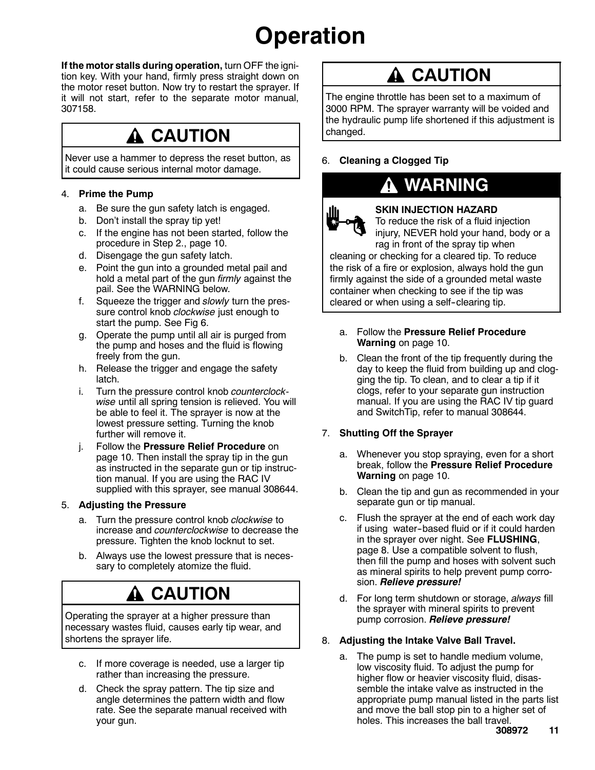# Operation

**If the motor stalls during operation,** turn OFF the ignition key. With your hand, firmly press straight down on the motor reset button. Now try to restart the sprayer. If it will not start, refer to the separate motor manual, 307158.

> **⚠ CAUTION**
>
> Never use a hammer to depress the reset button, as it could cause serious internal motor damage.

4. **Prime the Pump**
   a. Be sure the gun safety latch is engaged.
   b. Don't install the spray tip yet!
   c. If the engine has not been started, follow the procedure in Step 2., page 10.
   d. Disengage the gun safety latch.
   e. Point the gun into a grounded metal pail and hold a metal part of the gun *firmly* against the pail. See the WARNING below.
   f. Squeeze the trigger and *slowly* turn the pressure control knob *clockwise* just enough to start the pump. See Fig 6.
   g. Operate the pump until all air is purged from the pump and hoses and the fluid is flowing freely from the gun.
   h. Release the trigger and engage the safety latch.
   i. Turn the pressure control knob *counterclockwise* until all spring tension is relieved. You will be able to feel it. The sprayer is now at the lowest pressure setting. Turning the knob further will remove it.
   j. Follow the **Pressure Relief Procedure** on page 10. Then install the spray tip in the gun as instructed in the separate gun or tip instruction manual. If you are using the RAC IV supplied with this sprayer, see manual 308644.

5. **Adjusting the Pressure**
   a. Turn the pressure control knob *clockwise* to increase and *counterclockwise* to decrease the pressure. Tighten the knob locknut to set.
   b. Always use the lowest pressure that is necessary to completely atomize the fluid.

> **⚠ CAUTION**
>
> Operating the sprayer at a higher pressure than necessary wastes fluid, causes early tip wear, and shortens the sprayer life.

   c. If more coverage is needed, use a larger tip rather than increasing the pressure.
   d. Check the spray pattern. The tip size and angle determines the pattern width and flow rate. See the separate manual received with your gun.

> **⚠ CAUTION**
>
> The engine throttle has been set to a maximum of 3000 RPM. The sprayer warranty will be voided and the hydraulic pump life shortened if this adjustment is changed.

6. **Cleaning a Clogged Tip**

> **⚠ WARNING**
>
> **SKIN INJECTION HAZARD**
> To reduce the risk of a fluid injection injury, NEVER hold your hand, body or a rag in front of the spray tip when cleaning or checking for a cleared tip. To reduce the risk of a fire or explosion, always hold the gun firmly against the side of a grounded metal waste container when checking to see if the tip was cleared or when using a self-clearing tip.

   a. Follow the **Pressure Relief Procedure Warning** on page 10.
   b. Clean the front of the tip frequently during the day to keep the fluid from building up and clogging the tip. To clean, and to clear a tip if it clogs, refer to your separate gun instruction manual. If you are using the RAC IV tip guard and SwitchTip, refer to manual 308644.

7. **Shutting Off the Sprayer**
   a. Whenever you stop spraying, even for a short break, follow the **Pressure Relief Procedure Warning** on page 10.
   b. Clean the tip and gun as recommended in your separate gun or tip manual.
   c. Flush the sprayer at the end of each work day if using water-based fluid or if it could harden in the sprayer over night. See **FLUSHING**, page 8. Use a compatible solvent to flush, then fill the pump and hoses with solvent such as mineral spirits to help prevent pump corrosion. ***Relieve pressure!***
   d. For long term shutdown or storage, *always* fill the sprayer with mineral spirits to prevent pump corrosion. ***Relieve pressure!***

8. **Adjusting the Intake Valve Ball Travel.**
   a. The pump is set to handle medium volume, low viscosity fluid. To adjust the pump for higher flow or heavier viscosity fluid, disassemble the intake valve as instructed in the appropriate pump manual listed in the parts list and move the ball stop pin to a higher set of holes. This increases the ball travel.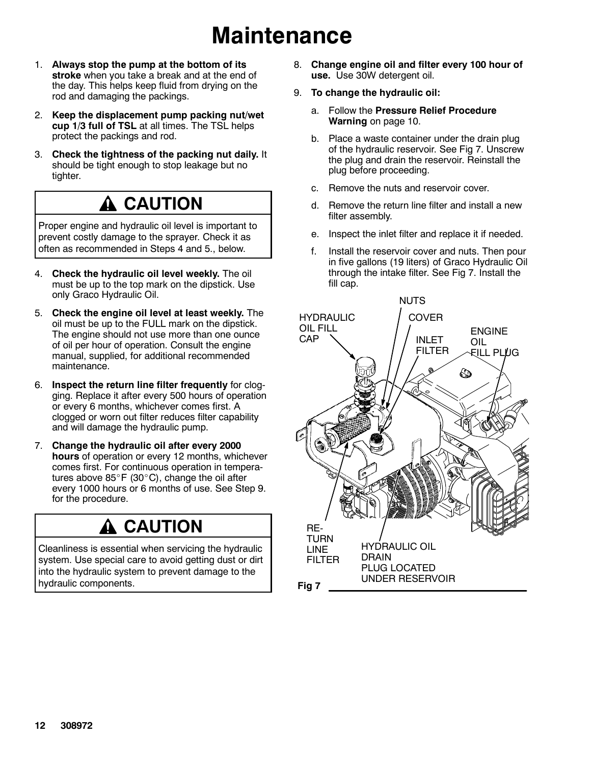# Maintenance

1. **Always stop the pump at the bottom of its stroke** when you take a break and at the end of the day. This helps keep fluid from drying on the rod and damaging the packings.
2. **Keep the displacement pump packing nut/wet cup 1/3 full of TSL** at all times. The TSL helps protect the packings and rod.
3. **Check the tightness of the packing nut daily.** It should be tight enough to stop leakage but no tighter.

> **⚠ CAUTION**
>
> Proper engine and hydraulic oil level is important to prevent costly damage to the sprayer. Check it as often as recommended in Steps 4 and 5., below.

4. **Check the hydraulic oil level weekly.** The oil must be up to the top mark on the dipstick. Use only Graco Hydraulic Oil.
5. **Check the engine oil level at least weekly.** The oil must be up to the FULL mark on the dipstick. The engine should not use more than one ounce of oil per hour of operation. Consult the engine manual, supplied, for additional recommended maintenance.
6. **Inspect the return line filter frequently** for clogging. Replace it after every 500 hours of operation or every 6 months, whichever comes first. A clogged or worn out filter reduces filter capability and will damage the hydraulic pump.
7. **Change the hydraulic oil after every 2000 hours** of operation or every 12 months, whichever comes first. For continuous operation in temperatures above 85°F (30°C), change the oil after every 1000 hours or 6 months of use. See Step 9. for the procedure.

> **⚠ CAUTION**
>
> Cleanliness is essential when servicing the hydraulic system. Use special care to avoid getting dust or dirt into the hydraulic system to prevent damage to the hydraulic components.

8. **Change engine oil and filter every 100 hour of use.** Use 30W detergent oil.
9. **To change the hydraulic oil:**
   a. Follow the **Pressure Relief Procedure Warning** on page 10.
   b. Place a waste container under the drain plug of the hydraulic reservoir. See Fig 7. Unscrew the plug and drain the reservoir. Reinstall the plug before proceeding.
   c. Remove the nuts and reservoir cover.
   d. Remove the return line filter and install a new filter assembly.
   e. Inspect the inlet filter and replace it if needed.
   f. Install the reservoir cover and nuts. Then pour in five gallons (19 liters) of Graco Hydraulic Oil through the intake filter. See Fig 7. Install the fill cap.

HYDRAULIC OIL FILL CAP
NUTS
COVER
INLET FILTER
ENGINE OIL FILL PLUG
RETURN LINE FILTER
HYDRAULIC OIL DRAIN PLUG LOCATED UNDER RESERVOIR

Fig 7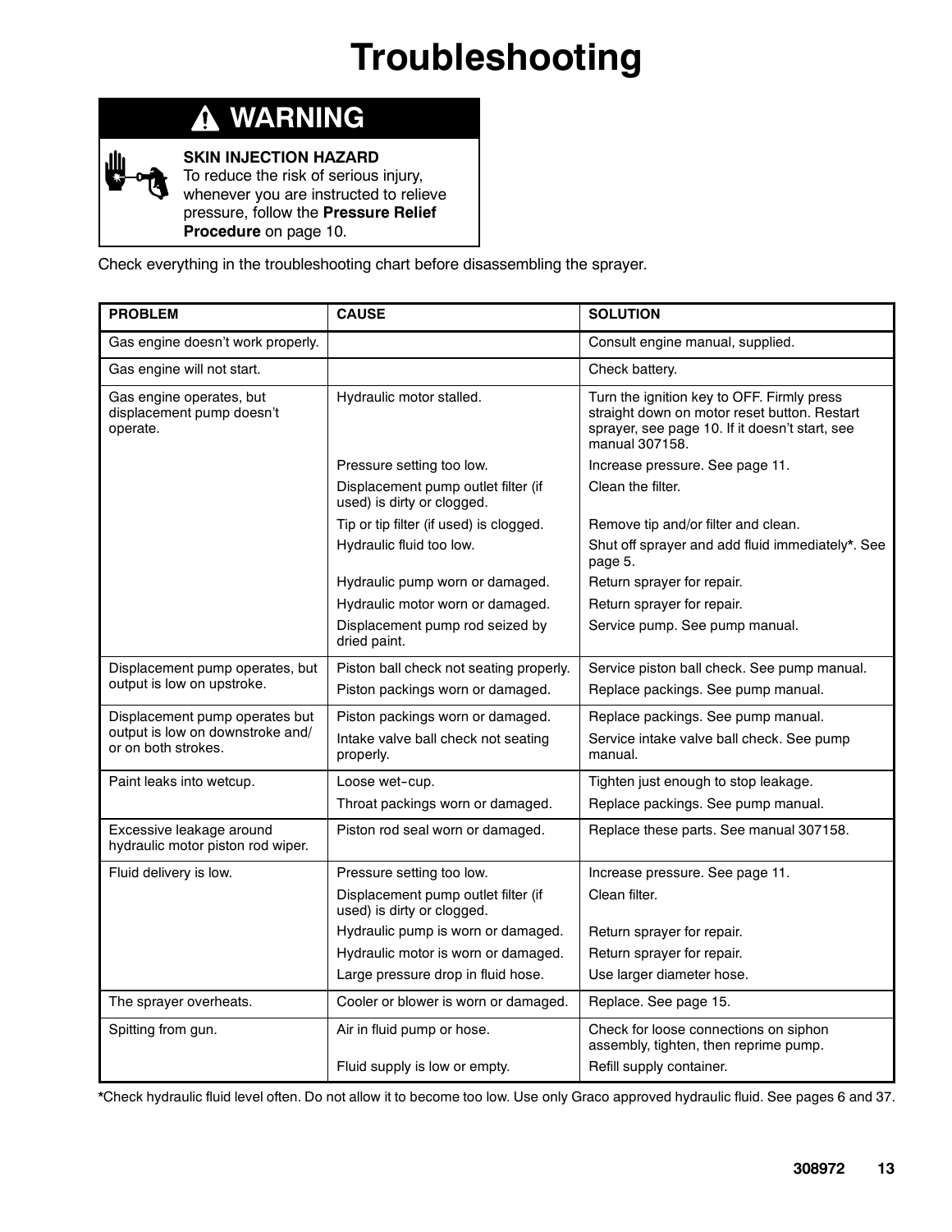# Troubleshooting

## ⚠ WARNING

**SKIN INJECTION HAZARD**
To reduce the risk of serious injury, whenever you are instructed to relieve pressure, follow the **Pressure Relief Procedure** on page 10.

Check everything in the troubleshooting chart before disassembling the sprayer.

| PROBLEM | CAUSE | SOLUTION |
|---|---|---|
| Gas engine doesn't work properly. | | Consult engine manual, supplied. |
| Gas engine will not start. | | Check battery. |
| Gas engine operates, but displacement pump doesn't operate. | Hydraulic motor stalled. | Turn the ignition key to OFF. Firmly press straight down on motor reset button. Restart sprayer, see page 10. If it doesn't start, see manual 307158. |
| | Pressure setting too low. | Increase pressure. See page 11. |
| | Displacement pump outlet filter (if used) is dirty or clogged. | Clean the filter. |
| | Tip or tip filter (if used) is clogged. | Remove tip and/or filter and clean. |
| | Hydraulic fluid too low. | Shut off sprayer and add fluid immediately*. See page 5. |
| | Hydraulic pump worn or damaged. | Return sprayer for repair. |
| | Hydraulic motor worn or damaged. | Return sprayer for repair. |
| | Displacement pump rod seized by dried paint. | Service pump. See pump manual. |
| Displacement pump operates, but output is low on upstroke. | Piston ball check not seating properly. | Service piston ball check. See pump manual. |
| | Piston packings worn or damaged. | Replace packings. See pump manual. |
| Displacement pump operates but output is low on downstroke and/ or on both strokes. | Piston packings worn or damaged. | Replace packings. See pump manual. |
| | Intake valve ball check not seating properly. | Service intake valve ball check. See pump manual. |
| Paint leaks into wetcup. | Loose wet-cup. | Tighten just enough to stop leakage. |
| | Throat packings worn or damaged. | Replace packings. See pump manual. |
| Excessive leakage around hydraulic motor piston rod wiper. | Piston rod seal worn or damaged. | Replace these parts. See manual 307158. |
| Fluid delivery is low. | Pressure setting too low. | Increase pressure. See page 11. |
| | Displacement pump outlet filter (if used) is dirty or clogged. | Clean filter. |
| | Hydraulic pump is worn or damaged. | Return sprayer for repair. |
| | Hydraulic motor is worn or damaged. | Return sprayer for repair. |
| | Large pressure drop in fluid hose. | Use larger diameter hose. |
| The sprayer overheats. | Cooler or blower is worn or damaged. | Replace. See page 15. |
| Spitting from gun. | Air in fluid pump or hose. | Check for loose connections on siphon assembly, tighten, then reprime pump. |
| | Fluid supply is low or empty. | Refill supply container. |

*Check hydraulic fluid level often. Do not allow it to become too low. Use only Graco approved hydraulic fluid. See pages 6 and 37.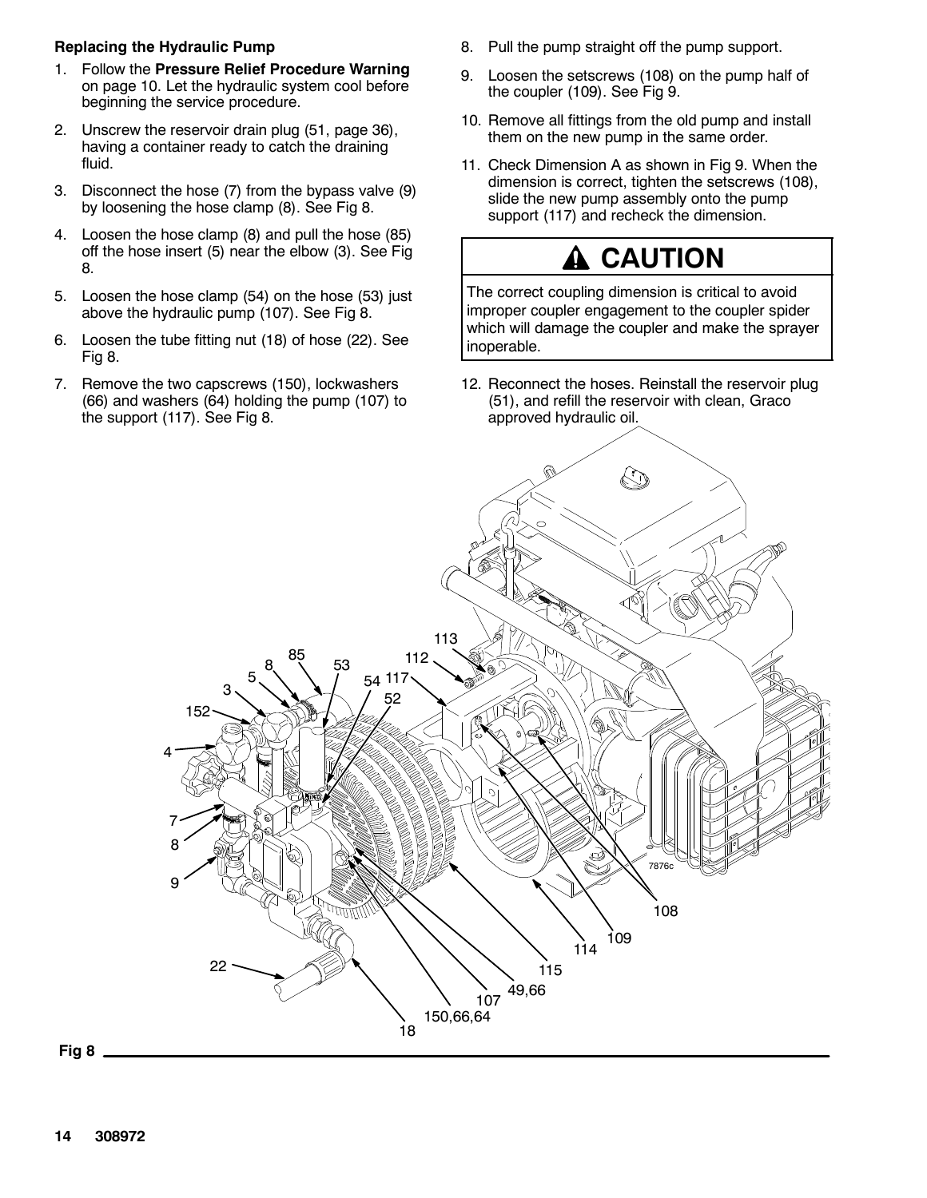**Replacing the Hydraulic Pump**

1. Follow the **Pressure Relief Procedure Warning** on page 10. Let the hydraulic system cool before beginning the service procedure.
2. Unscrew the reservoir drain plug (51, page 36), having a container ready to catch the draining fluid.
3. Disconnect the hose (7) from the bypass valve (9) by loosening the hose clamp (8). See Fig 8.
4. Loosen the hose clamp (8) and pull the hose (85) off the hose insert (5) near the elbow (3). See Fig 8.
5. Loosen the hose clamp (54) on the hose (53) just above the hydraulic pump (107). See Fig 8.
6. Loosen the tube fitting nut (18) of hose (22). See Fig 8.
7. Remove the two capscrews (150), lockwashers (66) and washers (64) holding the pump (107) to the support (117). See Fig 8.
8. Pull the pump straight off the pump support.
9. Loosen the setscrews (108) on the pump half of the coupler (109). See Fig 9.
10. Remove all fittings from the old pump and install them on the new pump in the same order.
11. Check Dimension A as shown in Fig 9. When the dimension is correct, tighten the setscrews (108), slide the new pump assembly onto the pump support (117) and recheck the dimension.

**CAUTION**

The correct coupling dimension is critical to avoid improper coupler engagement to the coupler spider which will damage the coupler and make the sprayer inoperable.

12. Reconnect the hoses. Reinstall the reservoir plug (51), and refill the reservoir with clean, Graco approved hydraulic oil.

Fig 8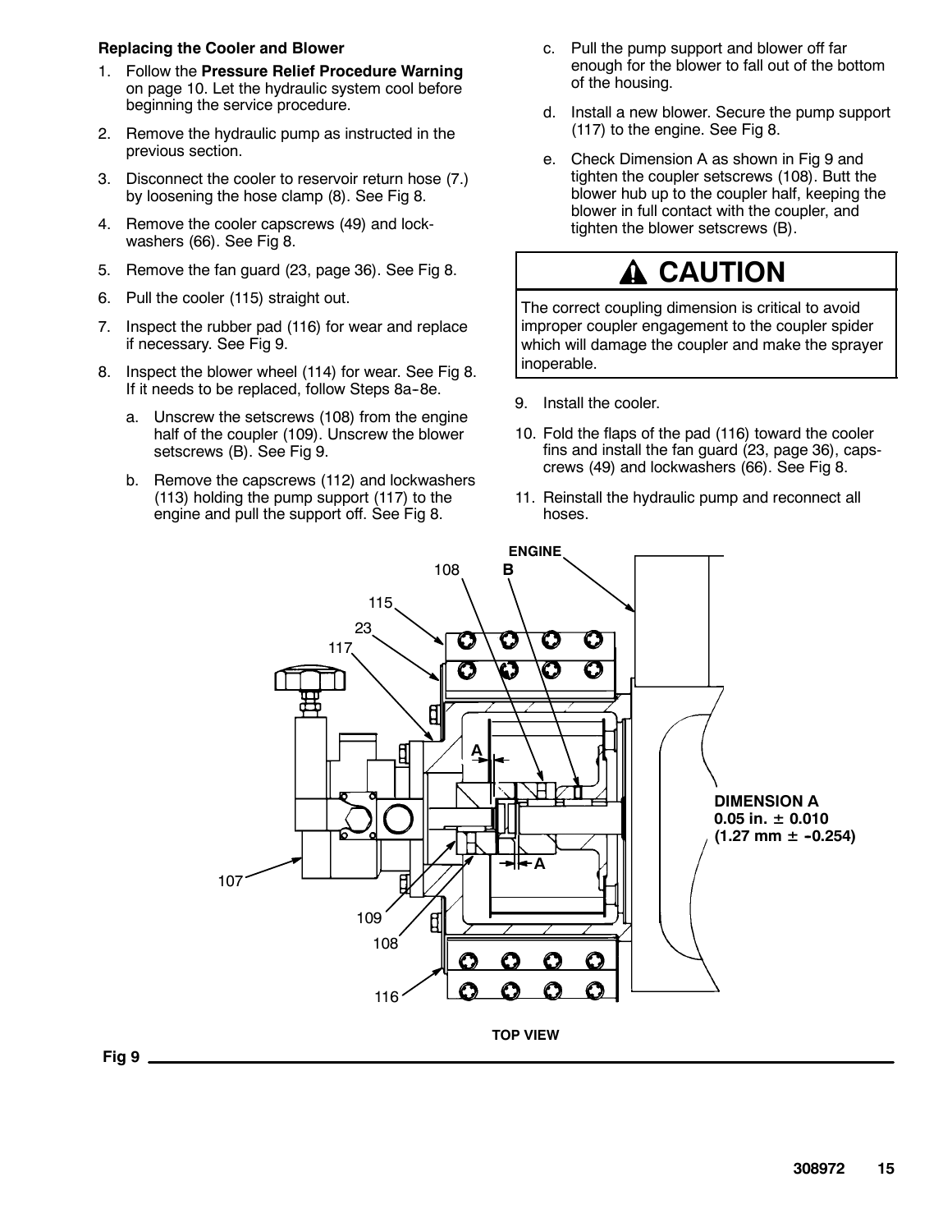### Replacing the Cooler and Blower

1. Follow the **Pressure Relief Procedure Warning** on page 10. Let the hydraulic system cool before beginning the service procedure.
2. Remove the hydraulic pump as instructed in the previous section.
3. Disconnect the cooler to reservoir return hose (7.) by loosening the hose clamp (8). See Fig 8.
4. Remove the cooler capscrews (49) and lock-washers (66). See Fig 8.
5. Remove the fan guard (23, page 36). See Fig 8.
6. Pull the cooler (115) straight out.
7. Inspect the rubber pad (116) for wear and replace if necessary. See Fig 9.
8. Inspect the blower wheel (114) for wear. See Fig 8. If it needs to be replaced, follow Steps 8a-8e.
   a. Unscrew the setscrews (108) from the engine half of the coupler (109). Unscrew the blower setscrews (B). See Fig 9.
   b. Remove the capscrews (112) and lockwashers (113) holding the pump support (117) to the engine and pull the support off. See Fig 8.
   c. Pull the pump support and blower off far enough for the blower to fall out of the bottom of the housing.
   d. Install a new blower. Secure the pump support (117) to the engine. See Fig 8.
   e. Check Dimension A as shown in Fig 9 and tighten the coupler setscrews (108). Butt the blower hub up to the coupler half, keeping the blower in full contact with the coupler, and tighten the blower setscrews (B).

**⚠ CAUTION**

The correct coupling dimension is critical to avoid improper coupler engagement to the coupler spider which will damage the coupler and make the sprayer inoperable.

9. Install the cooler.
10. Fold the flaps of the pad (116) toward the cooler fins and install the fan guard (23, page 36), capscrews (49) and lockwashers (66). See Fig 8.
11. Reinstall the hydraulic pump and reconnect all hoses.

ENGINE, 108, B, 115, 23, 117, A, A, 107, 109, 108, 116

**DIMENSION A**
**0.05 in. ± 0.010**
**(1.27 mm ± -0.254)**

TOP VIEW

**Fig 9**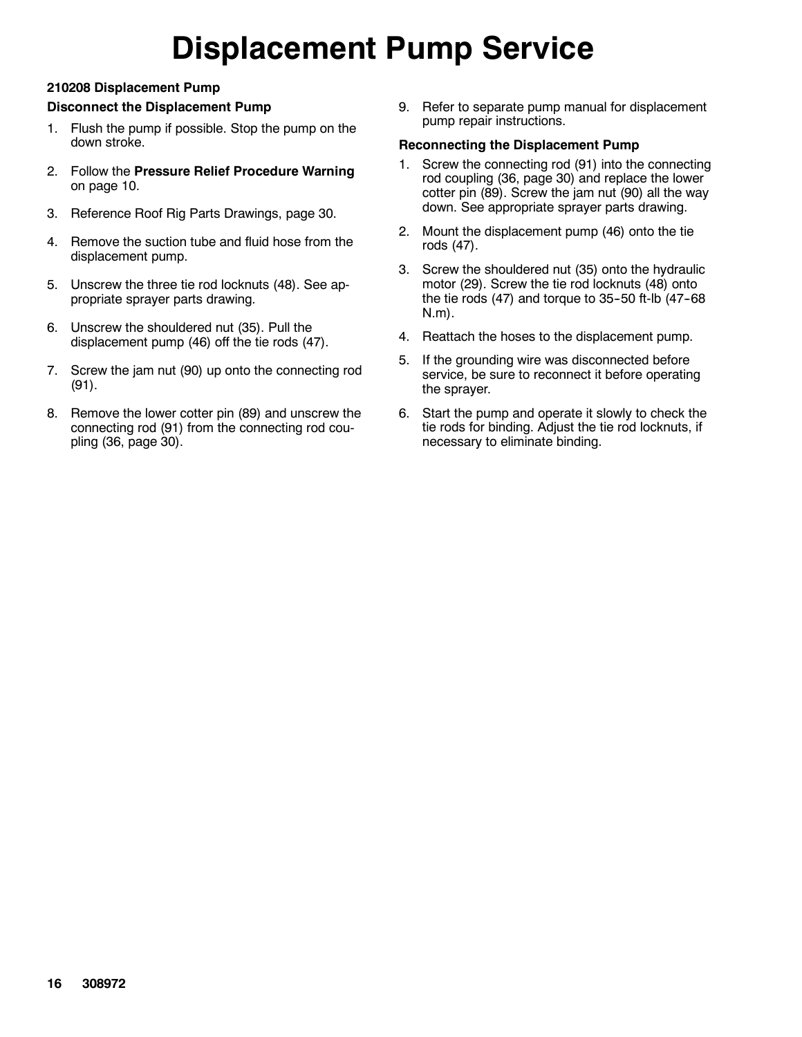# Displacement Pump Service

### 210208 Displacement Pump

#### Disconnect the Displacement Pump

1. Flush the pump if possible. Stop the pump on the down stroke.
2. Follow the **Pressure Relief Procedure Warning** on page 10.
3. Reference Roof Rig Parts Drawings, page 30.
4. Remove the suction tube and fluid hose from the displacement pump.
5. Unscrew the three tie rod locknuts (48). See appropriate sprayer parts drawing.
6. Unscrew the shouldered nut (35). Pull the displacement pump (46) off the tie rods (47).
7. Screw the jam nut (90) up onto the connecting rod (91).
8. Remove the lower cotter pin (89) and unscrew the connecting rod (91) from the connecting rod coupling (36, page 30).
9. Refer to separate pump manual for displacement pump repair instructions.

#### Reconnecting the Displacement Pump

1. Screw the connecting rod (91) into the connecting rod coupling (36, page 30) and replace the lower cotter pin (89). Screw the jam nut (90) all the way down. See appropriate sprayer parts drawing.
2. Mount the displacement pump (46) onto the tie rods (47).
3. Screw the shouldered nut (35) onto the hydraulic motor (29). Screw the tie rod locknuts (48) onto the tie rods (47) and torque to 35-50 ft-lb (47-68 N.m).
4. Reattach the hoses to the displacement pump.
5. If the grounding wire was disconnected before service, be sure to reconnect it before operating the sprayer.
6. Start the pump and operate it slowly to check the tie rods for binding. Adjust the tie rod locknuts, if necessary to eliminate binding.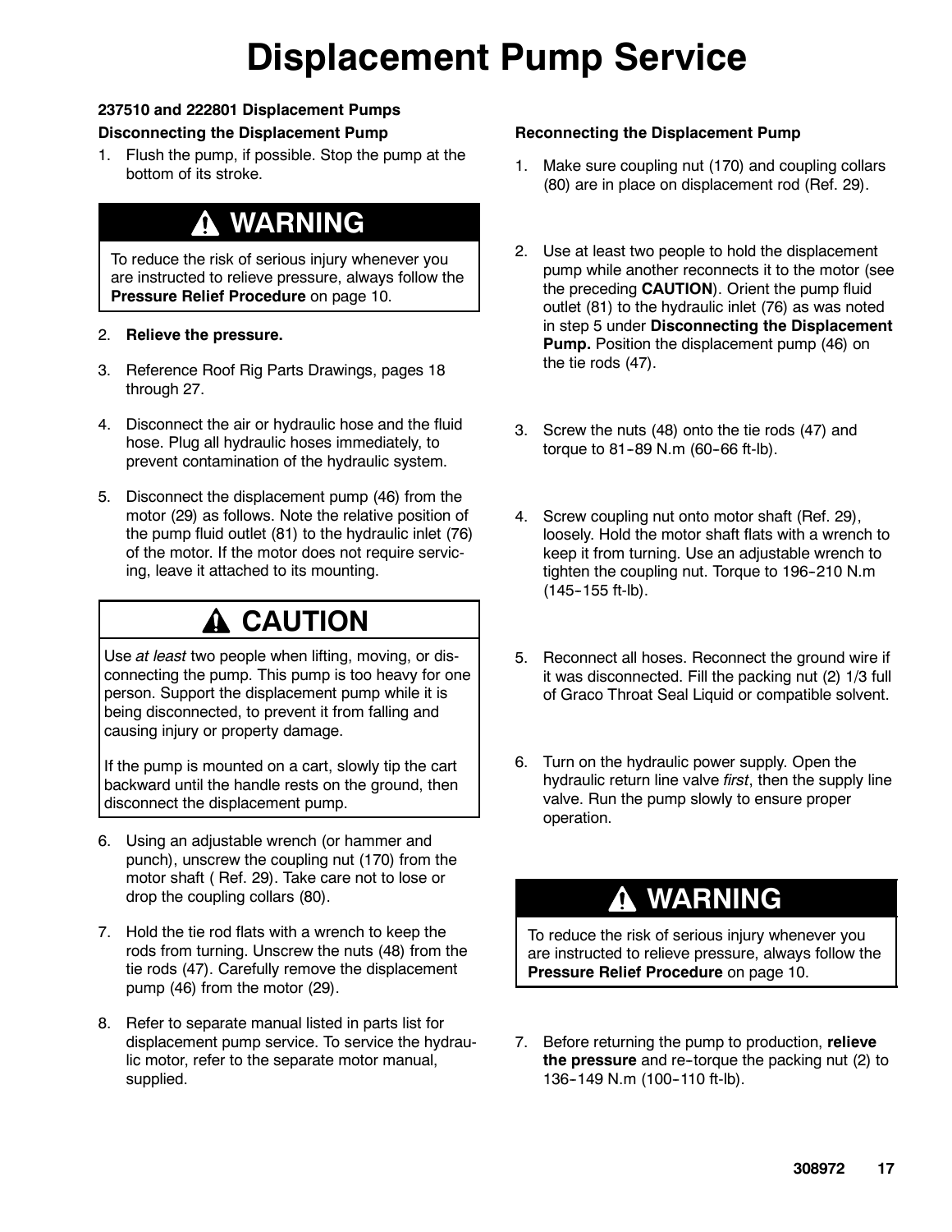# Displacement Pump Service

### 237510 and 222801 Displacement Pumps

#### Disconnecting the Displacement Pump

1. Flush the pump, if possible. Stop the pump at the bottom of its stroke.

> **⚠ WARNING**
>
> To reduce the risk of serious injury whenever you are instructed to relieve pressure, always follow the **Pressure Relief Procedure** on page 10.

2. **Relieve the pressure.**

3. Reference Roof Rig Parts Drawings, pages 18 through 27.

4. Disconnect the air or hydraulic hose and the fluid hose. Plug all hydraulic hoses immediately, to prevent contamination of the hydraulic system.

5. Disconnect the displacement pump (46) from the motor (29) as follows. Note the relative position of the pump fluid outlet (81) to the hydraulic inlet (76) of the motor. If the motor does not require servicing, leave it attached to its mounting.

> **⚠ CAUTION**
>
> Use *at least* two people when lifting, moving, or disconnecting the pump. This pump is too heavy for one person. Support the displacement pump while it is being disconnected, to prevent it from falling and causing injury or property damage.
>
> If the pump is mounted on a cart, slowly tip the cart backward until the handle rests on the ground, then disconnect the displacement pump.

6. Using an adjustable wrench (or hammer and punch), unscrew the coupling nut (170) from the motor shaft ( Ref. 29). Take care not to lose or drop the coupling collars (80).

7. Hold the tie rod flats with a wrench to keep the rods from turning. Unscrew the nuts (48) from the tie rods (47). Carefully remove the displacement pump (46) from the motor (29).

8. Refer to separate manual listed in parts list for displacement pump service. To service the hydraulic motor, refer to the separate motor manual, supplied.

#### Reconnecting the Displacement Pump

1. Make sure coupling nut (170) and coupling collars (80) are in place on displacement rod (Ref. 29).

2. Use at least two people to hold the displacement pump while another reconnects it to the motor (see the preceding **CAUTION**). Orient the pump fluid outlet (81) to the hydraulic inlet (76) as was noted in step 5 under **Disconnecting the Displacement Pump.** Position the displacement pump (46) on the tie rods (47).

3. Screw the nuts (48) onto the tie rods (47) and torque to 81–89 N.m (60–66 ft-lb).

4. Screw coupling nut onto motor shaft (Ref. 29), loosely. Hold the motor shaft flats with a wrench to keep it from turning. Use an adjustable wrench to tighten the coupling nut. Torque to 196–210 N.m (145–155 ft-lb).

5. Reconnect all hoses. Reconnect the ground wire if it was disconnected. Fill the packing nut (2) 1/3 full of Graco Throat Seal Liquid or compatible solvent.

6. Turn on the hydraulic power supply. Open the hydraulic return line valve *first*, then the supply line valve. Run the pump slowly to ensure proper operation.

> **⚠ WARNING**
>
> To reduce the risk of serious injury whenever you are instructed to relieve pressure, always follow the **Pressure Relief Procedure** on page 10.

7. Before returning the pump to production, **relieve the pressure** and re-torque the packing nut (2) to 136–149 N.m (100–110 ft-lb).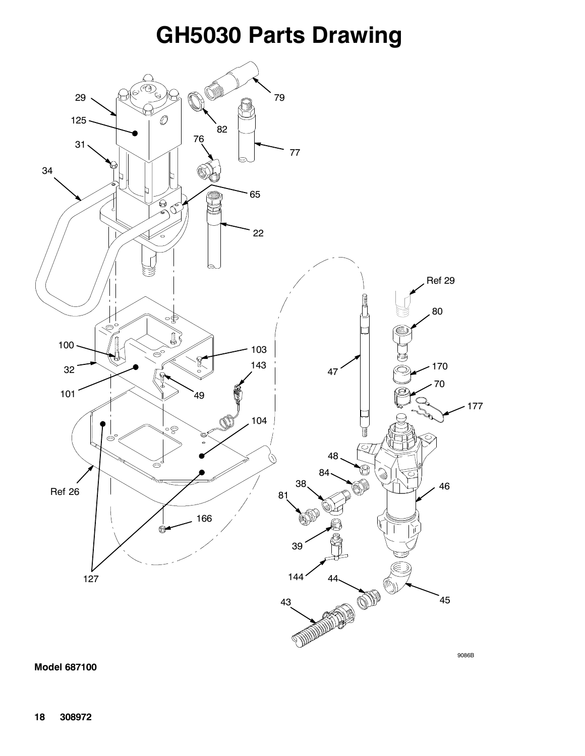# GH5030 Parts Drawing

29

125

31

34

82

76

79

77

65

22

Ref 29

80

100

32

101

103

143

49

47

170

70

177

104

48

84

38

81

46

Ref 26

166

39

144

44

43

45

127

9086B

**Model 687100**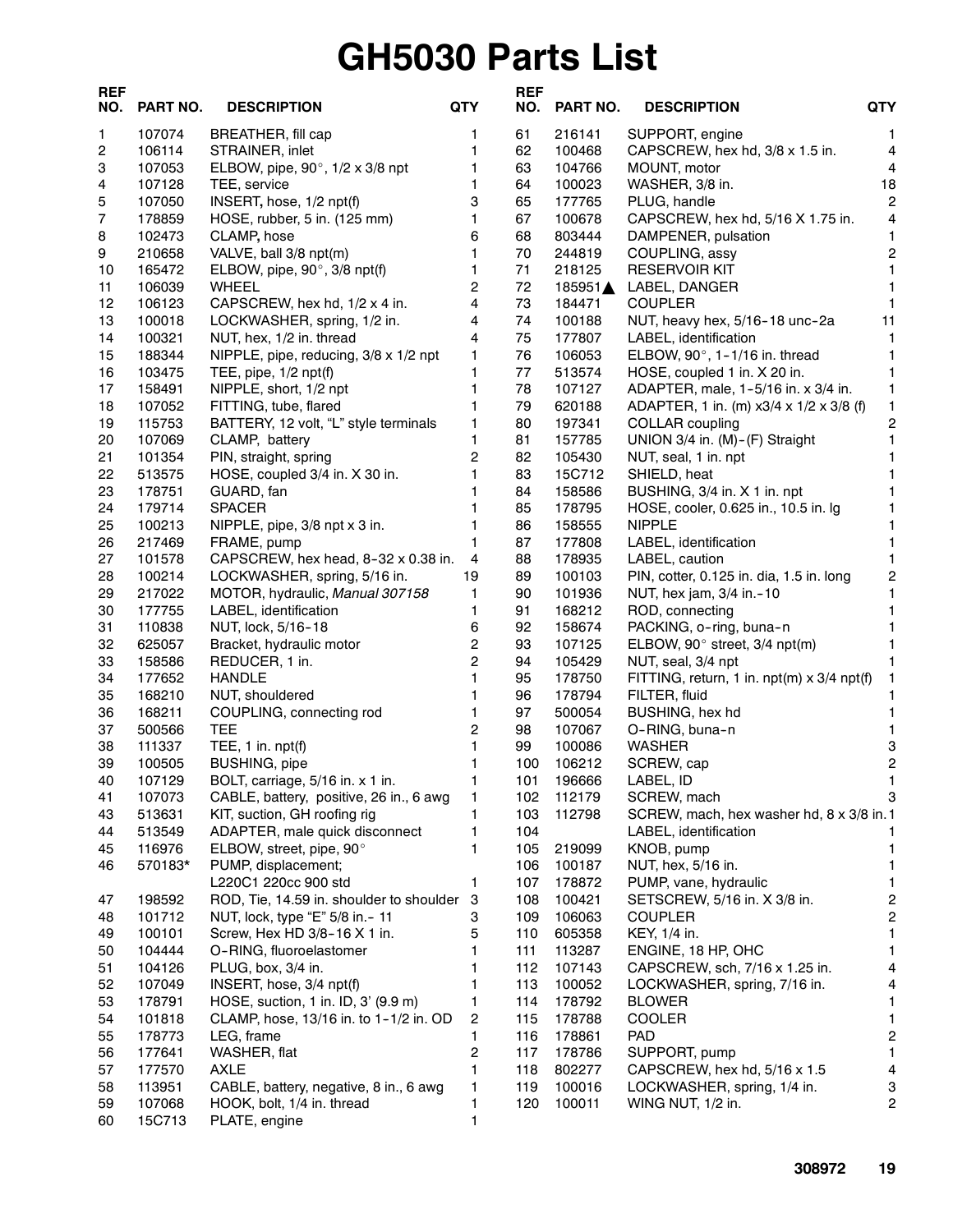# GH5030 Parts List

| REF NO. | PART NO. | DESCRIPTION | QTY |
|---|---|---|---|
| 1 | 107074 | BREATHER, fill cap | 1 |
| 2 | 106114 | STRAINER, inlet | 1 |
| 3 | 107053 | ELBOW, pipe, 90°, 1/2 x 3/8 npt | 1 |
| 4 | 107128 | TEE, service | 1 |
| 5 | 107050 | INSERT, hose, 1/2 npt(f) | 3 |
| 7 | 178859 | HOSE, rubber, 5 in. (125 mm) | 1 |
| 8 | 102473 | CLAMP, hose | 6 |
| 9 | 210658 | VALVE, ball 3/8 npt(m) | 1 |
| 10 | 165472 | ELBOW, pipe, 90°, 3/8 npt(f) | 1 |
| 11 | 106039 | WHEEL | 2 |
| 12 | 106123 | CAPSCREW, hex hd, 1/2 x 4 in. | 4 |
| 13 | 100018 | LOCKWASHER, spring, 1/2 in. | 4 |
| 14 | 100321 | NUT, hex, 1/2 in. thread | 4 |
| 15 | 188344 | NIPPLE, pipe, reducing, 3/8 x 1/2 npt | 1 |
| 16 | 103475 | TEE, pipe, 1/2 npt(f) | 1 |
| 17 | 158491 | NIPPLE, short, 1/2 npt | 1 |
| 18 | 107052 | FITTING, tube, flared | 1 |
| 19 | 115753 | BATTERY, 12 volt, "L" style terminals | 1 |
| 20 | 107069 | CLAMP, battery | 1 |
| 21 | 101354 | PIN, straight, spring | 2 |
| 22 | 513575 | HOSE, coupled 3/4 in. X 30 in. | 1 |
| 23 | 178751 | GUARD, fan | 1 |
| 24 | 179714 | SPACER | 1 |
| 25 | 100213 | NIPPLE, pipe, 3/8 npt x 3 in. | 1 |
| 26 | 217469 | FRAME, pump | 1 |
| 27 | 101578 | CAPSCREW, hex head, 8-32 x 0.38 in. | 4 |
| 28 | 100214 | LOCKWASHER, spring, 5/16 in. | 19 |
| 29 | 217022 | MOTOR, hydraulic, *Manual 307158* | 1 |
| 30 | 177755 | LABEL, identification | 1 |
| 31 | 110838 | NUT, lock, 5/16-18 | 6 |
| 32 | 625057 | Bracket, hydraulic motor | 2 |
| 33 | 158586 | REDUCER, 1 in. | 2 |
| 34 | 177652 | HANDLE | 1 |
| 35 | 168210 | NUT, shouldered | 1 |
| 36 | 168211 | COUPLING, connecting rod | 1 |
| 37 | 500566 | TEE | 2 |
| 38 | 111337 | TEE, 1 in. npt(f) | 1 |
| 39 | 100505 | BUSHING, pipe | 1 |
| 40 | 107129 | BOLT, carriage, 5/16 in. x 1 in. | 1 |
| 41 | 107073 | CABLE, battery, positive, 26 in., 6 awg | 1 |
| 43 | 513631 | KIT, suction, GH roofing rig | 1 |
| 44 | 513549 | ADAPTER, male quick disconnect | 1 |
| 45 | 116976 | ELBOW, street, pipe, 90° | 1 |
| 46 | 570183* | PUMP, displacement; L220C1 220cc 900 std | 1 |
| 47 | 198592 | ROD, Tie, 14.59 in. shoulder to shoulder | 3 |
| 48 | 101712 | NUT, lock, type "E" 5/8 in.- 11 | 3 |
| 49 | 100101 | Screw, Hex HD 3/8-16 X 1 in. | 5 |
| 50 | 104444 | O-RING, fluoroelastomer | 1 |
| 51 | 104126 | PLUG, box, 3/4 in. | 1 |
| 52 | 107049 | INSERT, hose, 3/4 npt(f) | 1 |
| 53 | 178791 | HOSE, suction, 1 in. ID, 3' (9.9 m) | 1 |
| 54 | 101818 | CLAMP, hose, 13/16 in. to 1-1/2 in. OD | 2 |
| 55 | 178773 | LEG, frame | 1 |
| 56 | 177641 | WASHER, flat | 2 |
| 57 | 177570 | AXLE | 1 |
| 58 | 113951 | CABLE, battery, negative, 8 in., 6 awg | 1 |
| 59 | 107068 | HOOK, bolt, 1/4 in. thread | 1 |
| 60 | 15C713 | PLATE, engine | 1 |
| 61 | 216141 | SUPPORT, engine | 1 |
| 62 | 100468 | CAPSCREW, hex hd, 3/8 x 1.5 in. | 4 |
| 63 | 104766 | MOUNT, motor | 4 |
| 64 | 100023 | WASHER, 3/8 in. | 18 |
| 65 | 177765 | PLUG, handle | 2 |
| 67 | 100678 | CAPSCREW, hex hd, 5/16 X 1.75 in. | 4 |
| 68 | 803444 | DAMPENER, pulsation | 1 |
| 70 | 244819 | COUPLING, assy | 2 |
| 71 | 218125 | RESERVOIR KIT | 1 |
| 72 | 185951▲ | LABEL, DANGER | 1 |
| 73 | 184471 | COUPLER | 1 |
| 74 | 100188 | NUT, heavy hex, 5/16-18 unc-2a | 11 |
| 75 | 177807 | LABEL, identification | 1 |
| 76 | 106053 | ELBOW, 90°, 1-1/16 in. thread | 1 |
| 77 | 513574 | HOSE, coupled 1 in. X 20 in. | 1 |
| 78 | 107127 | ADAPTER, male, 1-5/16 in. x 3/4 in. | 1 |
| 79 | 620188 | ADAPTER, 1 in. (m) x3/4 x 1/2 x 3/8 (f) | 1 |
| 80 | 197341 | COLLAR coupling | 2 |
| 81 | 157785 | UNION 3/4 in. (M)-(F) Straight | 1 |
| 82 | 105430 | NUT, seal, 1 in. npt | 1 |
| 83 | 15C712 | SHIELD, heat | 1 |
| 84 | 158586 | BUSHING, 3/4 in. X 1 in. npt | 1 |
| 85 | 178795 | HOSE, cooler, 0.625 in., 10.5 in. lg | 1 |
| 86 | 158555 | NIPPLE | 1 |
| 87 | 177808 | LABEL, identification | 1 |
| 88 | 178935 | LABEL, caution | 1 |
| 89 | 100103 | PIN, cotter, 0.125 in. dia, 1.5 in. long | 2 |
| 90 | 101936 | NUT, hex jam, 3/4 in.-10 | 1 |
| 91 | 168212 | ROD, connecting | 1 |
| 92 | 158674 | PACKING, o-ring, buna-n | 1 |
| 93 | 107125 | ELBOW, 90° street, 3/4 npt(m) | 1 |
| 94 | 105429 | NUT, seal, 3/4 npt | 1 |
| 95 | 178750 | FITTING, return, 1 in. npt(m) x 3/4 npt(f) | 1 |
| 96 | 178794 | FILTER, fluid | 1 |
| 97 | 500054 | BUSHING, hex hd | 1 |
| 98 | 107067 | O-RING, buna-n | 1 |
| 99 | 100086 | WASHER | 3 |
| 100 | 106212 | SCREW, cap | 2 |
| 101 | 196666 | LABEL, ID | 1 |
| 102 | 112179 | SCREW, mach | 3 |
| 103 | 112798 | SCREW, mach, hex washer hd, 8 x 3/8 in. | 1 |
| 104 | | LABEL, identification | 1 |
| 105 | 219099 | KNOB, pump | 1 |
| 106 | 100187 | NUT, hex, 5/16 in. | 1 |
| 107 | 178872 | PUMP, vane, hydraulic | 1 |
| 108 | 100421 | SETSCREW, 5/16 in. X 3/8 in. | 2 |
| 109 | 106063 | COUPLER | 2 |
| 110 | 605358 | KEY, 1/4 in. | 1 |
| 111 | 113287 | ENGINE, 18 HP, OHC | 1 |
| 112 | 107143 | CAPSCREW, sch, 7/16 x 1.25 in. | 4 |
| 113 | 100052 | LOCKWASHER, spring, 7/16 in. | 4 |
| 114 | 178792 | BLOWER | 1 |
| 115 | 178788 | COOLER | 1 |
| 116 | 178861 | PAD | 2 |
| 117 | 178786 | SUPPORT, pump | 1 |
| 118 | 802277 | CAPSCREW, hex hd, 5/16 x 1.5 | 4 |
| 119 | 100016 | LOCKWASHER, spring, 1/4 in. | 3 |
| 120 | 100011 | WING NUT, 1/2 in. | 2 |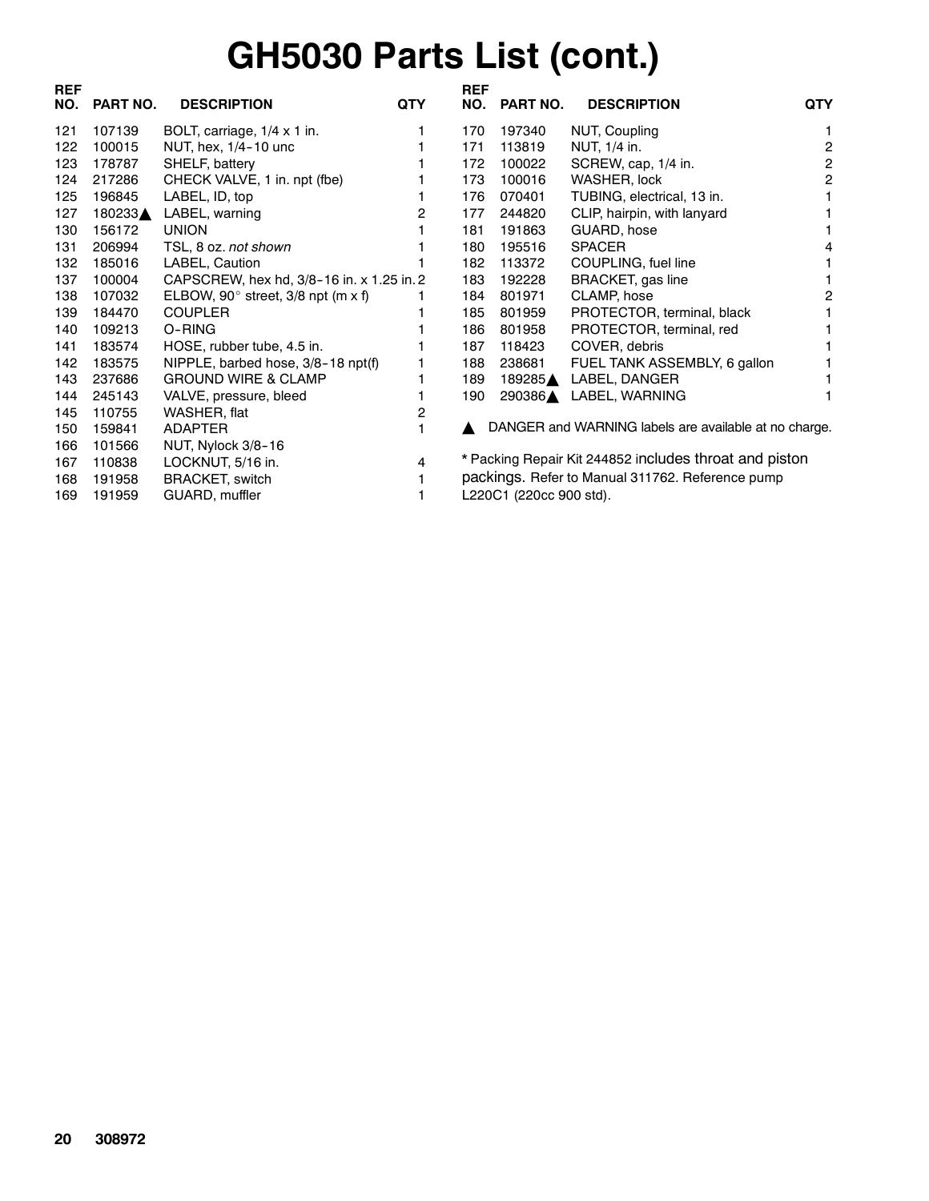# GH5030 Parts List (cont.)

| REF NO. | PART NO. | DESCRIPTION | QTY |
|---|---|---|---|
| 121 | 107139 | BOLT, carriage, 1/4 x 1 in. | 1 |
| 122 | 100015 | NUT, hex, 1/4-10 unc | 1 |
| 123 | 178787 | SHELF, battery | 1 |
| 124 | 217286 | CHECK VALVE, 1 in. npt (fbe) | 1 |
| 125 | 196845 | LABEL, ID, top | 1 |
| 127 | 180233▲ | LABEL, warning | 2 |
| 130 | 156172 | UNION | 1 |
| 131 | 206994 | TSL, 8 oz. *not shown* | 1 |
| 132 | 185016 | LABEL, Caution | 1 |
| 137 | 100004 | CAPSCREW, hex hd, 3/8-16 in. x 1.25 in. | 2 |
| 138 | 107032 | ELBOW, 90° street, 3/8 npt (m x f) | 1 |
| 139 | 184470 | COUPLER | 1 |
| 140 | 109213 | O-RING | 1 |
| 141 | 183574 | HOSE, rubber tube, 4.5 in. | 1 |
| 142 | 183575 | NIPPLE, barbed hose, 3/8-18 npt(f) | 1 |
| 143 | 237686 | GROUND WIRE & CLAMP | 1 |
| 144 | 245143 | VALVE, pressure, bleed | 1 |
| 145 | 110755 | WASHER, flat | 2 |
| 150 | 159841 | ADAPTER | 1 |
| 166 | 101566 | NUT, Nylock 3/8-16 | |
| 167 | 110838 | LOCKNUT, 5/16 in. | 4 |
| 168 | 191958 | BRACKET, switch | 1 |
| 169 | 191959 | GUARD, muffler | 1 |
| 170 | 197340 | NUT, Coupling | 1 |
| 171 | 113819 | NUT, 1/4 in. | 2 |
| 172 | 100022 | SCREW, cap, 1/4 in. | 2 |
| 173 | 100016 | WASHER, lock | 2 |
| 176 | 070401 | TUBING, electrical, 13 in. | 1 |
| 177 | 244820 | CLIP, hairpin, with lanyard | 1 |
| 181 | 191863 | GUARD, hose | 1 |
| 180 | 195516 | SPACER | 4 |
| 182 | 113372 | COUPLING, fuel line | 1 |
| 183 | 192228 | BRACKET, gas line | 1 |
| 184 | 801971 | CLAMP, hose | 2 |
| 185 | 801959 | PROTECTOR, terminal, black | 1 |
| 186 | 801958 | PROTECTOR, terminal, red | 1 |
| 187 | 118423 | COVER, debris | 1 |
| 188 | 238681 | FUEL TANK ASSEMBLY, 6 gallon | 1 |
| 189 | 189285▲ | LABEL, DANGER | 1 |
| 190 | 290386▲ | LABEL, WARNING | 1 |

▲ DANGER and WARNING labels are available at no charge.

* Packing Repair Kit 244852 includes throat and piston packings. Refer to Manual 311762. Reference pump L220C1 (220cc 900 std).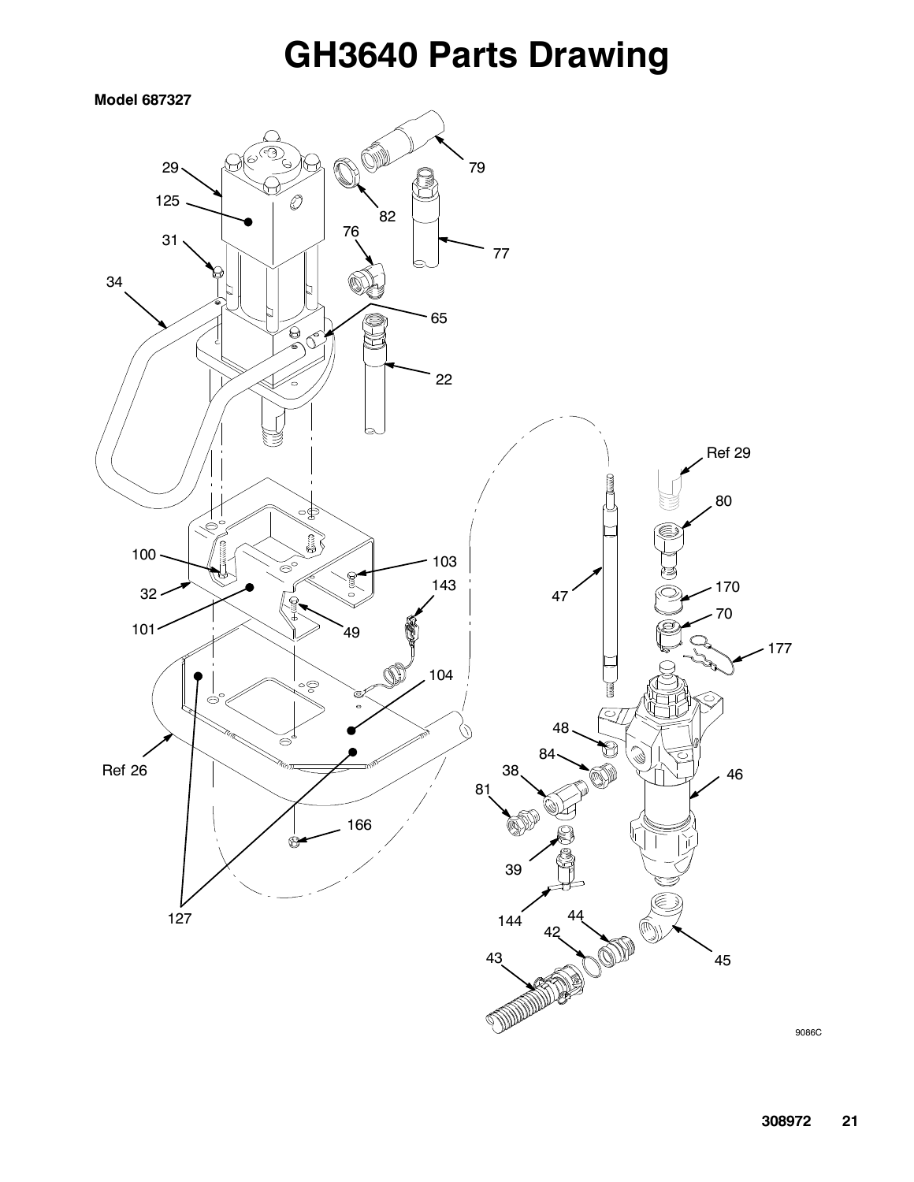# GH3640 Parts Drawing

**Model 687327**

29
125
31
34
82
79
76
77
65
22
Ref 29
80
100
103
143
32
47
170
70
101
49
177
104
48
84
46
Ref 26
38
81
166
39
127
144
44
42
43
45

9086C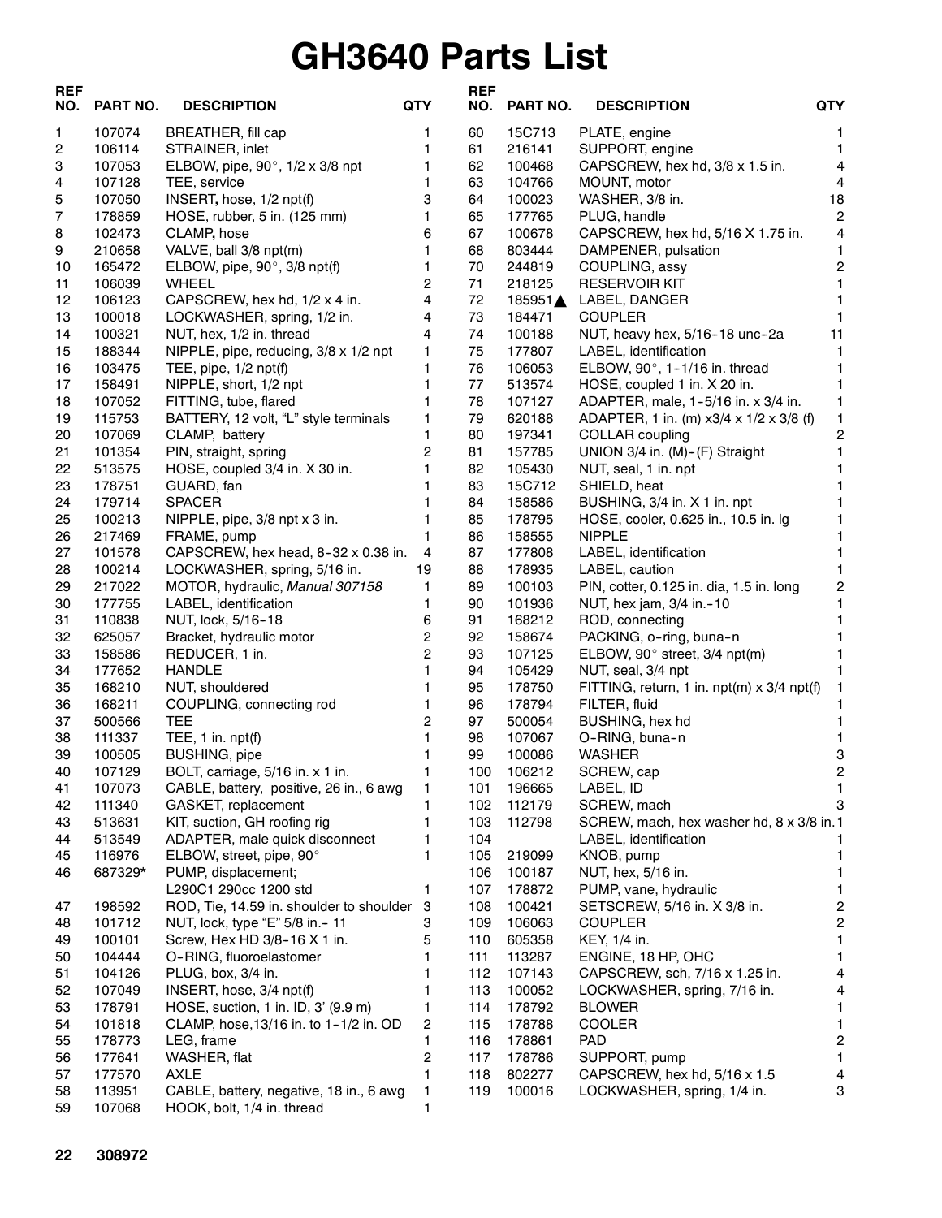# GH3640 Parts List

| REF NO. | PART NO. | DESCRIPTION | QTY |
|---|---|---|---|
| 1 | 107074 | BREATHER, fill cap | 1 |
| 2 | 106114 | STRAINER, inlet | 1 |
| 3 | 107053 | ELBOW, pipe, 90°, 1/2 x 3/8 npt | 1 |
| 4 | 107128 | TEE, service | 1 |
| 5 | 107050 | INSERT, hose, 1/2 npt(f) | 3 |
| 7 | 178859 | HOSE, rubber, 5 in. (125 mm) | 1 |
| 8 | 102473 | CLAMP, hose | 6 |
| 9 | 210658 | VALVE, ball 3/8 npt(m) | 1 |
| 10 | 165472 | ELBOW, pipe, 90°, 3/8 npt(f) | 1 |
| 11 | 106039 | WHEEL | 2 |
| 12 | 106123 | CAPSCREW, hex hd, 1/2 x 4 in. | 4 |
| 13 | 100018 | LOCKWASHER, spring, 1/2 in. | 4 |
| 14 | 100321 | NUT, hex, 1/2 in. thread | 4 |
| 15 | 188344 | NIPPLE, pipe, reducing, 3/8 x 1/2 npt | 1 |
| 16 | 103475 | TEE, pipe, 1/2 npt(f) | 1 |
| 17 | 158491 | NIPPLE, short, 1/2 npt | 1 |
| 18 | 107052 | FITTING, tube, flared | 1 |
| 19 | 115753 | BATTERY, 12 volt, “L” style terminals | 1 |
| 20 | 107069 | CLAMP, battery | 1 |
| 21 | 101354 | PIN, straight, spring | 2 |
| 22 | 513575 | HOSE, coupled 3/4 in. X 30 in. | 1 |
| 23 | 178751 | GUARD, fan | 1 |
| 24 | 179714 | SPACER | 1 |
| 25 | 100213 | NIPPLE, pipe, 3/8 npt x 3 in. | 1 |
| 26 | 217469 | FRAME, pump | 1 |
| 27 | 101578 | CAPSCREW, hex head, 8-32 x 0.38 in. | 4 |
| 28 | 100214 | LOCKWASHER, spring, 5/16 in. | 19 |
| 29 | 217022 | MOTOR, hydraulic, *Manual 307158* | 1 |
| 30 | 177755 | LABEL, identification | 1 |
| 31 | 110838 | NUT, lock, 5/16-18 | 6 |
| 32 | 625057 | Bracket, hydraulic motor | 2 |
| 33 | 158586 | REDUCER, 1 in. | 2 |
| 34 | 177652 | HANDLE | 1 |
| 35 | 168210 | NUT, shouldered | 1 |
| 36 | 168211 | COUPLING, connecting rod | 1 |
| 37 | 500566 | TEE | 2 |
| 38 | 111337 | TEE, 1 in. npt(f) | 1 |
| 39 | 100505 | BUSHING, pipe | 1 |
| 40 | 107129 | BOLT, carriage, 5/16 in. x 1 in. | 1 |
| 41 | 107073 | CABLE, battery, positive, 26 in., 6 awg | 1 |
| 42 | 111340 | GASKET, replacement | 1 |
| 43 | 513631 | KIT, suction, GH roofing rig | 1 |
| 44 | 513549 | ADAPTER, male quick disconnect | 1 |
| 45 | 116976 | ELBOW, street, pipe, 90° | 1 |
| 46 | 687329* | PUMP, displacement; L290C1 290cc 1200 std | 1 |
| 47 | 198592 | ROD, Tie, 14.59 in. shoulder to shoulder | 3 |
| 48 | 101712 | NUT, lock, type “E” 5/8 in.- 11 | 3 |
| 49 | 100101 | Screw, Hex HD 3/8-16 X 1 in. | 5 |
| 50 | 104444 | O-RING, fluoroelastomer | 1 |
| 51 | 104126 | PLUG, box, 3/4 in. | 1 |
| 52 | 107049 | INSERT, hose, 3/4 npt(f) | 1 |
| 53 | 178791 | HOSE, suction, 1 in. ID, 3' (9.9 m) | 1 |
| 54 | 101818 | CLAMP, hose,13/16 in. to 1-1/2 in. OD | 2 |
| 55 | 178773 | LEG, frame | 1 |
| 56 | 177641 | WASHER, flat | 2 |
| 57 | 177570 | AXLE | 1 |
| 58 | 113951 | CABLE, battery, negative, 18 in., 6 awg | 1 |
| 59 | 107068 | HOOK, bolt, 1/4 in. thread | 1 |
| 60 | 15C713 | PLATE, engine | 1 |
| 61 | 216141 | SUPPORT, engine | 1 |
| 62 | 100468 | CAPSCREW, hex hd, 3/8 x 1.5 in. | 4 |
| 63 | 104766 | MOUNT, motor | 4 |
| 64 | 100023 | WASHER, 3/8 in. | 18 |
| 65 | 177765 | PLUG, handle | 2 |
| 67 | 100678 | CAPSCREW, hex hd, 5/16 X 1.75 in. | 4 |
| 68 | 803444 | DAMPENER, pulsation | 1 |
| 70 | 244819 | COUPLING, assy | 2 |
| 71 | 218125 | RESERVOIR KIT | 1 |
| 72 | 185951▲ | LABEL, DANGER | 1 |
| 73 | 184471 | COUPLER | 1 |
| 74 | 100188 | NUT, heavy hex, 5/16-18 unc-2a | 11 |
| 75 | 177807 | LABEL, identification | 1 |
| 76 | 106053 | ELBOW, 90°, 1-1/16 in. thread | 1 |
| 77 | 513574 | HOSE, coupled 1 in. X 20 in. | 1 |
| 78 | 107127 | ADAPTER, male, 1-5/16 in. x 3/4 in. | 1 |
| 79 | 620188 | ADAPTER, 1 in. (m) x3/4 x 1/2 x 3/8 (f) | 1 |
| 80 | 197341 | COLLAR coupling | 2 |
| 81 | 157785 | UNION 3/4 in. (M)-(F) Straight | 1 |
| 82 | 105430 | NUT, seal, 1 in. npt | 1 |
| 83 | 15C712 | SHIELD, heat | 1 |
| 84 | 158586 | BUSHING, 3/4 in. X 1 in. npt | 1 |
| 85 | 178795 | HOSE, cooler, 0.625 in., 10.5 in. lg | 1 |
| 86 | 158555 | NIPPLE | 1 |
| 87 | 177808 | LABEL, identification | 1 |
| 88 | 178935 | LABEL, caution | 1 |
| 89 | 100103 | PIN, cotter, 0.125 in. dia, 1.5 in. long | 2 |
| 90 | 101936 | NUT, hex jam, 3/4 in.-10 | 1 |
| 91 | 168212 | ROD, connecting | 1 |
| 92 | 158674 | PACKING, o-ring, buna-n | 1 |
| 93 | 107125 | ELBOW, 90° street, 3/4 npt(m) | 1 |
| 94 | 105429 | NUT, seal, 3/4 npt | 1 |
| 95 | 178750 | FITTING, return, 1 in. npt(m) x 3/4 npt(f) | 1 |
| 96 | 178794 | FILTER, fluid | 1 |
| 97 | 500054 | BUSHING, hex hd | 1 |
| 98 | 107067 | O-RING, buna-n | 1 |
| 99 | 100086 | WASHER | 3 |
| 100 | 106212 | SCREW, cap | 2 |
| 101 | 196665 | LABEL, ID | 1 |
| 102 | 112179 | SCREW, mach | 3 |
| 103 | 112798 | SCREW, mach, hex washer hd, 8 x 3/8 in. | 1 |
| 104 | | LABEL, identification | 1 |
| 105 | 219099 | KNOB, pump | 1 |
| 106 | 100187 | NUT, hex, 5/16 in. | 1 |
| 107 | 178872 | PUMP, vane, hydraulic | 1 |
| 108 | 100421 | SETSCREW, 5/16 in. X 3/8 in. | 2 |
| 109 | 106063 | COUPLER | 2 |
| 110 | 605358 | KEY, 1/4 in. | 1 |
| 111 | 113287 | ENGINE, 18 HP, OHC | 1 |
| 112 | 107143 | CAPSCREW, sch, 7/16 x 1.25 in. | 4 |
| 113 | 100052 | LOCKWASHER, spring, 7/16 in. | 4 |
| 114 | 178792 | BLOWER | 1 |
| 115 | 178788 | COOLER | 1 |
| 116 | 178861 | PAD | 2 |
| 117 | 178786 | SUPPORT, pump | 1 |
| 118 | 802277 | CAPSCREW, hex hd, 5/16 x 1.5 | 4 |
| 119 | 100016 | LOCKWASHER, spring, 1/4 in. | 3 |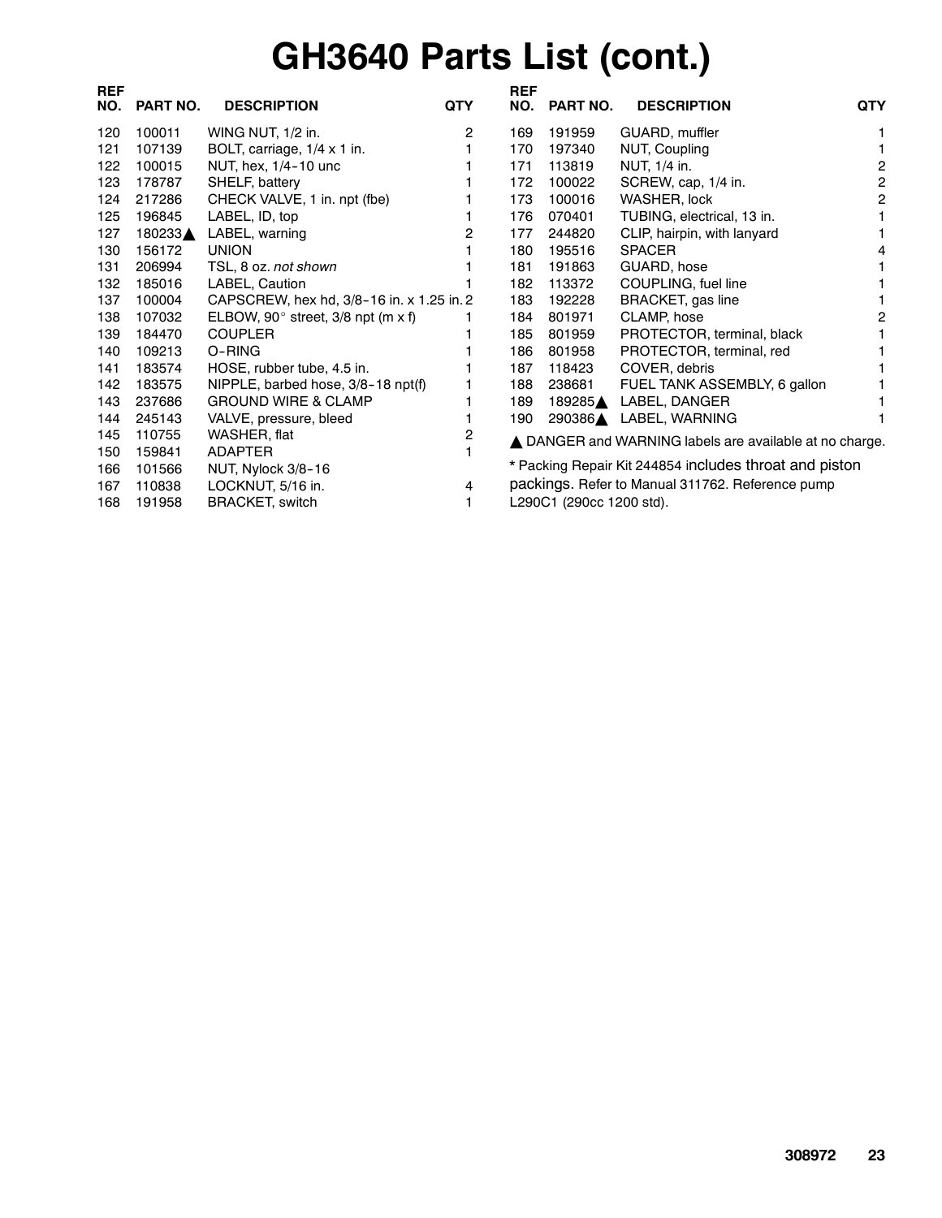# GH3640 Parts List (cont.)

| REF NO. | PART NO. | DESCRIPTION | QTY |
|---|---|---|---|
| 120 | 100011 | WING NUT, 1/2 in. | 2 |
| 121 | 107139 | BOLT, carriage, 1/4 x 1 in. | 1 |
| 122 | 100015 | NUT, hex, 1/4-10 unc | 1 |
| 123 | 178787 | SHELF, battery | 1 |
| 124 | 217286 | CHECK VALVE, 1 in. npt (fbe) | 1 |
| 125 | 196845 | LABEL, ID, top | 1 |
| 127 | 180233▲ | LABEL, warning | 2 |
| 130 | 156172 | UNION | 1 |
| 131 | 206994 | TSL, 8 oz. *not shown* | 1 |
| 132 | 185016 | LABEL, Caution | 1 |
| 137 | 100004 | CAPSCREW, hex hd, 3/8-16 in. x 1.25 in. | 2 |
| 138 | 107032 | ELBOW, 90° street, 3/8 npt (m x f) | 1 |
| 139 | 184470 | COUPLER | 1 |
| 140 | 109213 | O-RING | 1 |
| 141 | 183574 | HOSE, rubber tube, 4.5 in. | 1 |
| 142 | 183575 | NIPPLE, barbed hose, 3/8-18 npt(f) | 1 |
| 143 | 237686 | GROUND WIRE & CLAMP | 1 |
| 144 | 245143 | VALVE, pressure, bleed | 1 |
| 145 | 110755 | WASHER, flat | 2 |
| 150 | 159841 | ADAPTER | 1 |
| 166 | 101566 | NUT, Nylock 3/8-16 | |
| 167 | 110838 | LOCKNUT, 5/16 in. | 4 |
| 168 | 191958 | BRACKET, switch | 1 |
| 169 | 191959 | GUARD, muffler | 1 |
| 170 | 197340 | NUT, Coupling | 1 |
| 171 | 113819 | NUT, 1/4 in. | 2 |
| 172 | 100022 | SCREW, cap, 1/4 in. | 2 |
| 173 | 100016 | WASHER, lock | 2 |
| 176 | 070401 | TUBING, electrical, 13 in. | 1 |
| 177 | 244820 | CLIP, hairpin, with lanyard | 1 |
| 180 | 195516 | SPACER | 4 |
| 181 | 191863 | GUARD, hose | 1 |
| 182 | 113372 | COUPLING, fuel line | 1 |
| 183 | 192228 | BRACKET, gas line | 1 |
| 184 | 801971 | CLAMP, hose | 2 |
| 185 | 801959 | PROTECTOR, terminal, black | 1 |
| 186 | 801958 | PROTECTOR, terminal, red | 1 |
| 187 | 118423 | COVER, debris | 1 |
| 188 | 238681 | FUEL TANK ASSEMBLY, 6 gallon | 1 |
| 189 | 189285▲ | LABEL, DANGER | 1 |
| 190 | 290386▲ | LABEL, WARNING | 1 |

▲ DANGER and WARNING labels are available at no charge.

* Packing Repair Kit 244854 includes throat and piston packings. Refer to Manual 311762. Reference pump L290C1 (290cc 1200 std).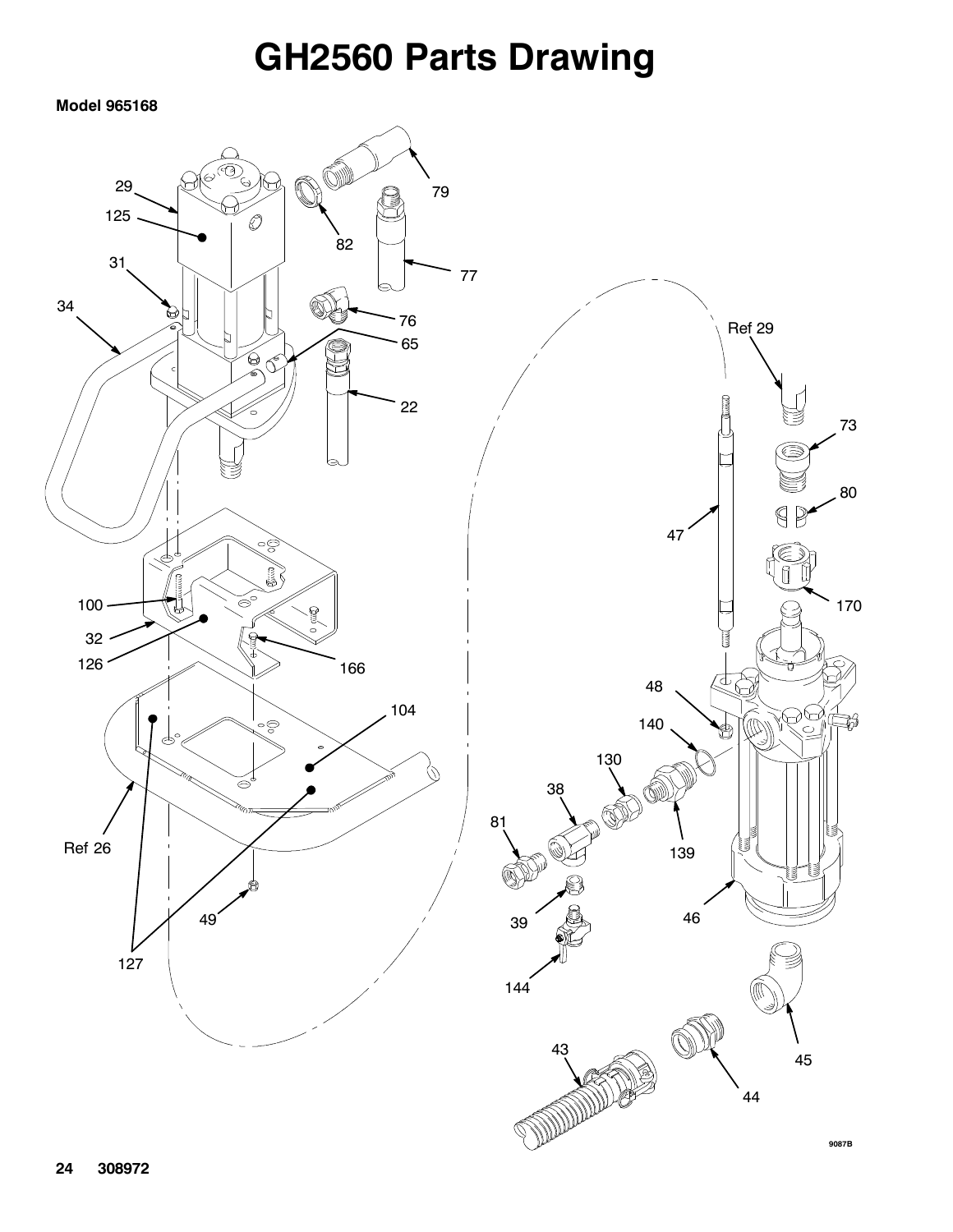# GH2560 Parts Drawing

**Model 965168**

29
125
31
34
79
82
77
76
65
22
Ref 29
73
80
47
170
100
32
126
166
48
140
104
130
38
81
139
Ref 26
49
39
46
127
144
45
43
44

9087B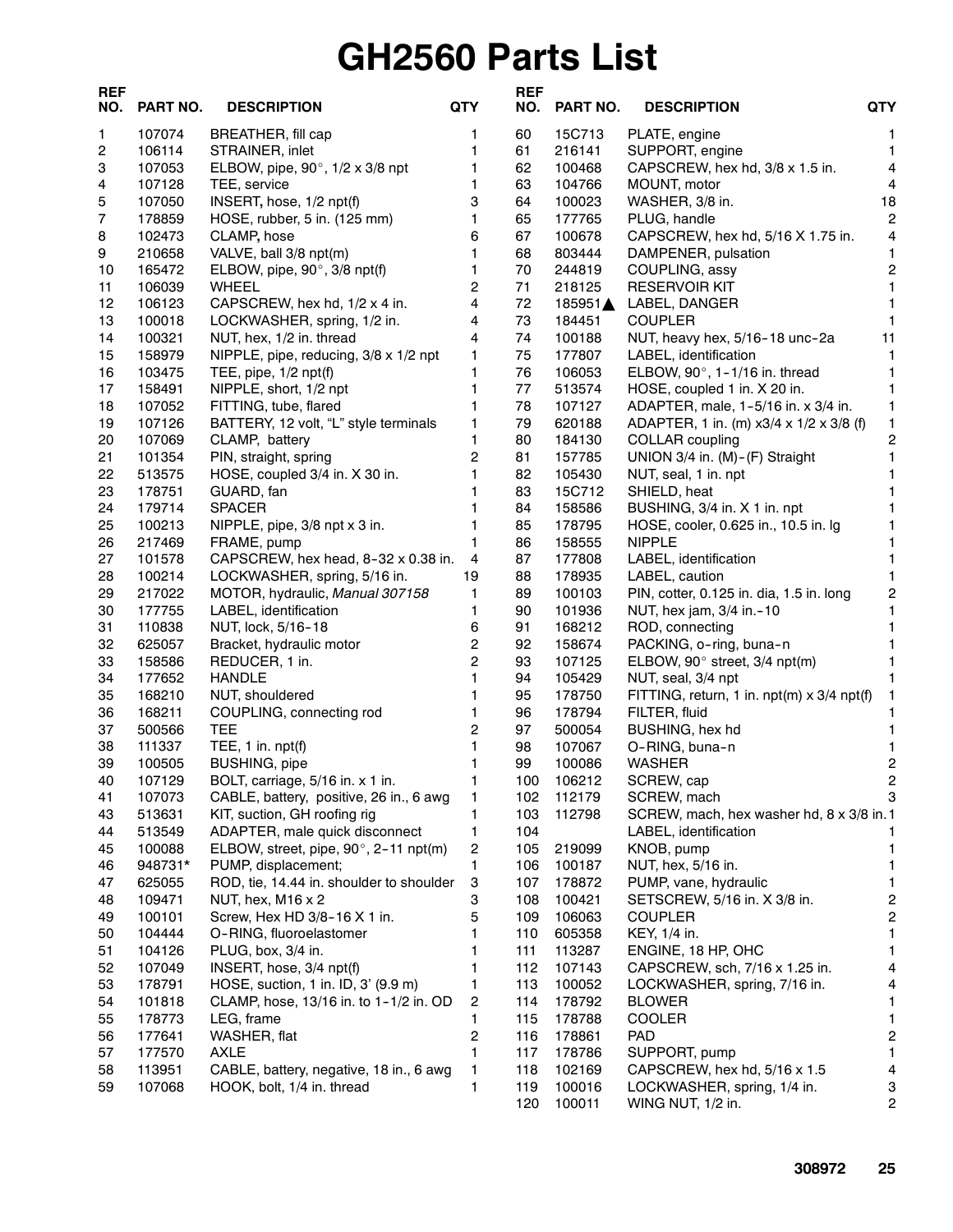# GH2560 Parts List

| REF NO. | PART NO. | DESCRIPTION | QTY |
|---|---|---|---|
| 1 | 107074 | BREATHER, fill cap | 1 |
| 2 | 106114 | STRAINER, inlet | 1 |
| 3 | 107053 | ELBOW, pipe, 90°, 1/2 x 3/8 npt | 1 |
| 4 | 107128 | TEE, service | 1 |
| 5 | 107050 | INSERT, hose, 1/2 npt(f) | 3 |
| 7 | 178859 | HOSE, rubber, 5 in. (125 mm) | 1 |
| 8 | 102473 | CLAMP, hose | 6 |
| 9 | 210658 | VALVE, ball 3/8 npt(m) | 1 |
| 10 | 165472 | ELBOW, pipe, 90°, 3/8 npt(f) | 1 |
| 11 | 106039 | WHEEL | 2 |
| 12 | 106123 | CAPSCREW, hex hd, 1/2 x 4 in. | 4 |
| 13 | 100018 | LOCKWASHER, spring, 1/2 in. | 4 |
| 14 | 100321 | NUT, hex, 1/2 in. thread | 4 |
| 15 | 158979 | NIPPLE, pipe, reducing, 3/8 x 1/2 npt | 1 |
| 16 | 103475 | TEE, pipe, 1/2 npt(f) | 1 |
| 17 | 158491 | NIPPLE, short, 1/2 npt | 1 |
| 18 | 107052 | FITTING, tube, flared | 1 |
| 19 | 107126 | BATTERY, 12 volt, "L" style terminals | 1 |
| 20 | 107069 | CLAMP, battery | 1 |
| 21 | 101354 | PIN, straight, spring | 2 |
| 22 | 513575 | HOSE, coupled 3/4 in. X 30 in. | 1 |
| 23 | 178751 | GUARD, fan | 1 |
| 24 | 179714 | SPACER | 1 |
| 25 | 100213 | NIPPLE, pipe, 3/8 npt x 3 in. | 1 |
| 26 | 217469 | FRAME, pump | 1 |
| 27 | 101578 | CAPSCREW, hex head, 8-32 x 0.38 in. | 4 |
| 28 | 100214 | LOCKWASHER, spring, 5/16 in. | 19 |
| 29 | 217022 | MOTOR, hydraulic, *Manual 307158* | 1 |
| 30 | 177755 | LABEL, identification | 1 |
| 31 | 110838 | NUT, lock, 5/16-18 | 6 |
| 32 | 625057 | Bracket, hydraulic motor | 2 |
| 33 | 158586 | REDUCER, 1 in. | 2 |
| 34 | 177652 | HANDLE | 1 |
| 35 | 168210 | NUT, shouldered | 1 |
| 36 | 168211 | COUPLING, connecting rod | 1 |
| 37 | 500566 | TEE | 2 |
| 38 | 111337 | TEE, 1 in. npt(f) | 1 |
| 39 | 100505 | BUSHING, pipe | 1 |
| 40 | 107129 | BOLT, carriage, 5/16 in. x 1 in. | 1 |
| 41 | 107073 | CABLE, battery, positive, 26 in., 6 awg | 1 |
| 43 | 513631 | KIT, suction, GH roofing rig | 1 |
| 44 | 513549 | ADAPTER, male quick disconnect | 1 |
| 45 | 100088 | ELBOW, street, pipe, 90°, 2-11 npt(m) | 2 |
| 46 | 948731* | PUMP, displacement; | 1 |
| 47 | 625055 | ROD, tie, 14.44 in. shoulder to shoulder | 3 |
| 48 | 109471 | NUT, hex, M16 x 2 | 3 |
| 49 | 100101 | Screw, Hex HD 3/8-16 X 1 in. | 5 |
| 50 | 104444 | O-RING, fluoroelastomer | 1 |
| 51 | 104126 | PLUG, box, 3/4 in. | 1 |
| 52 | 107049 | INSERT, hose, 3/4 npt(f) | 1 |
| 53 | 178791 | HOSE, suction, 1 in. ID, 3' (9.9 m) | 1 |
| 54 | 101818 | CLAMP, hose, 13/16 in. to 1-1/2 in. OD | 2 |
| 55 | 178773 | LEG, frame | 1 |
| 56 | 177641 | WASHER, flat | 2 |
| 57 | 177570 | AXLE | 1 |
| 58 | 113951 | CABLE, battery, negative, 18 in., 6 awg | 1 |
| 59 | 107068 | HOOK, bolt, 1/4 in. thread | 1 |
| 60 | 15C713 | PLATE, engine | 1 |
| 61 | 216141 | SUPPORT, engine | 1 |
| 62 | 100468 | CAPSCREW, hex hd, 3/8 x 1.5 in. | 4 |
| 63 | 104766 | MOUNT, motor | 4 |
| 64 | 100023 | WASHER, 3/8 in. | 18 |
| 65 | 177765 | PLUG, handle | 2 |
| 67 | 100678 | CAPSCREW, hex hd, 5/16 X 1.75 in. | 4 |
| 68 | 803444 | DAMPENER, pulsation | 1 |
| 70 | 244819 | COUPLING, assy | 2 |
| 71 | 218125 | RESERVOIR KIT | 1 |
| 72 | 185951▲ | LABEL, DANGER | 1 |
| 73 | 184451 | COUPLER | 1 |
| 74 | 100188 | NUT, heavy hex, 5/16-18 unc-2a | 11 |
| 75 | 177807 | LABEL, identification | 1 |
| 76 | 106053 | ELBOW, 90°, 1-1/16 in. thread | 1 |
| 77 | 513574 | HOSE, coupled 1 in. X 20 in. | 1 |
| 78 | 107127 | ADAPTER, male, 1-5/16 in. x 3/4 in. | 1 |
| 79 | 620188 | ADAPTER, 1 in. (m) x3/4 x 1/2 x 3/8 (f) | 1 |
| 80 | 184130 | COLLAR coupling | 2 |
| 81 | 157785 | UNION 3/4 in. (M)-(F) Straight | 1 |
| 82 | 105430 | NUT, seal, 1 in. npt | 1 |
| 83 | 15C712 | SHIELD, heat | 1 |
| 84 | 158586 | BUSHING, 3/4 in. X 1 in. npt | 1 |
| 85 | 178795 | HOSE, cooler, 0.625 in., 10.5 in. lg | 1 |
| 86 | 158555 | NIPPLE | 1 |
| 87 | 177808 | LABEL, identification | 1 |
| 88 | 178935 | LABEL, caution | 1 |
| 89 | 100103 | PIN, cotter, 0.125 in. dia, 1.5 in. long | 2 |
| 90 | 101936 | NUT, hex jam, 3/4 in.-10 | 1 |
| 91 | 168212 | ROD, connecting | 1 |
| 92 | 158674 | PACKING, o-ring, buna-n | 1 |
| 93 | 107125 | ELBOW, 90° street, 3/4 npt(m) | 1 |
| 94 | 105429 | NUT, seal, 3/4 npt | 1 |
| 95 | 178750 | FITTING, return, 1 in. npt(m) x 3/4 npt(f) | 1 |
| 96 | 178794 | FILTER, fluid | 1 |
| 97 | 500054 | BUSHING, hex hd | 1 |
| 98 | 107067 | O-RING, buna-n | 1 |
| 99 | 100086 | WASHER | 2 |
| 100 | 106212 | SCREW, cap | 2 |
| 102 | 112179 | SCREW, mach | 3 |
| 103 | 112798 | SCREW, mach, hex washer hd, 8 x 3/8 in. | 1 |
| 104 | | LABEL, identification | 1 |
| 105 | 219099 | KNOB, pump | 1 |
| 106 | 100187 | NUT, hex, 5/16 in. | 1 |
| 107 | 178872 | PUMP, vane, hydraulic | 1 |
| 108 | 100421 | SETSCREW, 5/16 in. X 3/8 in. | 2 |
| 109 | 106063 | COUPLER | 2 |
| 110 | 605358 | KEY, 1/4 in. | 1 |
| 111 | 113287 | ENGINE, 18 HP, OHC | 1 |
| 112 | 107143 | CAPSCREW, sch, 7/16 x 1.25 in. | 4 |
| 113 | 100052 | LOCKWASHER, spring, 7/16 in. | 4 |
| 114 | 178792 | BLOWER | 1 |
| 115 | 178788 | COOLER | 1 |
| 116 | 178861 | PAD | 2 |
| 117 | 178786 | SUPPORT, pump | 1 |
| 118 | 102169 | CAPSCREW, hex hd, 5/16 x 1.5 | 4 |
| 119 | 100016 | LOCKWASHER, spring, 1/4 in. | 3 |
| 120 | 100011 | WING NUT, 1/2 in. | 2 |

308972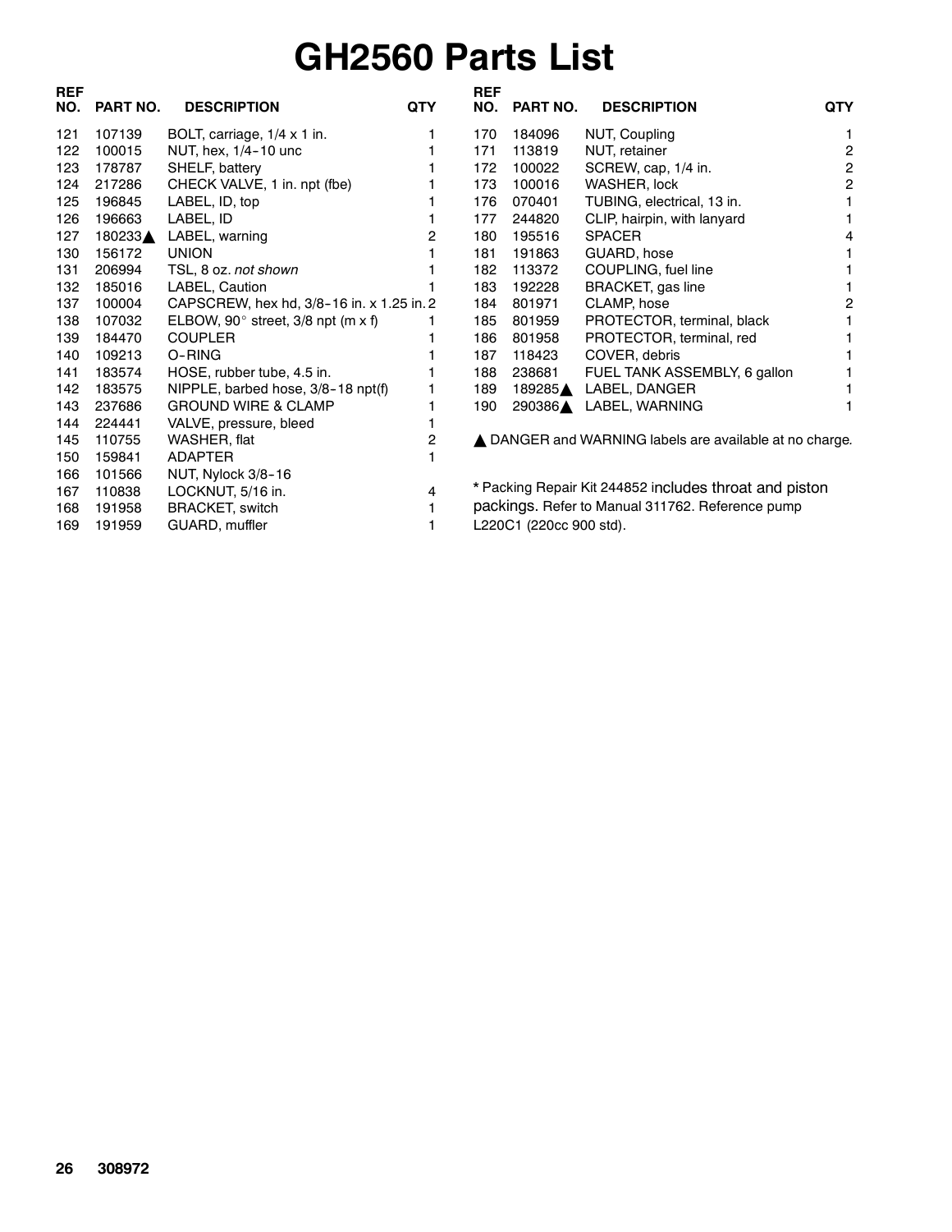# GH2560 Parts List

| REF NO. | PART NO. | DESCRIPTION | QTY |
|---|---|---|---|
| 121 | 107139 | BOLT, carriage, 1/4 x 1 in. | 1 |
| 122 | 100015 | NUT, hex, 1/4-10 unc | 1 |
| 123 | 178787 | SHELF, battery | 1 |
| 124 | 217286 | CHECK VALVE, 1 in. npt (fbe) | 1 |
| 125 | 196845 | LABEL, ID, top | 1 |
| 126 | 196663 | LABEL, ID | 1 |
| 127 | 180233▲ | LABEL, warning | 2 |
| 130 | 156172 | UNION | 1 |
| 131 | 206994 | TSL, 8 oz. *not shown* | 1 |
| 132 | 185016 | LABEL, Caution | 1 |
| 137 | 100004 | CAPSCREW, hex hd, 3/8-16 in. x 1.25 in. | 2 |
| 138 | 107032 | ELBOW, 90° street, 3/8 npt (m x f) | 1 |
| 139 | 184470 | COUPLER | 1 |
| 140 | 109213 | O-RING | 1 |
| 141 | 183574 | HOSE, rubber tube, 4.5 in. | 1 |
| 142 | 183575 | NIPPLE, barbed hose, 3/8-18 npt(f) | 1 |
| 143 | 237686 | GROUND WIRE & CLAMP | 1 |
| 144 | 224441 | VALVE, pressure, bleed | 1 |
| 145 | 110755 | WASHER, flat | 2 |
| 150 | 159841 | ADAPTER | 1 |
| 166 | 101566 | NUT, Nylock 3/8-16 | |
| 167 | 110838 | LOCKNUT, 5/16 in. | 4 |
| 168 | 191958 | BRACKET, switch | 1 |
| 169 | 191959 | GUARD, muffler | 1 |
| 170 | 184096 | NUT, Coupling | 1 |
| 171 | 113819 | NUT, retainer | 2 |
| 172 | 100022 | SCREW, cap, 1/4 in. | 2 |
| 173 | 100016 | WASHER, lock | 2 |
| 176 | 070401 | TUBING, electrical, 13 in. | 1 |
| 177 | 244820 | CLIP, hairpin, with lanyard | 1 |
| 180 | 195516 | SPACER | 4 |
| 181 | 191863 | GUARD, hose | 1 |
| 182 | 113372 | COUPLING, fuel line | 1 |
| 183 | 192228 | BRACKET, gas line | 1 |
| 184 | 801971 | CLAMP, hose | 2 |
| 185 | 801959 | PROTECTOR, terminal, black | 1 |
| 186 | 801958 | PROTECTOR, terminal, red | 1 |
| 187 | 118423 | COVER, debris | 1 |
| 188 | 238681 | FUEL TANK ASSEMBLY, 6 gallon | 1 |
| 189 | 189285▲ | LABEL, DANGER | 1 |
| 190 | 290386▲ | LABEL, WARNING | 1 |

▲ DANGER and WARNING labels are available at no charge.

* Packing Repair Kit 244852 includes throat and piston packings. Refer to Manual 311762. Reference pump L220C1 (220cc 900 std).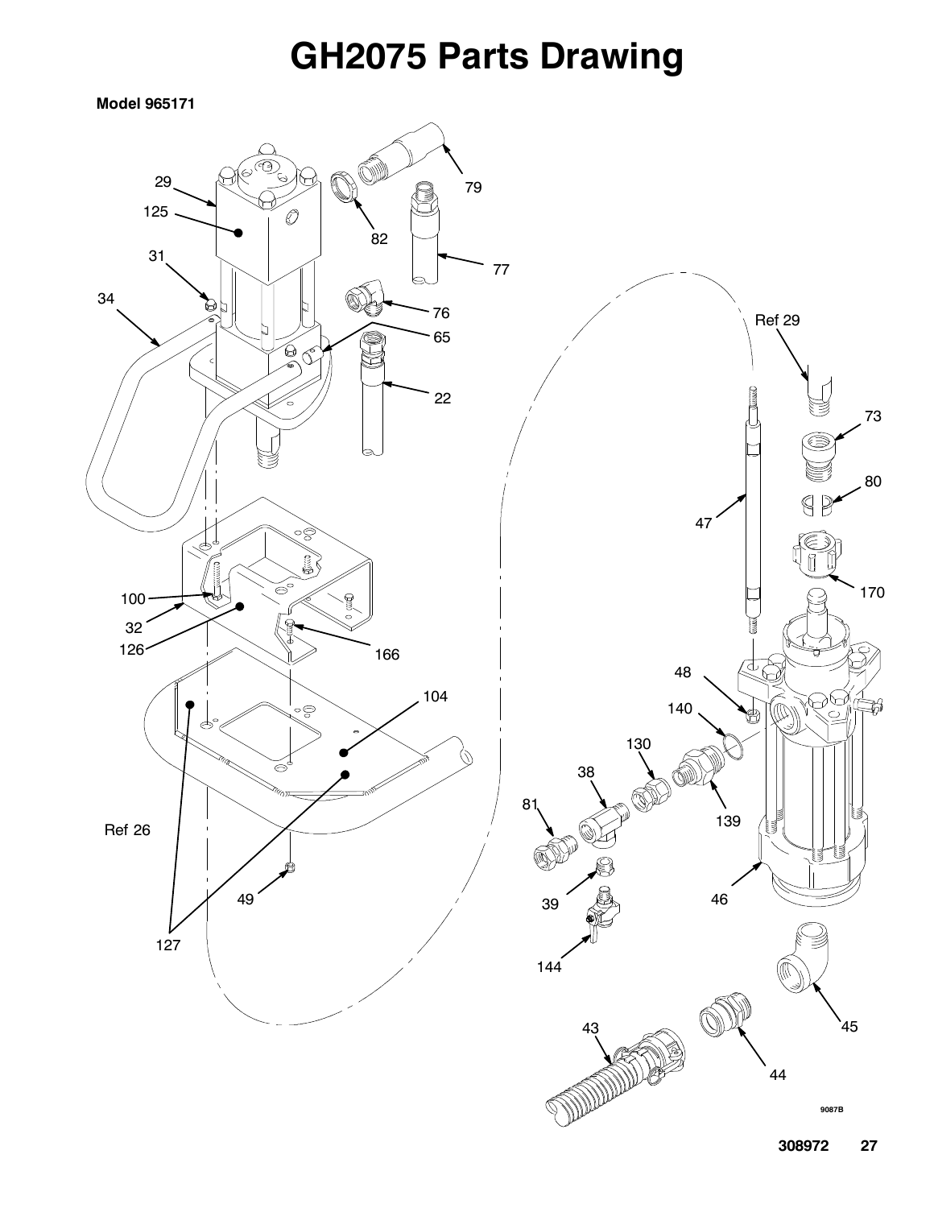# GH2075 Parts Drawing

**Model 965171**

29
125
82
79
77
31
34
76
65
22
Ref 29
73
80
47
170
100
32
126
166
48
104
140
130
38
139
81
Ref 26
46
49
39
144
127
45
43
44
9087B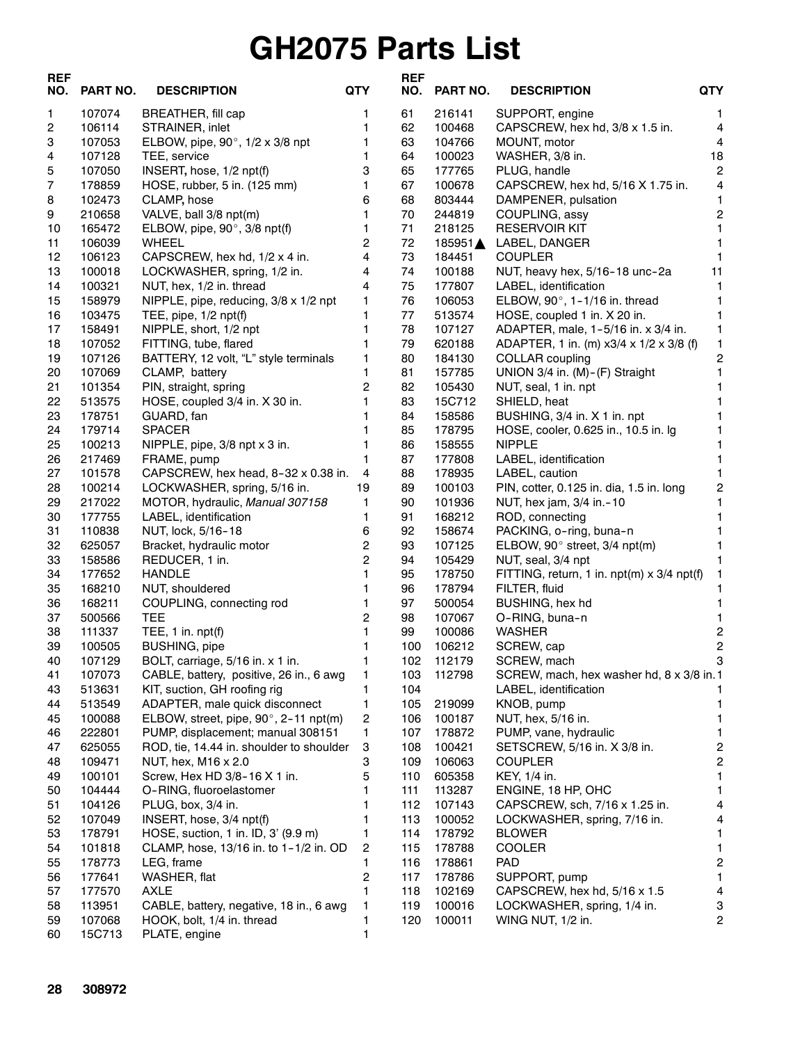# GH2075 Parts List

| REF NO. | PART NO. | DESCRIPTION | QTY |
|---|---|---|---|
| 1 | 107074 | BREATHER, fill cap | 1 |
| 2 | 106114 | STRAINER, inlet | 1 |
| 3 | 107053 | ELBOW, pipe, 90°, 1/2 x 3/8 npt | 1 |
| 4 | 107128 | TEE, service | 1 |
| 5 | 107050 | INSERT, hose, 1/2 npt(f) | 3 |
| 7 | 178859 | HOSE, rubber, 5 in. (125 mm) | 1 |
| 8 | 102473 | CLAMP, hose | 6 |
| 9 | 210658 | VALVE, ball 3/8 npt(m) | 1 |
| 10 | 165472 | ELBOW, pipe, 90°, 3/8 npt(f) | 1 |
| 11 | 106039 | WHEEL | 2 |
| 12 | 106123 | CAPSCREW, hex hd, 1/2 x 4 in. | 4 |
| 13 | 100018 | LOCKWASHER, spring, 1/2 in. | 4 |
| 14 | 100321 | NUT, hex, 1/2 in. thread | 4 |
| 15 | 158979 | NIPPLE, pipe, reducing, 3/8 x 1/2 npt | 1 |
| 16 | 103475 | TEE, pipe, 1/2 npt(f) | 1 |
| 17 | 158491 | NIPPLE, short, 1/2 npt | 1 |
| 18 | 107052 | FITTING, tube, flared | 1 |
| 19 | 107126 | BATTERY, 12 volt, “L” style terminals | 1 |
| 20 | 107069 | CLAMP, battery | 1 |
| 21 | 101354 | PIN, straight, spring | 2 |
| 22 | 513575 | HOSE, coupled 3/4 in. X 30 in. | 1 |
| 23 | 178751 | GUARD, fan | 1 |
| 24 | 179714 | SPACER | 1 |
| 25 | 100213 | NIPPLE, pipe, 3/8 npt x 3 in. | 1 |
| 26 | 217469 | FRAME, pump | 1 |
| 27 | 101578 | CAPSCREW, hex head, 8-32 x 0.38 in. | 4 |
| 28 | 100214 | LOCKWASHER, spring, 5/16 in. | 19 |
| 29 | 217022 | MOTOR, hydraulic, *Manual 307158* | 1 |
| 30 | 177755 | LABEL, identification | 1 |
| 31 | 110838 | NUT, lock, 5/16-18 | 6 |
| 32 | 625057 | Bracket, hydraulic motor | 2 |
| 33 | 158586 | REDUCER, 1 in. | 2 |
| 34 | 177652 | HANDLE | 1 |
| 35 | 168210 | NUT, shouldered | 1 |
| 36 | 168211 | COUPLING, connecting rod | 1 |
| 37 | 500566 | TEE | 2 |
| 38 | 111337 | TEE, 1 in. npt(f) | 1 |
| 39 | 100505 | BUSHING, pipe | 1 |
| 40 | 107129 | BOLT, carriage, 5/16 in. x 1 in. | 1 |
| 41 | 107073 | CABLE, battery, positive, 26 in., 6 awg | 1 |
| 43 | 513631 | KIT, suction, GH roofing rig | 1 |
| 44 | 513549 | ADAPTER, male quick disconnect | 1 |
| 45 | 100088 | ELBOW, street, pipe, 90°, 2-11 npt(m) | 2 |
| 46 | 222801 | PUMP, displacement; manual 308151 | 1 |
| 47 | 625055 | ROD, tie, 14.44 in. shoulder to shoulder | 3 |
| 48 | 109471 | NUT, hex, M16 x 2.0 | 3 |
| 49 | 100101 | Screw, Hex HD 3/8-16 X 1 in. | 5 |
| 50 | 104444 | O-RING, fluoroelastomer | 1 |
| 51 | 104126 | PLUG, box, 3/4 in. | 1 |
| 52 | 107049 | INSERT, hose, 3/4 npt(f) | 1 |
| 53 | 178791 | HOSE, suction, 1 in. ID, 3' (9.9 m) | 1 |
| 54 | 101818 | CLAMP, hose, 13/16 in. to 1-1/2 in. OD | 2 |
| 55 | 178773 | LEG, frame | 1 |
| 56 | 177641 | WASHER, flat | 2 |
| 57 | 177570 | AXLE | 1 |
| 58 | 113951 | CABLE, battery, negative, 18 in., 6 awg | 1 |
| 59 | 107068 | HOOK, bolt, 1/4 in. thread | 1 |
| 60 | 15C713 | PLATE, engine | 1 |
| 61 | 216141 | SUPPORT, engine | 1 |
| 62 | 100468 | CAPSCREW, hex hd, 3/8 x 1.5 in. | 4 |
| 63 | 104766 | MOUNT, motor | 4 |
| 64 | 100023 | WASHER, 3/8 in. | 18 |
| 65 | 177765 | PLUG, handle | 2 |
| 67 | 100678 | CAPSCREW, hex hd, 5/16 X 1.75 in. | 4 |
| 68 | 803444 | DAMPENER, pulsation | 1 |
| 70 | 244819 | COUPLING, assy | 2 |
| 71 | 218125 | RESERVOIR KIT | 1 |
| 72 | 185951▲ | LABEL, DANGER | 1 |
| 73 | 184451 | COUPLER | 1 |
| 74 | 100188 | NUT, heavy hex, 5/16-18 unc-2a | 11 |
| 75 | 177807 | LABEL, identification | 1 |
| 76 | 106053 | ELBOW, 90°, 1-1/16 in. thread | 1 |
| 77 | 513574 | HOSE, coupled 1 in. X 20 in. | 1 |
| 78 | 107127 | ADAPTER, male, 1-5/16 in. x 3/4 in. | 1 |
| 79 | 620188 | ADAPTER, 1 in. (m) x3/4 x 1/2 x 3/8 (f) | 1 |
| 80 | 184130 | COLLAR coupling | 2 |
| 81 | 157785 | UNION 3/4 in. (M)-(F) Straight | 1 |
| 82 | 105430 | NUT, seal, 1 in. npt | 1 |
| 83 | 15C712 | SHIELD, heat | 1 |
| 84 | 158586 | BUSHING, 3/4 in. X 1 in. npt | 1 |
| 85 | 178795 | HOSE, cooler, 0.625 in., 10.5 in. lg | 1 |
| 86 | 158555 | NIPPLE | 1 |
| 87 | 177808 | LABEL, identification | 1 |
| 88 | 178935 | LABEL, caution | 1 |
| 89 | 100103 | PIN, cotter, 0.125 in. dia, 1.5 in. long | 2 |
| 90 | 101936 | NUT, hex jam, 3/4 in.-10 | 1 |
| 91 | 168212 | ROD, connecting | 1 |
| 92 | 158674 | PACKING, o-ring, buna-n | 1 |
| 93 | 107125 | ELBOW, 90° street, 3/4 npt(m) | 1 |
| 94 | 105429 | NUT, seal, 3/4 npt | 1 |
| 95 | 178750 | FITTING, return, 1 in. npt(m) x 3/4 npt(f) | 1 |
| 96 | 178794 | FILTER, fluid | 1 |
| 97 | 500054 | BUSHING, hex hd | 1 |
| 98 | 107067 | O-RING, buna-n | 1 |
| 99 | 100086 | WASHER | 2 |
| 100 | 106212 | SCREW, cap | 2 |
| 102 | 112179 | SCREW, mach | 3 |
| 103 | 112798 | SCREW, mach, hex washer hd, 8 x 3/8 in. | 1 |
| 104 | | LABEL, identification | 1 |
| 105 | 219099 | KNOB, pump | 1 |
| 106 | 100187 | NUT, hex, 5/16 in. | 1 |
| 107 | 178872 | PUMP, vane, hydraulic | 1 |
| 108 | 100421 | SETSCREW, 5/16 in. X 3/8 in. | 2 |
| 109 | 106063 | COUPLER | 2 |
| 110 | 605358 | KEY, 1/4 in. | 1 |
| 111 | 113287 | ENGINE, 18 HP, OHC | 1 |
| 112 | 107143 | CAPSCREW, sch, 7/16 x 1.25 in. | 4 |
| 113 | 100052 | LOCKWASHER, spring, 7/16 in. | 4 |
| 114 | 178792 | BLOWER | 1 |
| 115 | 178788 | COOLER | 1 |
| 116 | 178861 | PAD | 2 |
| 117 | 178786 | SUPPORT, pump | 1 |
| 118 | 102169 | CAPSCREW, hex hd, 5/16 x 1.5 | 4 |
| 119 | 100016 | LOCKWASHER, spring, 1/4 in. | 3 |
| 120 | 100011 | WING NUT, 1/2 in. | 2 |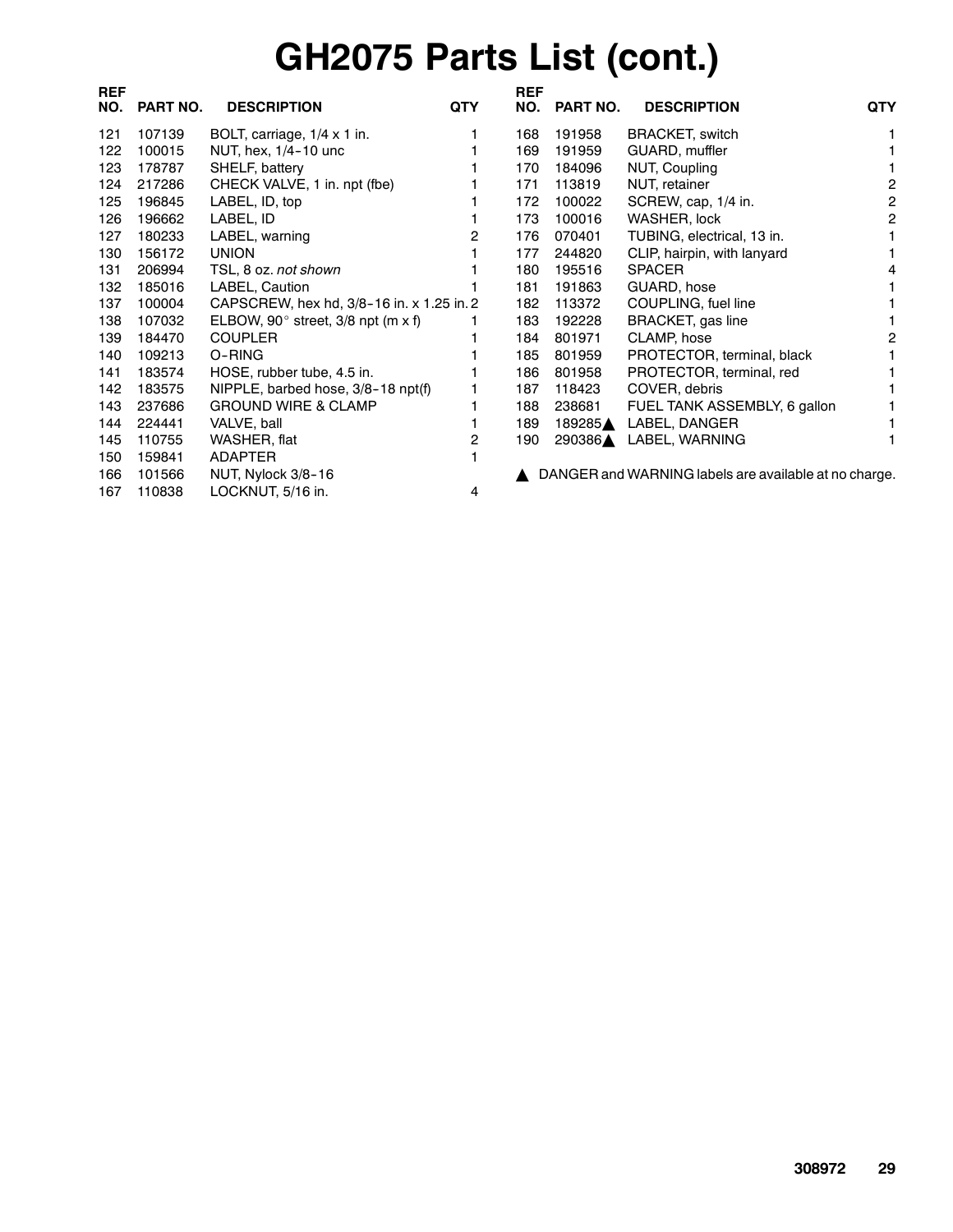# GH2075 Parts List (cont.)

| REF NO. | PART NO. | DESCRIPTION | QTY |
|---|---|---|---|
| 121 | 107139 | BOLT, carriage, 1/4 x 1 in. | 1 |
| 122 | 100015 | NUT, hex, 1/4-10 unc | 1 |
| 123 | 178787 | SHELF, battery | 1 |
| 124 | 217286 | CHECK VALVE, 1 in. npt (fbe) | 1 |
| 125 | 196845 | LABEL, ID, top | 1 |
| 126 | 196662 | LABEL, ID | 1 |
| 127 | 180233 | LABEL, warning | 2 |
| 130 | 156172 | UNION | 1 |
| 131 | 206994 | TSL, 8 oz. *not shown* | 1 |
| 132 | 185016 | LABEL, Caution | 1 |
| 137 | 100004 | CAPSCREW, hex hd, 3/8-16 in. x 1.25 in. | 2 |
| 138 | 107032 | ELBOW, 90° street, 3/8 npt (m x f) | 1 |
| 139 | 184470 | COUPLER | 1 |
| 140 | 109213 | O-RING | 1 |
| 141 | 183574 | HOSE, rubber tube, 4.5 in. | 1 |
| 142 | 183575 | NIPPLE, barbed hose, 3/8-18 npt(f) | 1 |
| 143 | 237686 | GROUND WIRE & CLAMP | 1 |
| 144 | 224441 | VALVE, ball | 1 |
| 145 | 110755 | WASHER, flat | 2 |
| 150 | 159841 | ADAPTER | 1 |
| 166 | 101566 | NUT, Nylock 3/8-16 | |
| 167 | 110838 | LOCKNUT, 5/16 in. | 4 |
| 168 | 191958 | BRACKET, switch | 1 |
| 169 | 191959 | GUARD, muffler | 1 |
| 170 | 184096 | NUT, Coupling | 1 |
| 171 | 113819 | NUT, retainer | 2 |
| 172 | 100022 | SCREW, cap, 1/4 in. | 2 |
| 173 | 100016 | WASHER, lock | 2 |
| 176 | 070401 | TUBING, electrical, 13 in. | 1 |
| 177 | 244820 | CLIP, hairpin, with lanyard | 1 |
| 180 | 195516 | SPACER | 4 |
| 181 | 191863 | GUARD, hose | 1 |
| 182 | 113372 | COUPLING, fuel line | 1 |
| 183 | 192228 | BRACKET, gas line | 1 |
| 184 | 801971 | CLAMP, hose | 2 |
| 185 | 801959 | PROTECTOR, terminal, black | 1 |
| 186 | 801958 | PROTECTOR, terminal, red | 1 |
| 187 | 118423 | COVER, debris | 1 |
| 188 | 238681 | FUEL TANK ASSEMBLY, 6 gallon | 1 |
| 189 | 189285▲ | LABEL, DANGER | 1 |
| 190 | 290386▲ | LABEL, WARNING | 1 |

▲ DANGER and WARNING labels are available at no charge.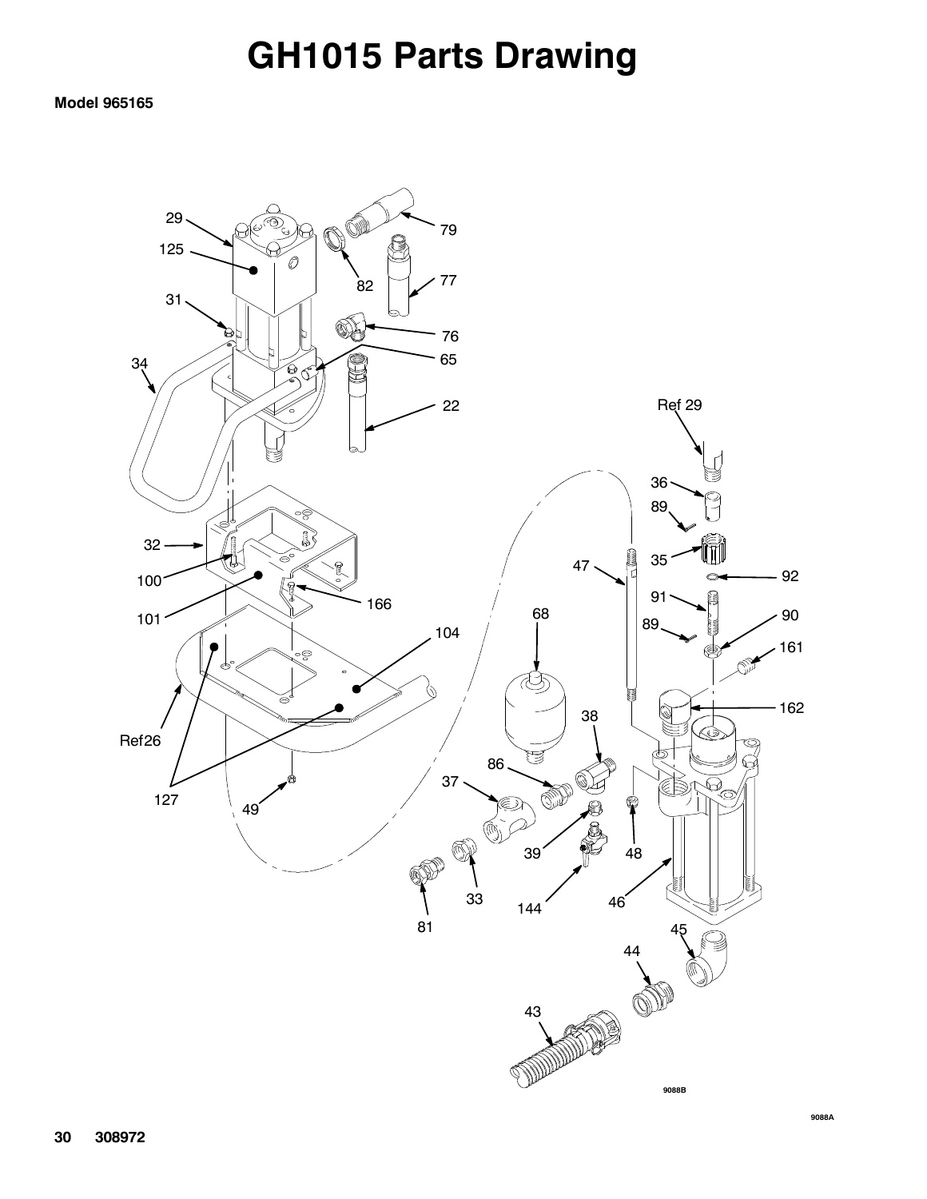# GH1015 Parts Drawing

**Model 965165**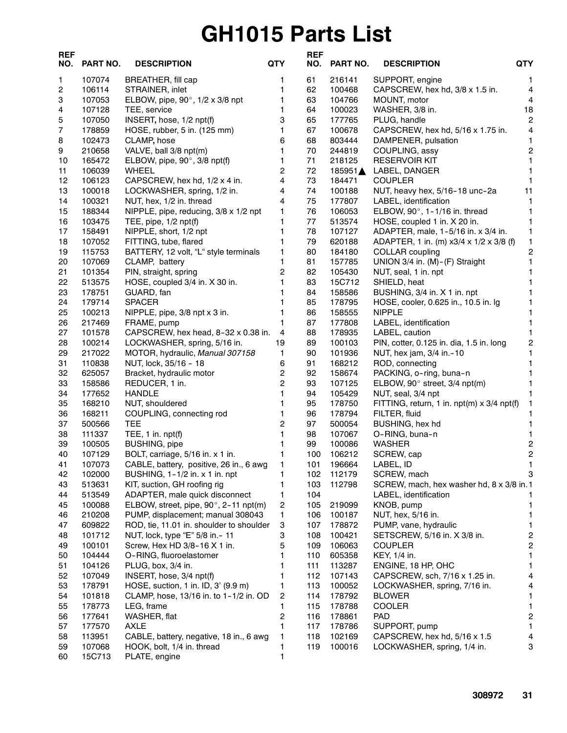# GH1015 Parts List

| REF NO. | PART NO. | DESCRIPTION | QTY |
|---|---|---|---|
| 1 | 107074 | BREATHER, fill cap | 1 |
| 2 | 106114 | STRAINER, inlet | 1 |
| 3 | 107053 | ELBOW, pipe, 90°, 1/2 x 3/8 npt | 1 |
| 4 | 107128 | TEE, service | 1 |
| 5 | 107050 | INSERT, hose, 1/2 npt(f) | 3 |
| 7 | 178859 | HOSE, rubber, 5 in. (125 mm) | 1 |
| 8 | 102473 | CLAMP, hose | 6 |
| 9 | 210658 | VALVE, ball 3/8 npt(m) | 1 |
| 10 | 165472 | ELBOW, pipe, 90°, 3/8 npt(f) | 1 |
| 11 | 106039 | WHEEL | 2 |
| 12 | 106123 | CAPSCREW, hex hd, 1/2 x 4 in. | 4 |
| 13 | 100018 | LOCKWASHER, spring, 1/2 in. | 4 |
| 14 | 100321 | NUT, hex, 1/2 in. thread | 4 |
| 15 | 188344 | NIPPLE, pipe, reducing, 3/8 x 1/2 npt | 1 |
| 16 | 103475 | TEE, pipe, 1/2 npt(f) | 1 |
| 17 | 158491 | NIPPLE, short, 1/2 npt | 1 |
| 18 | 107052 | FITTING, tube, flared | 1 |
| 19 | 115753 | BATTERY, 12 volt, “L“ style terminals | 1 |
| 20 | 107069 | CLAMP, battery | 1 |
| 21 | 101354 | PIN, straight, spring | 2 |
| 22 | 513575 | HOSE, coupled 3/4 in. X 30 in. | 1 |
| 23 | 178751 | GUARD, fan | 1 |
| 24 | 179714 | SPACER | 1 |
| 25 | 100213 | NIPPLE, pipe, 3/8 npt x 3 in. | 1 |
| 26 | 217469 | FRAME, pump | 1 |
| 27 | 101578 | CAPSCREW, hex head, 8-32 x 0.38 in. | 4 |
| 28 | 100214 | LOCKWASHER, spring, 5/16 in. | 19 |
| 29 | 217022 | MOTOR, hydraulic, *Manual 307158* | 1 |
| 31 | 110838 | NUT, lock, 35/16 - 18 | 6 |
| 32 | 625057 | Bracket, hydraulic motor | 2 |
| 33 | 158586 | REDUCER, 1 in. | 2 |
| 34 | 177652 | HANDLE | 1 |
| 35 | 168210 | NUT, shouldered | 1 |
| 36 | 168211 | COUPLING, connecting rod | 1 |
| 37 | 500566 | TEE | 2 |
| 38 | 111337 | TEE, 1 in. npt(f) | 1 |
| 39 | 100505 | BUSHING, pipe | 1 |
| 40 | 107129 | BOLT, carriage, 5/16 in. x 1 in. | 1 |
| 41 | 107073 | CABLE, battery, positive, 26 in., 6 awg | 1 |
| 42 | 102000 | BUSHING, 1-1/2 in. x 1 in. npt | 1 |
| 43 | 513631 | KIT, suction, GH roofing rig | 1 |
| 44 | 513549 | ADAPTER, male quick disconnect | 1 |
| 45 | 100088 | ELBOW, street, pipe, 90°, 2-11 npt(m) | 2 |
| 46 | 210208 | PUMP, displacement; manual 308043 | 1 |
| 47 | 609822 | ROD, tie, 11.01 in. shoulder to shoulder | 3 |
| 48 | 101712 | NUT, lock, type “E” 5/8 in.- 11 | 3 |
| 49 | 100101 | Screw, Hex HD 3/8-16 X 1 in. | 5 |
| 50 | 104444 | O-RING, fluoroelastomer | 1 |
| 51 | 104126 | PLUG, box, 3/4 in. | 1 |
| 52 | 107049 | INSERT, hose, 3/4 npt(f) | 1 |
| 53 | 178791 | HOSE, suction, 1 in. ID, 3’ (9.9 m) | 1 |
| 54 | 101818 | CLAMP, hose, 13/16 in. to 1-1/2 in. OD | 2 |
| 55 | 178773 | LEG, frame | 1 |
| 56 | 177641 | WASHER, flat | 2 |
| 57 | 177570 | AXLE | 1 |
| 58 | 113951 | CABLE, battery, negative, 18 in., 6 awg | 1 |
| 59 | 107068 | HOOK, bolt, 1/4 in. thread | 1 |
| 60 | 15C713 | PLATE, engine | 1 |
| 61 | 216141 | SUPPORT, engine | 1 |
| 62 | 100468 | CAPSCREW, hex hd, 3/8 x 1.5 in. | 4 |
| 63 | 104766 | MOUNT, motor | 4 |
| 64 | 100023 | WASHER, 3/8 in. | 18 |
| 65 | 177765 | PLUG, handle | 2 |
| 67 | 100678 | CAPSCREW, hex hd, 5/16 x 1.75 in. | 4 |
| 68 | 803444 | DAMPENER, pulsation | 1 |
| 70 | 244819 | COUPLING, assy | 2 |
| 71 | 218125 | RESERVOIR KIT | 1 |
| 72 | 185951▲ | LABEL, DANGER | 1 |
| 73 | 184471 | COUPLER | 1 |
| 74 | 100188 | NUT, heavy hex, 5/16-18 unc-2a | 11 |
| 75 | 177807 | LABEL, identification | 1 |
| 76 | 106053 | ELBOW, 90°, 1-1/16 in. thread | 1 |
| 77 | 513574 | HOSE, coupled 1 in. X 20 in. | 1 |
| 78 | 107127 | ADAPTER, male, 1-5/16 in. x 3/4 in. | 1 |
| 79 | 620188 | ADAPTER, 1 in. (m) x3/4 x 1/2 x 3/8 (f) | 1 |
| 80 | 184180 | COLLAR coupling | 2 |
| 81 | 157785 | UNION 3/4 in. (M)-(F) Straight | 1 |
| 82 | 105430 | NUT, seal, 1 in. npt | 1 |
| 83 | 15C712 | SHIELD, heat | 1 |
| 84 | 158586 | BUSHING, 3/4 in. X 1 in. npt | 1 |
| 85 | 178795 | HOSE, cooler, 0.625 in., 10.5 in. lg | 1 |
| 86 | 158555 | NIPPLE | 1 |
| 87 | 177808 | LABEL, identification | 1 |
| 88 | 178935 | LABEL, caution | 1 |
| 89 | 100103 | PIN, cotter, 0.125 in. dia, 1.5 in. long | 2 |
| 90 | 101936 | NUT, hex jam, 3/4 in.-10 | 1 |
| 91 | 168212 | ROD, connecting | 1 |
| 92 | 158674 | PACKING, o-ring, buna-n | 1 |
| 93 | 107125 | ELBOW, 90° street, 3/4 npt(m) | 1 |
| 94 | 105429 | NUT, seal, 3/4 npt | 1 |
| 95 | 178750 | FITTING, return, 1 in. npt(m) x 3/4 npt(f) | 1 |
| 96 | 178794 | FILTER, fluid | 1 |
| 97 | 500054 | BUSHING, hex hd | 1 |
| 98 | 107067 | O-RING, buna-n | 1 |
| 99 | 100086 | WASHER | 2 |
| 100 | 106212 | SCREW, cap | 2 |
| 101 | 196664 | LABEL, ID | 1 |
| 102 | 112179 | SCREW, mach | 3 |
| 103 | 112798 | SCREW, mach, hex washer hd, 8 x 3/8 in. | 1 |
| 104 | | LABEL, identification | 1 |
| 105 | 219099 | KNOB, pump | 1 |
| 106 | 100187 | NUT, hex, 5/16 in. | 1 |
| 107 | 178872 | PUMP, vane, hydraulic | 1 |
| 108 | 100421 | SETSCREW, 5/16 in. X 3/8 in. | 2 |
| 109 | 106063 | COUPLER | 2 |
| 110 | 605358 | KEY, 1/4 in. | 1 |
| 111 | 113287 | ENGINE, 18 HP, OHC | 1 |
| 112 | 107143 | CAPSCREW, sch, 7/16 x 1.25 in. | 4 |
| 113 | 100052 | LOCKWASHER, spring, 7/16 in. | 4 |
| 114 | 178792 | BLOWER | 1 |
| 115 | 178788 | COOLER | 1 |
| 116 | 178861 | PAD | 2 |
| 117 | 178786 | SUPPORT, pump | 1 |
| 118 | 102169 | CAPSCREW, hex hd, 5/16 x 1.5 | 4 |
| 119 | 100016 | LOCKWASHER, spring, 1/4 in. | 3 |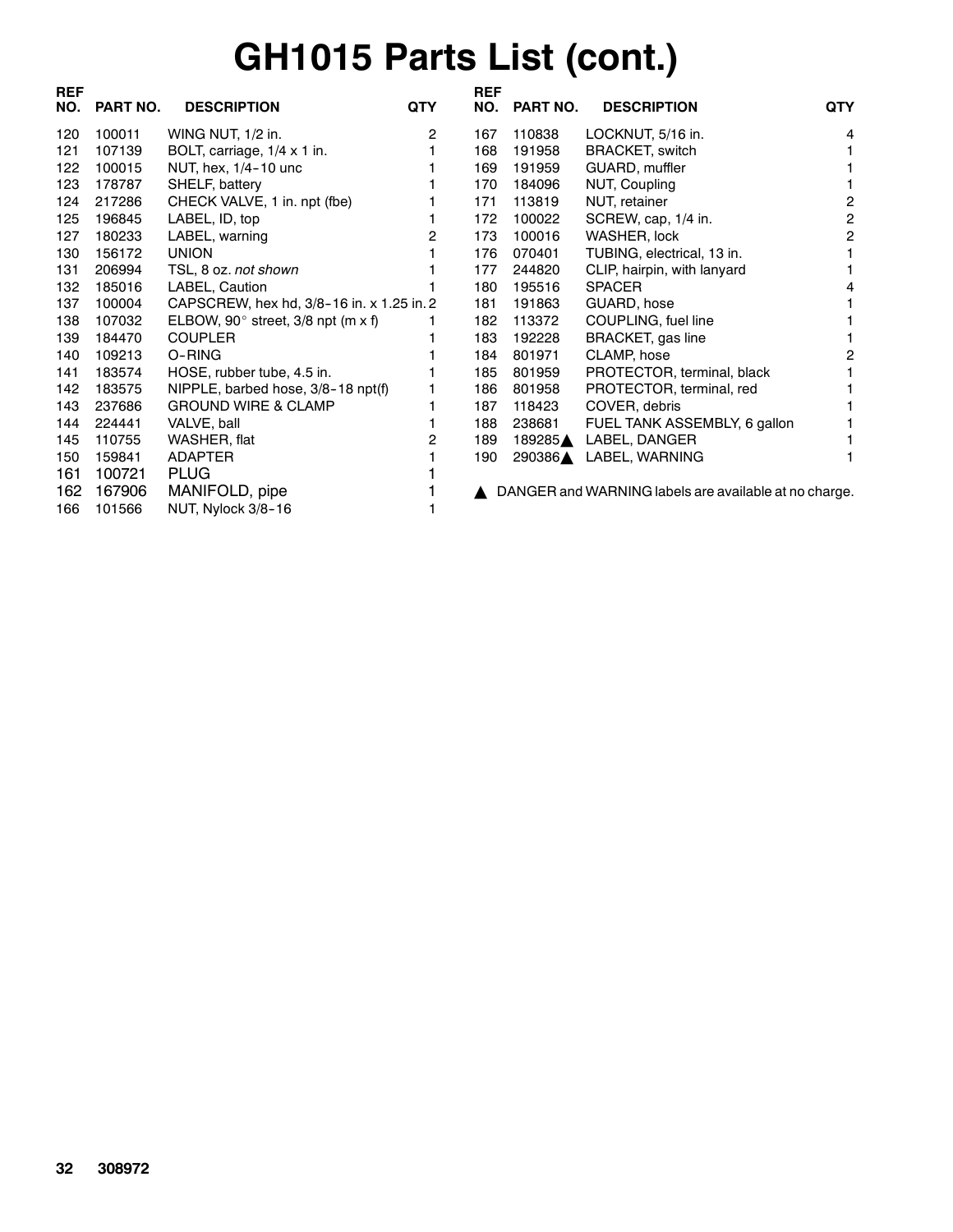# GH1015 Parts List (cont.)

| REF NO. | PART NO. | DESCRIPTION | QTY |
|---|---|---|---|
| 120 | 100011 | WING NUT, 1/2 in. | 2 |
| 121 | 107139 | BOLT, carriage, 1/4 x 1 in. | 1 |
| 122 | 100015 | NUT, hex, 1/4-10 unc | 1 |
| 123 | 178787 | SHELF, battery | 1 |
| 124 | 217286 | CHECK VALVE, 1 in. npt (fbe) | 1 |
| 125 | 196845 | LABEL, ID, top | 1 |
| 127 | 180233 | LABEL, warning | 2 |
| 130 | 156172 | UNION | 1 |
| 131 | 206994 | TSL, 8 oz. *not shown* | 1 |
| 132 | 185016 | LABEL, Caution | 1 |
| 137 | 100004 | CAPSCREW, hex hd, 3/8-16 in. x 1.25 in. | 2 |
| 138 | 107032 | ELBOW, 90° street, 3/8 npt (m x f) | 1 |
| 139 | 184470 | COUPLER | 1 |
| 140 | 109213 | O-RING | 1 |
| 141 | 183574 | HOSE, rubber tube, 4.5 in. | 1 |
| 142 | 183575 | NIPPLE, barbed hose, 3/8-18 npt(f) | 1 |
| 143 | 237686 | GROUND WIRE & CLAMP | 1 |
| 144 | 224441 | VALVE, ball | 1 |
| 145 | 110755 | WASHER, flat | 2 |
| 150 | 159841 | ADAPTER | 1 |
| 161 | 100721 | PLUG | 1 |
| 162 | 167906 | MANIFOLD, pipe | 1 |
| 166 | 101566 | NUT, Nylock 3/8-16 | 1 |
| 167 | 110838 | LOCKNUT, 5/16 in. | 4 |
| 168 | 191958 | BRACKET, switch | 1 |
| 169 | 191959 | GUARD, muffler | 1 |
| 170 | 184096 | NUT, Coupling | 1 |
| 171 | 113819 | NUT, retainer | 2 |
| 172 | 100022 | SCREW, cap, 1/4 in. | 2 |
| 173 | 100016 | WASHER, lock | 2 |
| 176 | 070401 | TUBING, electrical, 13 in. | 1 |
| 177 | 244820 | CLIP, hairpin, with lanyard | 1 |
| 180 | 195516 | SPACER | 4 |
| 181 | 191863 | GUARD, hose | 1 |
| 182 | 113372 | COUPLING, fuel line | 1 |
| 183 | 192228 | BRACKET, gas line | 1 |
| 184 | 801971 | CLAMP, hose | 2 |
| 185 | 801959 | PROTECTOR, terminal, black | 1 |
| 186 | 801958 | PROTECTOR, terminal, red | 1 |
| 187 | 118423 | COVER, debris | 1 |
| 188 | 238681 | FUEL TANK ASSEMBLY, 6 gallon | 1 |
| 189 | 189285▲ | LABEL, DANGER | 1 |
| 190 | 290386▲ | LABEL, WARNING | 1 |

▲ DANGER and WARNING labels are available at no charge.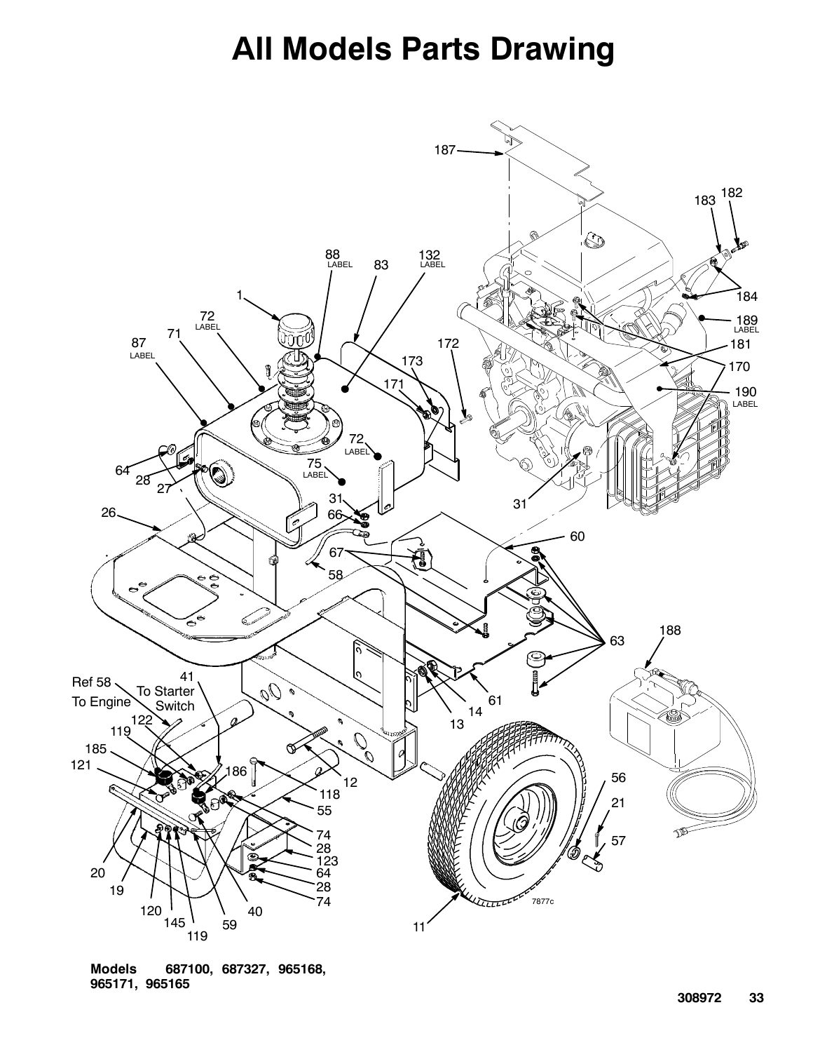# All Models Parts Drawing

**Models 687100, 687327, 965168, 965171, 965165**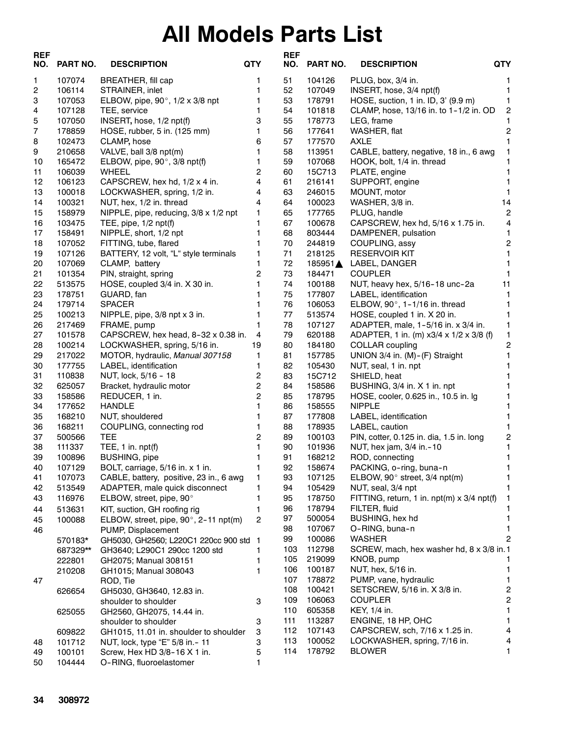# All Models Parts List

| REF NO. | PART NO. | DESCRIPTION | QTY |
|---|---|---|---|
| 1 | 107074 | BREATHER, fill cap | 1 |
| 2 | 106114 | STRAINER, inlet | 1 |
| 3 | 107053 | ELBOW, pipe, 90°, 1/2 x 3/8 npt | 1 |
| 4 | 107128 | TEE, service | 1 |
| 5 | 107050 | INSERT, hose, 1/2 npt(f) | 3 |
| 7 | 178859 | HOSE, rubber, 5 in. (125 mm) | 1 |
| 8 | 102473 | CLAMP, hose | 6 |
| 9 | 210658 | VALVE, ball 3/8 npt(m) | 1 |
| 10 | 165472 | ELBOW, pipe, 90°, 3/8 npt(f) | 1 |
| 11 | 106039 | WHEEL | 2 |
| 12 | 106123 | CAPSCREW, hex hd, 1/2 x 4 in. | 4 |
| 13 | 100018 | LOCKWASHER, spring, 1/2 in. | 4 |
| 14 | 100321 | NUT, hex, 1/2 in. thread | 4 |
| 15 | 158979 | NIPPLE, pipe, reducing, 3/8 x 1/2 npt | 1 |
| 16 | 103475 | TEE, pipe, 1/2 npt(f) | 1 |
| 17 | 158491 | NIPPLE, short, 1/2 npt | 1 |
| 18 | 107052 | FITTING, tube, flared | 1 |
| 19 | 107126 | BATTERY, 12 volt, "L" style terminals | 1 |
| 20 | 107069 | CLAMP, battery | 1 |
| 21 | 101354 | PIN, straight, spring | 2 |
| 22 | 513575 | HOSE, coupled 3/4 in. X 30 in. | 1 |
| 23 | 178751 | GUARD, fan | 1 |
| 24 | 179714 | SPACER | 1 |
| 25 | 100213 | NIPPLE, pipe, 3/8 npt x 3 in. | 1 |
| 26 | 217469 | FRAME, pump | 1 |
| 27 | 101578 | CAPSCREW, hex head, 8-32 x 0.38 in. | 4 |
| 28 | 100214 | LOCKWASHER, spring, 5/16 in. | 19 |
| 29 | 217022 | MOTOR, hydraulic, *Manual 307158* | 1 |
| 30 | 177755 | LABEL, identification | 1 |
| 31 | 110838 | NUT, lock, 5/16 - 18 | 2 |
| 32 | 625057 | Bracket, hydraulic motor | 2 |
| 33 | 158586 | REDUCER, 1 in. | 2 |
| 34 | 177652 | HANDLE | 1 |
| 35 | 168210 | NUT, shouldered | 1 |
| 36 | 168211 | COUPLING, connecting rod | 1 |
| 37 | 500566 | TEE | 2 |
| 38 | 111337 | TEE, 1 in. npt(f) | 1 |
| 39 | 100896 | BUSHING, pipe | 1 |
| 40 | 107129 | BOLT, carriage, 5/16 in. x 1 in. | 1 |
| 41 | 107073 | CABLE, battery, positive, 23 in., 6 awg | 1 |
| 42 | 513549 | ADAPTER, male quick disconnect | 1 |
| 43 | 116976 | ELBOW, street, pipe, 90° | 1 |
| 44 | 513631 | KIT, suction, GH roofing rig | 1 |
| 45 | 100088 | ELBOW, street, pipe, 90°, 2-11 npt(m) | 2 |
| 46 | | PUMP, Displacement | |
| | 570183* | GH5030, GH2560; L220C1 220cc 900 std | 1 |
| | 687329** | GH3640; L290C1 290cc 1200 std | 1 |
| | 222801 | GH2075; Manual 308151 | 1 |
| | 210208 | GH1015; Manual 308043 | 1 |
| 47 | | ROD, Tie | |
| | 626654 | GH5030, GH3640, 12.83 in. shoulder to shoulder | 3 |
| | 625055 | GH2560, GH2075, 14.44 in. shoulder to shoulder | 3 |
| | 609822 | GH1015, 11.01 in. shoulder to shoulder | 3 |
| 48 | 101712 | NUT, lock, type "E" 5/8 in.- 11 | 3 |
| 49 | 100101 | Screw, Hex HD 3/8-16 X 1 in. | 5 |
| 50 | 104444 | O-RING, fluoroelastomer | 1 |
| 51 | 104126 | PLUG, box, 3/4 in. | 1 |
| 52 | 107049 | INSERT, hose, 3/4 npt(f) | 1 |
| 53 | 178791 | HOSE, suction, 1 in. ID, 3' (9.9 m) | 1 |
| 54 | 101818 | CLAMP, hose, 13/16 in. to 1-1/2 in. OD | 2 |
| 55 | 178773 | LEG, frame | 1 |
| 56 | 177641 | WASHER, flat | 2 |
| 57 | 177570 | AXLE | 1 |
| 58 | 113951 | CABLE, battery, negative, 18 in., 6 awg | 1 |
| 59 | 107068 | HOOK, bolt, 1/4 in. thread | 1 |
| 60 | 15C713 | PLATE, engine | 1 |
| 61 | 216141 | SUPPORT, engine | 1 |
| 63 | 246015 | MOUNT, motor | 1 |
| 64 | 100023 | WASHER, 3/8 in. | 14 |
| 65 | 177765 | PLUG, handle | 2 |
| 67 | 100678 | CAPSCREW, hex hd, 5/16 x 1.75 in. | 4 |
| 68 | 803444 | DAMPENER, pulsation | 1 |
| 70 | 244819 | COUPLING, assy | 2 |
| 71 | 218125 | RESERVOIR KIT | 1 |
| 72 | 185951▲ | LABEL, DANGER | 1 |
| 73 | 184471 | COUPLER | 1 |
| 74 | 100188 | NUT, heavy hex, 5/16-18 unc-2a | 11 |
| 75 | 177807 | LABEL, identification | 1 |
| 76 | 106053 | ELBOW, 90°, 1-1/16 in. thread | 1 |
| 77 | 513574 | HOSE, coupled 1 in. X 20 in. | 1 |
| 78 | 107127 | ADAPTER, male, 1-5/16 in. x 3/4 in. | 1 |
| 79 | 620188 | ADAPTER, 1 in. (m) x3/4 x 1/2 x 3/8 (f) | 1 |
| 80 | 184180 | COLLAR coupling | 2 |
| 81 | 157785 | UNION 3/4 in. (M)-(F) Straight | 1 |
| 82 | 105430 | NUT, seal, 1 in. npt | 1 |
| 83 | 15C712 | SHIELD, heat | 1 |
| 84 | 158586 | BUSHING, 3/4 in. X 1 in. npt | 1 |
| 85 | 178795 | HOSE, cooler, 0.625 in., 10.5 in. lg | 1 |
| 86 | 158555 | NIPPLE | 1 |
| 87 | 177808 | LABEL, identification | 1 |
| 88 | 178935 | LABEL, caution | 1 |
| 89 | 100103 | PIN, cotter, 0.125 in. dia, 1.5 in. long | 2 |
| 90 | 101936 | NUT, hex jam, 3/4 in.-10 | 1 |
| 91 | 168212 | ROD, connecting | 1 |
| 92 | 158674 | PACKING, o-ring, buna-n | 1 |
| 93 | 107125 | ELBOW, 90° street, 3/4 npt(m) | 1 |
| 94 | 105429 | NUT, seal, 3/4 npt | 1 |
| 95 | 178750 | FITTING, return, 1 in. npt(m) x 3/4 npt(f) | 1 |
| 96 | 178794 | FILTER, fluid | 1 |
| 97 | 500054 | BUSHING, hex hd | 1 |
| 98 | 107067 | O-RING, buna-n | 1 |
| 99 | 100086 | WASHER | 2 |
| 103 | 112798 | SCREW, mach, hex washer hd, 8 x 3/8 in. | 1 |
| 105 | 219099 | KNOB, pump | 1 |
| 106 | 100187 | NUT, hex, 5/16 in. | 1 |
| 107 | 178872 | PUMP, vane, hydraulic | 1 |
| 108 | 100421 | SETSCREW, 5/16 in. X 3/8 in. | 2 |
| 109 | 106063 | COUPLER | 2 |
| 110 | 605358 | KEY, 1/4 in. | 1 |
| 111 | 113287 | ENGINE, 18 HP, OHC | 1 |
| 112 | 107143 | CAPSCREW, sch, 7/16 x 1.25 in. | 4 |
| 113 | 100052 | LOCKWASHER, spring, 7/16 in. | 4 |
| 114 | 178792 | BLOWER | 1 |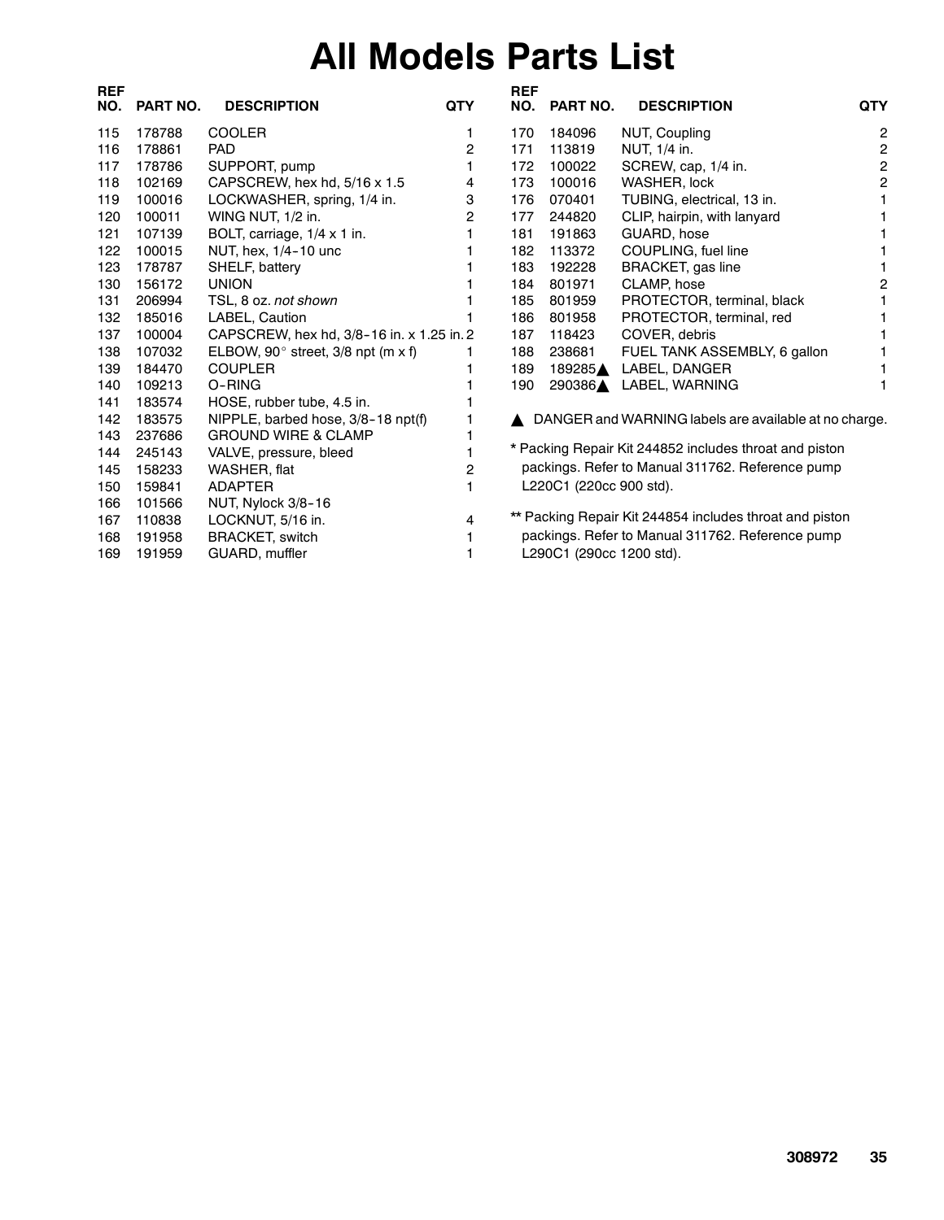# All Models Parts List

| REF NO. | PART NO. | DESCRIPTION | QTY |
|---|---|---|---|
| 115 | 178788 | COOLER | 1 |
| 116 | 178861 | PAD | 2 |
| 117 | 178786 | SUPPORT, pump | 1 |
| 118 | 102169 | CAPSCREW, hex hd, 5/16 x 1.5 | 4 |
| 119 | 100016 | LOCKWASHER, spring, 1/4 in. | 3 |
| 120 | 100011 | WING NUT, 1/2 in. | 2 |
| 121 | 107139 | BOLT, carriage, 1/4 x 1 in. | 1 |
| 122 | 100015 | NUT, hex, 1/4-10 unc | 1 |
| 123 | 178787 | SHELF, battery | 1 |
| 130 | 156172 | UNION | 1 |
| 131 | 206994 | TSL, 8 oz. *not shown* | 1 |
| 132 | 185016 | LABEL, Caution | 1 |
| 137 | 100004 | CAPSCREW, hex hd, 3/8-16 in. x 1.25 in. | 2 |
| 138 | 107032 | ELBOW, 90° street, 3/8 npt (m x f) | 1 |
| 139 | 184470 | COUPLER | 1 |
| 140 | 109213 | O-RING | 1 |
| 141 | 183574 | HOSE, rubber tube, 4.5 in. | 1 |
| 142 | 183575 | NIPPLE, barbed hose, 3/8-18 npt(f) | 1 |
| 143 | 237686 | GROUND WIRE & CLAMP | 1 |
| 144 | 245143 | VALVE, pressure, bleed | 1 |
| 145 | 158233 | WASHER, flat | 2 |
| 150 | 159841 | ADAPTER | 1 |
| 166 | 101566 | NUT, Nylock 3/8-16 | |
| 167 | 110838 | LOCKNUT, 5/16 in. | 4 |
| 168 | 191958 | BRACKET, switch | 1 |
| 169 | 191959 | GUARD, muffler | 1 |
| 170 | 184096 | NUT, Coupling | 2 |
| 171 | 113819 | NUT, 1/4 in. | 2 |
| 172 | 100022 | SCREW, cap, 1/4 in. | 2 |
| 173 | 100016 | WASHER, lock | 2 |
| 176 | 070401 | TUBING, electrical, 13 in. | 1 |
| 177 | 244820 | CLIP, hairpin, with lanyard | 1 |
| 181 | 191863 | GUARD, hose | 1 |
| 182 | 113372 | COUPLING, fuel line | 1 |
| 183 | 192228 | BRACKET, gas line | 1 |
| 184 | 801971 | CLAMP, hose | 2 |
| 185 | 801959 | PROTECTOR, terminal, black | 1 |
| 186 | 801958 | PROTECTOR, terminal, red | 1 |
| 187 | 118423 | COVER, debris | 1 |
| 188 | 238681 | FUEL TANK ASSEMBLY, 6 gallon | 1 |
| 189 | 189285▲ | LABEL, DANGER | 1 |
| 190 | 290386▲ | LABEL, WARNING | 1 |

▲ DANGER and WARNING labels are available at no charge.

\* Packing Repair Kit 244852 includes throat and piston packings. Refer to Manual 311762. Reference pump L220C1 (220cc 900 std).

\*\* Packing Repair Kit 244854 includes throat and piston packings. Refer to Manual 311762. Reference pump L290C1 (290cc 1200 std).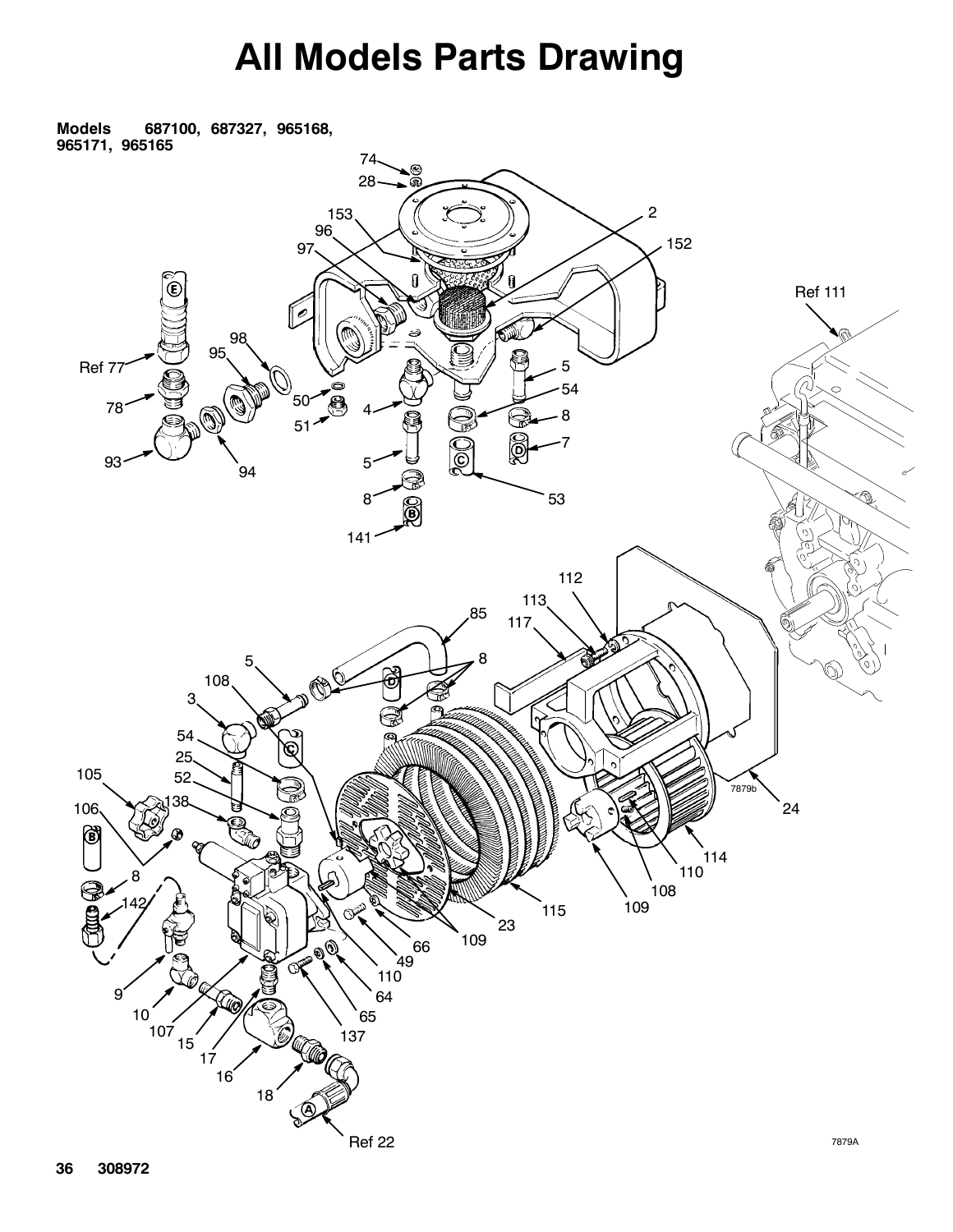# All Models Parts Drawing

**Models 687100, 687327, 965168, 965171, 965165**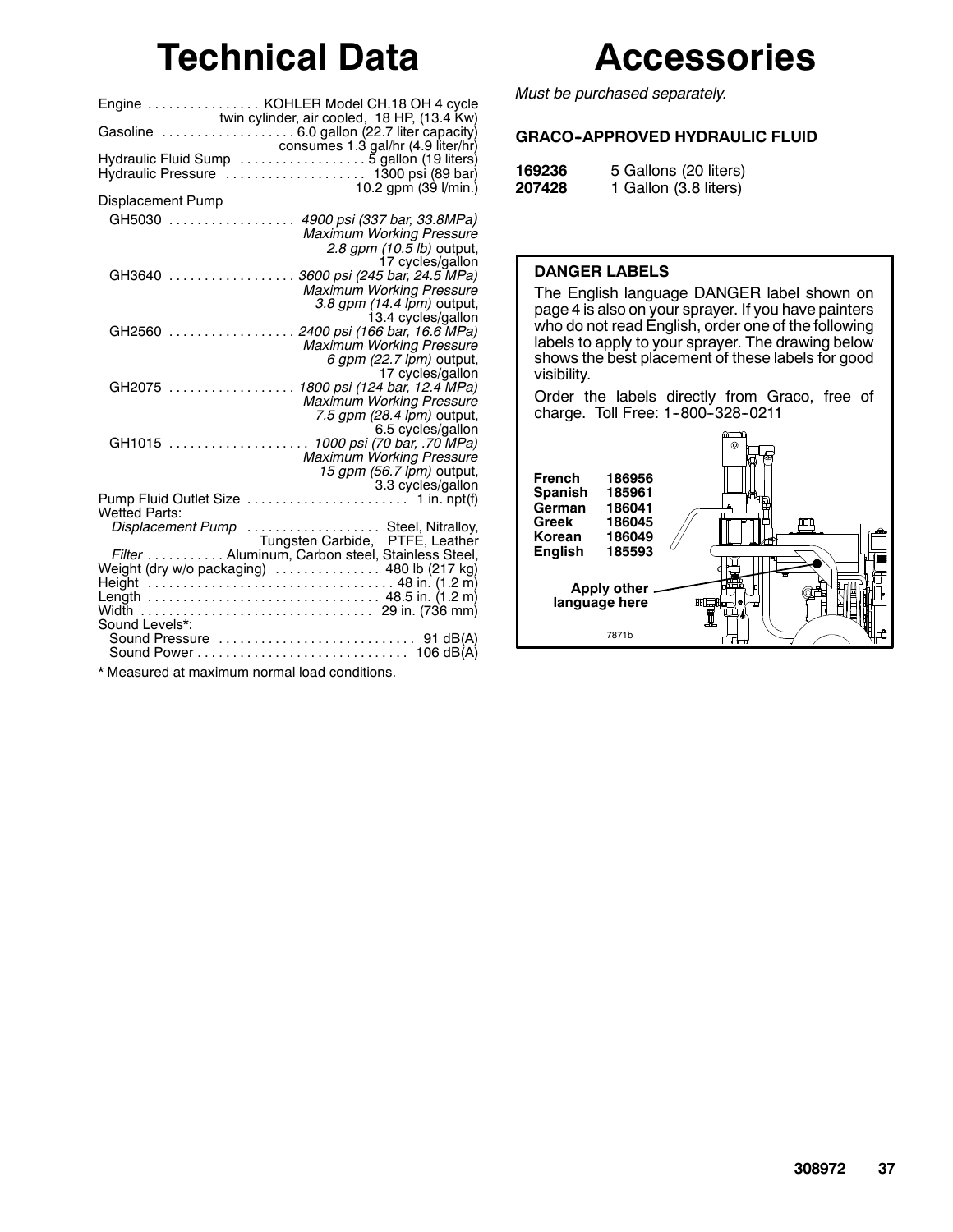# Technical Data

Engine . . . . . . . . . . . . . . . . KOHLER Model CH.18 OH 4 cycle twin cylinder, air cooled, 18 HP, (13.4 Kw)
Gasoline . . . . . . . . . . . . . . . . . . . 6.0 gallon (22.7 liter capacity) consumes 1.3 gal/hr (4.9 liter/hr)
Hydraulic Fluid Sump . . . . . . . . . . . . . . . . . . 5 gallon (19 liters)
Hydraulic Pressure . . . . . . . . . . . . . . . . . . . . 1300 psi (89 bar) 10.2 gpm (39 l/min.)

Displacement Pump

- GH5030 . . . . . . . . . . . . . . . . . . *4900 psi (337 bar, 33.8MPa) Maximum Working Pressure 2.8 gpm (10.5 lb)* output, 17 cycles/gallon
- GH3640 . . . . . . . . . . . . . . . . . . *3600 psi (245 bar, 24.5 MPa) Maximum Working Pressure 3.8 gpm (14.4 lpm)* output, 13.4 cycles/gallon
- GH2560 . . . . . . . . . . . . . . . . . . *2400 psi (166 bar, 16.6 MPa) Maximum Working Pressure 6 gpm (22.7 lpm)* output, 17 cycles/gallon
- GH2075 . . . . . . . . . . . . . . . . . . *1800 psi (124 bar, 12.4 MPa) Maximum Working Pressure 7.5 gpm (28.4 lpm)* output, 6.5 cycles/gallon
- GH1015 . . . . . . . . . . . . . . . . . . . . *1000 psi (70 bar, .70 MPa) Maximum Working Pressure 15 gpm (56.7 lpm)* output, 3.3 cycles/gallon

Pump Fluid Outlet Size . . . . . . . . . . . . . . . . . . . . . . . 1 in. npt(f)

Wetted Parts:

- *Displacement Pump* . . . . . . . . . . . . . . . . . . . Steel, Nitralloy, Tungsten Carbide, PTFE, Leather
- *Filter* . . . . . . . . . . . Aluminum, Carbon steel, Stainless Steel,

Weight (dry w/o packaging) . . . . . . . . . . . . . . . 480 lb (217 kg)
Height . . . . . . . . . . . . . . . . . . . . . . . . . . . . . . . . . . . 48 in. (1.2 m)
Length . . . . . . . . . . . . . . . . . . . . . . . . . . . . . . . . . 48.5 in. (1.2 m)
Width . . . . . . . . . . . . . . . . . . . . . . . . . . . . . . . . . 29 in. (736 mm)

Sound Levels*:

- Sound Pressure . . . . . . . . . . . . . . . . . . . . . . . . . . . . 91 dB(A)
- Sound Power . . . . . . . . . . . . . . . . . . . . . . . . . . . . . . 106 dB(A)

**\*** Measured at maximum normal load conditions.

# Accessories

*Must be purchased separately.*

### GRACO-APPROVED HYDRAULIC FLUID

| | |
|---|---|
| **169236** | 5 Gallons (20 liters) |
| **207428** | 1 Gallon (3.8 liters) |

### DANGER LABELS

The English language DANGER label shown on page 4 is also on your sprayer. If you have painters who do not read English, order one of the following labels to apply to your sprayer. The drawing below shows the best placement of these labels for good visibility.

Order the labels directly from Graco, free of charge. Toll Free: 1-800-328-0211

| | |
|---|---|
| **French** | **186956** |
| **Spanish** | **185961** |
| **German** | **186041** |
| **Greek** | **186045** |
| **Korean** | **186049** |
| **English** | **185593** |

**Apply other language here**

7871b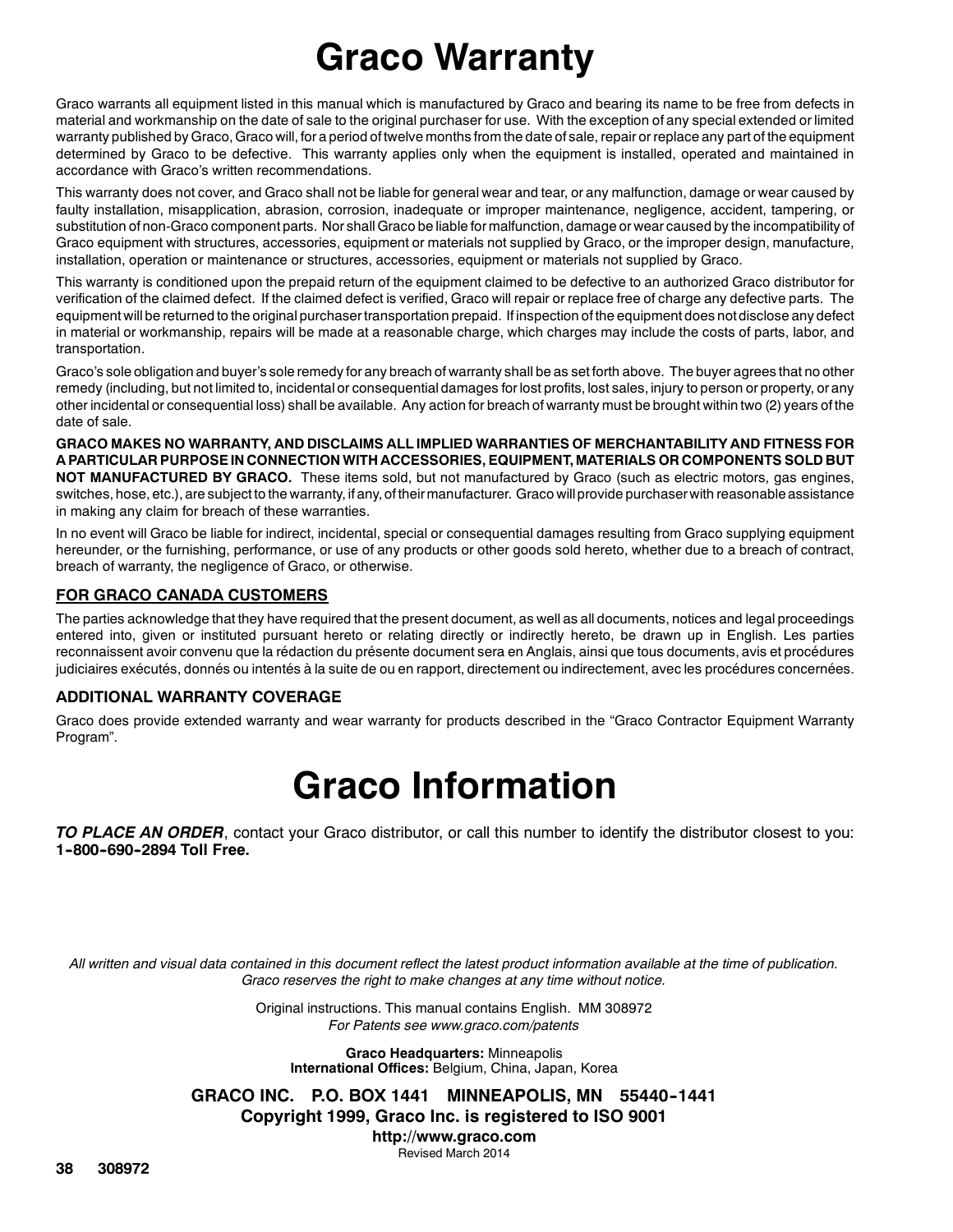# Graco Warranty

Graco warrants all equipment listed in this manual which is manufactured by Graco and bearing its name to be free from defects in material and workmanship on the date of sale to the original purchaser for use. With the exception of any special extended or limited warranty published by Graco, Graco will, for a period of twelve months from the date of sale, repair or replace any part of the equipment determined by Graco to be defective. This warranty applies only when the equipment is installed, operated and maintained in accordance with Graco's written recommendations.

This warranty does not cover, and Graco shall not be liable for general wear and tear, or any malfunction, damage or wear caused by faulty installation, misapplication, abrasion, corrosion, inadequate or improper maintenance, negligence, accident, tampering, or substitution of non-Graco component parts. Nor shall Graco be liable for malfunction, damage or wear caused by the incompatibility of Graco equipment with structures, accessories, equipment or materials not supplied by Graco, or the improper design, manufacture, installation, operation or maintenance or structures, accessories, equipment or materials not supplied by Graco.

This warranty is conditioned upon the prepaid return of the equipment claimed to be defective to an authorized Graco distributor for verification of the claimed defect. If the claimed defect is verified, Graco will repair or replace free of charge any defective parts. The equipment will be returned to the original purchaser transportation prepaid. If inspection of the equipment does not disclose any defect in material or workmanship, repairs will be made at a reasonable charge, which charges may include the costs of parts, labor, and transportation.

Graco's sole obligation and buyer's sole remedy for any breach of warranty shall be as set forth above. The buyer agrees that no other remedy (including, but not limited to, incidental or consequential damages for lost profits, lost sales, injury to person or property, or any other incidental or consequential loss) shall be available. Any action for breach of warranty must be brought within two (2) years of the date of sale.

**GRACO MAKES NO WARRANTY, AND DISCLAIMS ALL IMPLIED WARRANTIES OF MERCHANTABILITY AND FITNESS FOR A PARTICULAR PURPOSE IN CONNECTION WITH ACCESSORIES, EQUIPMENT, MATERIALS OR COMPONENTS SOLD BUT NOT MANUFACTURED BY GRACO.** These items sold, but not manufactured by Graco (such as electric motors, gas engines, switches, hose, etc.), are subject to the warranty, if any, of their manufacturer. Graco will provide purchaser with reasonable assistance in making any claim for breach of these warranties.

In no event will Graco be liable for indirect, incidental, special or consequential damages resulting from Graco supplying equipment hereunder, or the furnishing, performance, or use of any products or other goods sold hereto, whether due to a breach of contract, breach of warranty, the negligence of Graco, or otherwise.

### FOR GRACO CANADA CUSTOMERS

The parties acknowledge that they have required that the present document, as well as all documents, notices and legal proceedings entered into, given or instituted pursuant hereto or relating directly or indirectly hereto, be drawn up in English. Les parties reconnaissent avoir convenu que la rédaction du présente document sera en Anglais, ainsi que tous documents, avis et procédures judiciaires exécutés, donnés ou intentés à la suite de ou en rapport, directement ou indirectement, avec les procédures concernées.

### ADDITIONAL WARRANTY COVERAGE

Graco does provide extended warranty and wear warranty for products described in the "Graco Contractor Equipment Warranty Program".

# Graco Information

***TO PLACE AN ORDER***, contact your Graco distributor, or call this number to identify the distributor closest to you: **1-800-690-2894 Toll Free.**

*All written and visual data contained in this document reflect the latest product information available at the time of publication. Graco reserves the right to make changes at any time without notice.*

Original instructions. This manual contains English. MM 308972

*For Patents see www.graco.com/patents*

**Graco Headquarters:** Minneapolis
**International Offices:** Belgium, China, Japan, Korea

**GRACO INC. P.O. BOX 1441 MINNEAPOLIS, MN 55440-1441**
**Copyright 1999, Graco Inc. is registered to ISO 9001**
**http://www.graco.com**
Revised March 2014